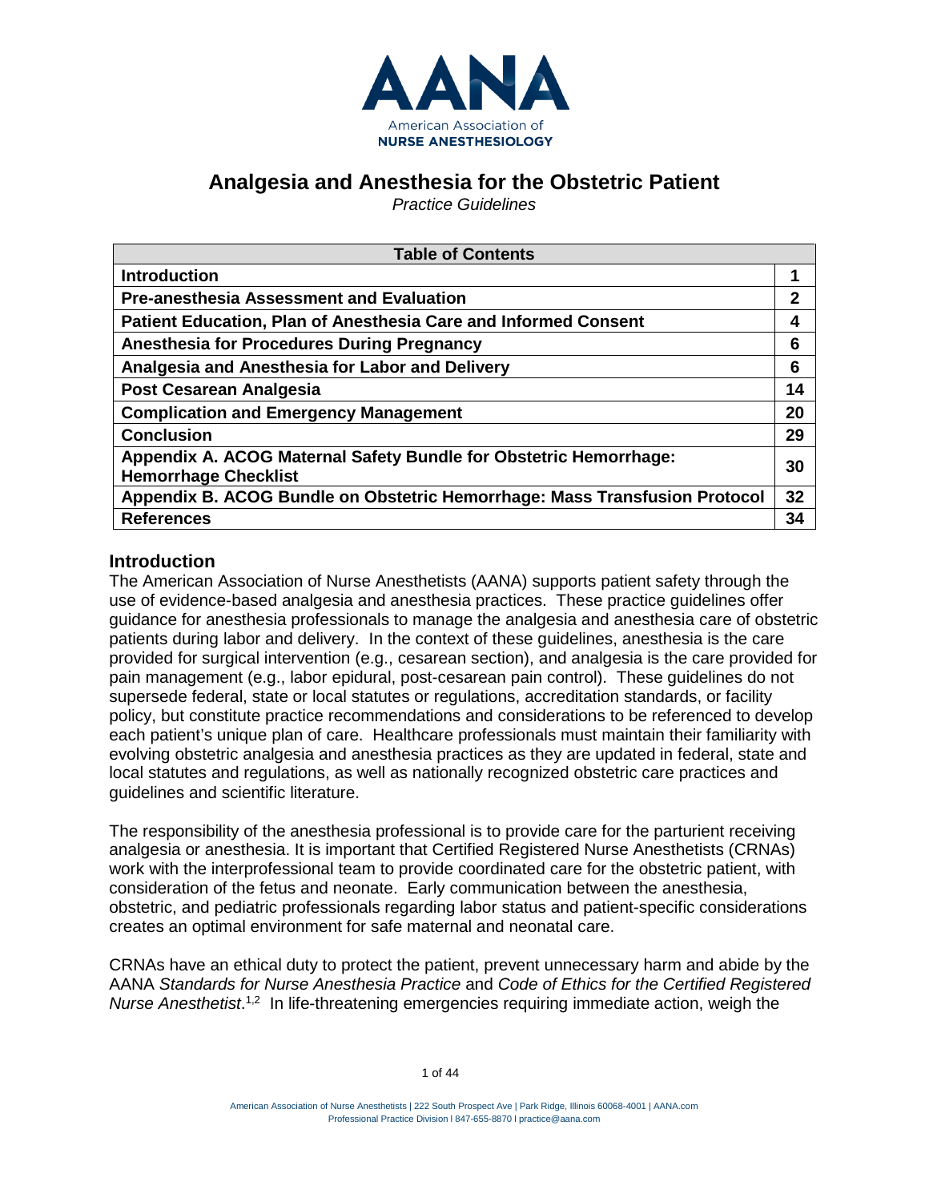AANA

American Association of
NURSE ANESTHESIOLOGY

# Analgesia and Anesthesia for the Obstetric Patient

*Practice Guidelines*

| Table of Contents | |
|---|---|
| **Introduction** | **1** |
| **Pre-anesthesia Assessment and Evaluation** | **2** |
| **Patient Education, Plan of Anesthesia Care and Informed Consent** | **4** |
| **Anesthesia for Procedures During Pregnancy** | **6** |
| **Analgesia and Anesthesia for Labor and Delivery** | **6** |
| **Post Cesarean Analgesia** | **14** |
| **Complication and Emergency Management** | **20** |
| **Conclusion** | **29** |
| **Appendix A. ACOG Maternal Safety Bundle for Obstetric Hemorrhage: Hemorrhage Checklist** | **30** |
| **Appendix B. ACOG Bundle on Obstetric Hemorrhage: Mass Transfusion Protocol** | **32** |
| **References** | **34** |

## Introduction

The American Association of Nurse Anesthetists (AANA) supports patient safety through the use of evidence-based analgesia and anesthesia practices. These practice guidelines offer guidance for anesthesia professionals to manage the analgesia and anesthesia care of obstetric patients during labor and delivery. In the context of these guidelines, anesthesia is the care provided for surgical intervention (e.g., cesarean section), and analgesia is the care provided for pain management (e.g., labor epidural, post-cesarean pain control). These guidelines do not supersede federal, state or local statutes or regulations, accreditation standards, or facility policy, but constitute practice recommendations and considerations to be referenced to develop each patient's unique plan of care. Healthcare professionals must maintain their familiarity with evolving obstetric analgesia and anesthesia practices as they are updated in federal, state and local statutes and regulations, as well as nationally recognized obstetric care practices and guidelines and scientific literature.

The responsibility of the anesthesia professional is to provide care for the parturient receiving analgesia or anesthesia. It is important that Certified Registered Nurse Anesthetists (CRNAs) work with the interprofessional team to provide coordinated care for the obstetric patient, with consideration of the fetus and neonate. Early communication between the anesthesia, obstetric, and pediatric professionals regarding labor status and patient-specific considerations creates an optimal environment for safe maternal and neonatal care.

CRNAs have an ethical duty to protect the patient, prevent unnecessary harm and abide by the AANA *Standards for Nurse Anesthesia Practice* and *Code of Ethics for the Certified Registered Nurse Anesthetist*.[1,2] In life-threatening emergencies requiring immediate action, weigh the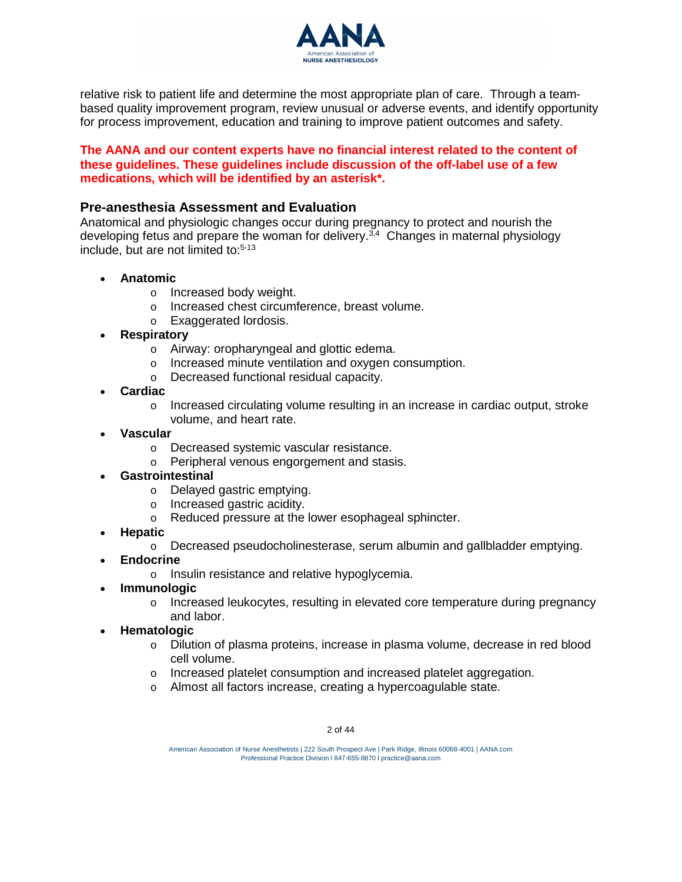relative risk to patient life and determine the most appropriate plan of care. Through a team-based quality improvement program, review unusual or adverse events, and identify opportunity for process improvement, education and training to improve patient outcomes and safety.

**The AANA and our content experts have no financial interest related to the content of these guidelines. These guidelines include discussion of the off-label use of a few medications, which will be identified by an asterisk*.**

## Pre-anesthesia Assessment and Evaluation

Anatomical and physiologic changes occur during pregnancy to protect and nourish the developing fetus and prepare the woman for delivery.[3,4] Changes in maternal physiology include, but are not limited to:[5-13]

- **Anatomic**
  - Increased body weight.
  - Increased chest circumference, breast volume.
  - Exaggerated lordosis.
- **Respiratory**
  - Airway: oropharyngeal and glottic edema.
  - Increased minute ventilation and oxygen consumption.
  - Decreased functional residual capacity.
- **Cardiac**
  - Increased circulating volume resulting in an increase in cardiac output, stroke volume, and heart rate.
- **Vascular**
  - Decreased systemic vascular resistance.
  - Peripheral venous engorgement and stasis.
- **Gastrointestinal**
  - Delayed gastric emptying.
  - Increased gastric acidity.
  - Reduced pressure at the lower esophageal sphincter.
- **Hepatic**
  - Decreased pseudocholinesterase, serum albumin and gallbladder emptying.
- **Endocrine**
  - Insulin resistance and relative hypoglycemia.
- **Immunologic**
  - Increased leukocytes, resulting in elevated core temperature during pregnancy and labor.
- **Hematologic**
  - Dilution of plasma proteins, increase in plasma volume, decrease in red blood cell volume.
  - Increased platelet consumption and increased platelet aggregation.
  - Almost all factors increase, creating a hypercoagulable state.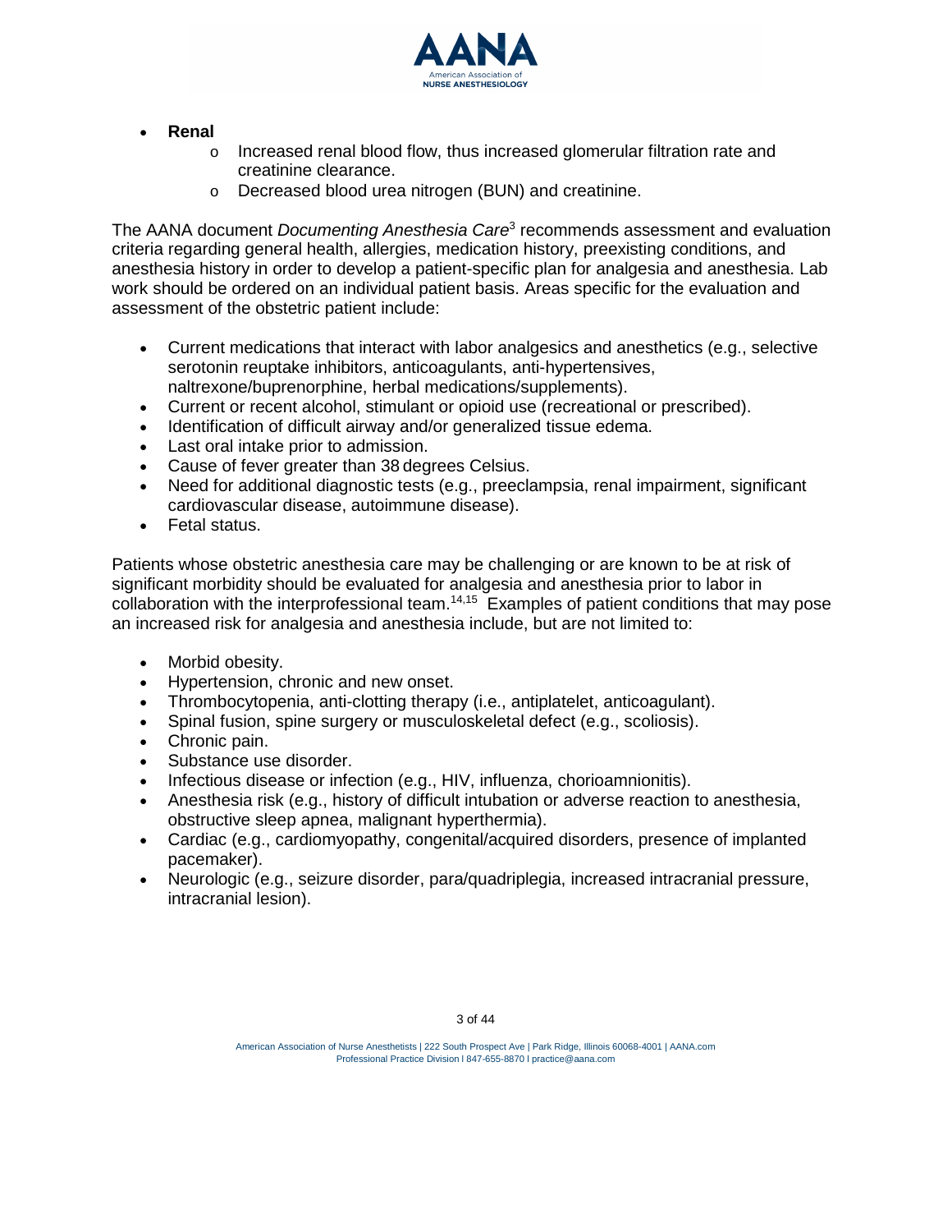- **Renal**
  - Increased renal blood flow, thus increased glomerular filtration rate and creatinine clearance.
  - Decreased blood urea nitrogen (BUN) and creatinine.

The AANA document *Documenting Anesthesia Care*[3] recommends assessment and evaluation criteria regarding general health, allergies, medication history, preexisting conditions, and anesthesia history in order to develop a patient-specific plan for analgesia and anesthesia. Lab work should be ordered on an individual patient basis. Areas specific for the evaluation and assessment of the obstetric patient include:

- Current medications that interact with labor analgesics and anesthetics (e.g., selective serotonin reuptake inhibitors, anticoagulants, anti-hypertensives, naltrexone/buprenorphine, herbal medications/supplements).
- Current or recent alcohol, stimulant or opioid use (recreational or prescribed).
- Identification of difficult airway and/or generalized tissue edema.
- Last oral intake prior to admission.
- Cause of fever greater than 38 degrees Celsius.
- Need for additional diagnostic tests (e.g., preeclampsia, renal impairment, significant cardiovascular disease, autoimmune disease).
- Fetal status.

Patients whose obstetric anesthesia care may be challenging or are known to be at risk of significant morbidity should be evaluated for analgesia and anesthesia prior to labor in collaboration with the interprofessional team.[14,15] Examples of patient conditions that may pose an increased risk for analgesia and anesthesia include, but are not limited to:

- Morbid obesity.
- Hypertension, chronic and new onset.
- Thrombocytopenia, anti-clotting therapy (i.e., antiplatelet, anticoagulant).
- Spinal fusion, spine surgery or musculoskeletal defect (e.g., scoliosis).
- Chronic pain.
- Substance use disorder.
- Infectious disease or infection (e.g., HIV, influenza, chorioamnionitis).
- Anesthesia risk (e.g., history of difficult intubation or adverse reaction to anesthesia, obstructive sleep apnea, malignant hyperthermia).
- Cardiac (e.g., cardiomyopathy, congenital/acquired disorders, presence of implanted pacemaker).
- Neurologic (e.g., seizure disorder, para/quadriplegia, increased intracranial pressure, intracranial lesion).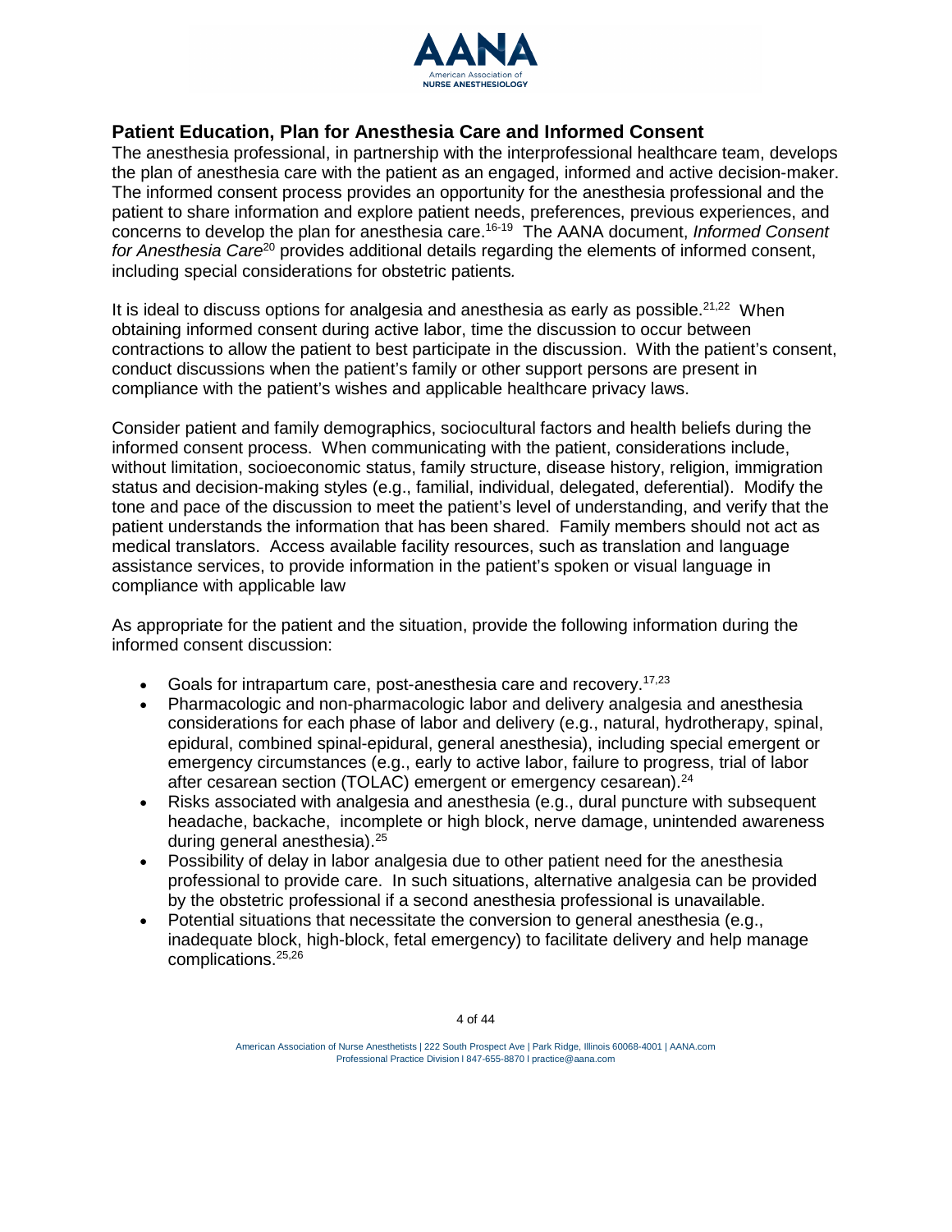## Patient Education, Plan for Anesthesia Care and Informed Consent

The anesthesia professional, in partnership with the interprofessional healthcare team, develops the plan of anesthesia care with the patient as an engaged, informed and active decision-maker. The informed consent process provides an opportunity for the anesthesia professional and the patient to share information and explore patient needs, preferences, previous experiences, and concerns to develop the plan for anesthesia care.[16-19] The AANA document, *Informed Consent for Anesthesia Care*[20] provides additional details regarding the elements of informed consent, including special considerations for obstetric patients.

It is ideal to discuss options for analgesia and anesthesia as early as possible.[21,22] When obtaining informed consent during active labor, time the discussion to occur between contractions to allow the patient to best participate in the discussion. With the patient's consent, conduct discussions when the patient's family or other support persons are present in compliance with the patient's wishes and applicable healthcare privacy laws.

Consider patient and family demographics, sociocultural factors and health beliefs during the informed consent process. When communicating with the patient, considerations include, without limitation, socioeconomic status, family structure, disease history, religion, immigration status and decision-making styles (e.g., familial, individual, delegated, deferential). Modify the tone and pace of the discussion to meet the patient's level of understanding, and verify that the patient understands the information that has been shared. Family members should not act as medical translators. Access available facility resources, such as translation and language assistance services, to provide information in the patient's spoken or visual language in compliance with applicable law

As appropriate for the patient and the situation, provide the following information during the informed consent discussion:

- Goals for intrapartum care, post-anesthesia care and recovery.[17,23]
- Pharmacologic and non-pharmacologic labor and delivery analgesia and anesthesia considerations for each phase of labor and delivery (e.g., natural, hydrotherapy, spinal, epidural, combined spinal-epidural, general anesthesia), including special emergent or emergency circumstances (e.g., early to active labor, failure to progress, trial of labor after cesarean section (TOLAC) emergent or emergency cesarean).[24]
- Risks associated with analgesia and anesthesia (e.g., dural puncture with subsequent headache, backache, incomplete or high block, nerve damage, unintended awareness during general anesthesia).[25]
- Possibility of delay in labor analgesia due to other patient need for the anesthesia professional to provide care. In such situations, alternative analgesia can be provided by the obstetric professional if a second anesthesia professional is unavailable.
- Potential situations that necessitate the conversion to general anesthesia (e.g., inadequate block, high-block, fetal emergency) to facilitate delivery and help manage complications.[25,26]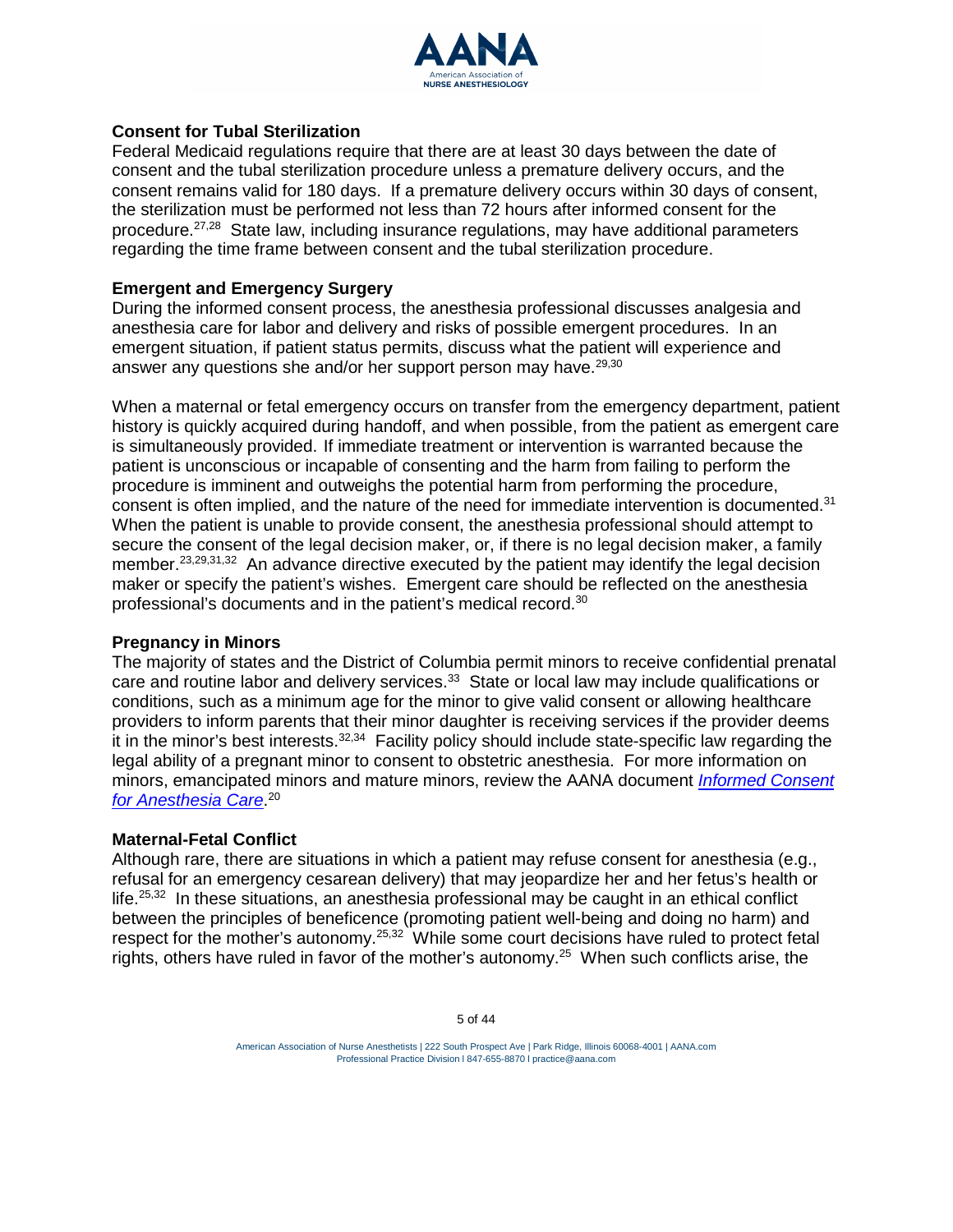### Consent for Tubal Sterilization

Federal Medicaid regulations require that there are at least 30 days between the date of consent and the tubal sterilization procedure unless a premature delivery occurs, and the consent remains valid for 180 days. If a premature delivery occurs within 30 days of consent, the sterilization must be performed not less than 72 hours after informed consent for the procedure.[27,28] State law, including insurance regulations, may have additional parameters regarding the time frame between consent and the tubal sterilization procedure.

### Emergent and Emergency Surgery

During the informed consent process, the anesthesia professional discusses analgesia and anesthesia care for labor and delivery and risks of possible emergent procedures. In an emergent situation, if patient status permits, discuss what the patient will experience and answer any questions she and/or her support person may have.[29,30]

When a maternal or fetal emergency occurs on transfer from the emergency department, patient history is quickly acquired during handoff, and when possible, from the patient as emergent care is simultaneously provided. If immediate treatment or intervention is warranted because the patient is unconscious or incapable of consenting and the harm from failing to perform the procedure is imminent and outweighs the potential harm from performing the procedure, consent is often implied, and the nature of the need for immediate intervention is documented.[31] When the patient is unable to provide consent, the anesthesia professional should attempt to secure the consent of the legal decision maker, or, if there is no legal decision maker, a family member.[23,29,31,32] An advance directive executed by the patient may identify the legal decision maker or specify the patient's wishes. Emergent care should be reflected on the anesthesia professional's documents and in the patient's medical record.[30]

### Pregnancy in Minors

The majority of states and the District of Columbia permit minors to receive confidential prenatal care and routine labor and delivery services.[33] State or local law may include qualifications or conditions, such as a minimum age for the minor to give valid consent or allowing healthcare providers to inform parents that their minor daughter is receiving services if the provider deems it in the minor's best interests.[32,34] Facility policy should include state-specific law regarding the legal ability of a pregnant minor to consent to obstetric anesthesia. For more information on minors, emancipated minors and mature minors, review the AANA document *Informed Consent for Anesthesia Care*.[20]

### Maternal-Fetal Conflict

Although rare, there are situations in which a patient may refuse consent for anesthesia (e.g., refusal for an emergency cesarean delivery) that may jeopardize her and her fetus's health or life.[25,32] In these situations, an anesthesia professional may be caught in an ethical conflict between the principles of beneficence (promoting patient well-being and doing no harm) and respect for the mother's autonomy.[25,32] While some court decisions have ruled to protect fetal rights, others have ruled in favor of the mother's autonomy.[25] When such conflicts arise, the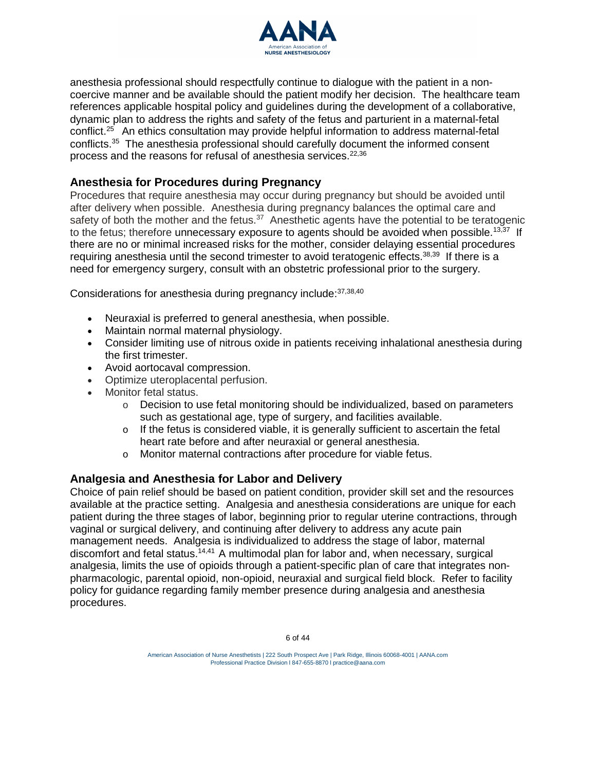anesthesia professional should respectfully continue to dialogue with the patient in a non-coercive manner and be available should the patient modify her decision. The healthcare team references applicable hospital policy and guidelines during the development of a collaborative, dynamic plan to address the rights and safety of the fetus and parturient in a maternal-fetal conflict.[25] An ethics consultation may provide helpful information to address maternal-fetal conflicts.[35] The anesthesia professional should carefully document the informed consent process and the reasons for refusal of anesthesia services.[22,36]

## Anesthesia for Procedures during Pregnancy

Procedures that require anesthesia may occur during pregnancy but should be avoided until after delivery when possible. Anesthesia during pregnancy balances the optimal care and safety of both the mother and the fetus.[37] Anesthetic agents have the potential to be teratogenic to the fetus; therefore unnecessary exposure to agents should be avoided when possible.[13,37] If there are no or minimal increased risks for the mother, consider delaying essential procedures requiring anesthesia until the second trimester to avoid teratogenic effects.[38,39] If there is a need for emergency surgery, consult with an obstetric professional prior to the surgery.

Considerations for anesthesia during pregnancy include:[37,38,40]

- Neuraxial is preferred to general anesthesia, when possible.
- Maintain normal maternal physiology.
- Consider limiting use of nitrous oxide in patients receiving inhalational anesthesia during the first trimester.
- Avoid aortocaval compression.
- Optimize uteroplacental perfusion.
- Monitor fetal status.
  - Decision to use fetal monitoring should be individualized, based on parameters such as gestational age, type of surgery, and facilities available.
  - If the fetus is considered viable, it is generally sufficient to ascertain the fetal heart rate before and after neuraxial or general anesthesia.
  - Monitor maternal contractions after procedure for viable fetus.

## Analgesia and Anesthesia for Labor and Delivery

Choice of pain relief should be based on patient condition, provider skill set and the resources available at the practice setting. Analgesia and anesthesia considerations are unique for each patient during the three stages of labor, beginning prior to regular uterine contractions, through vaginal or surgical delivery, and continuing after delivery to address any acute pain management needs. Analgesia is individualized to address the stage of labor, maternal discomfort and fetal status.[14,41] A multimodal plan for labor and, when necessary, surgical analgesia, limits the use of opioids through a patient-specific plan of care that integrates non-pharmacologic, parental opioid, non-opioid, neuraxial and surgical field block. Refer to facility policy for guidance regarding family member presence during analgesia and anesthesia procedures.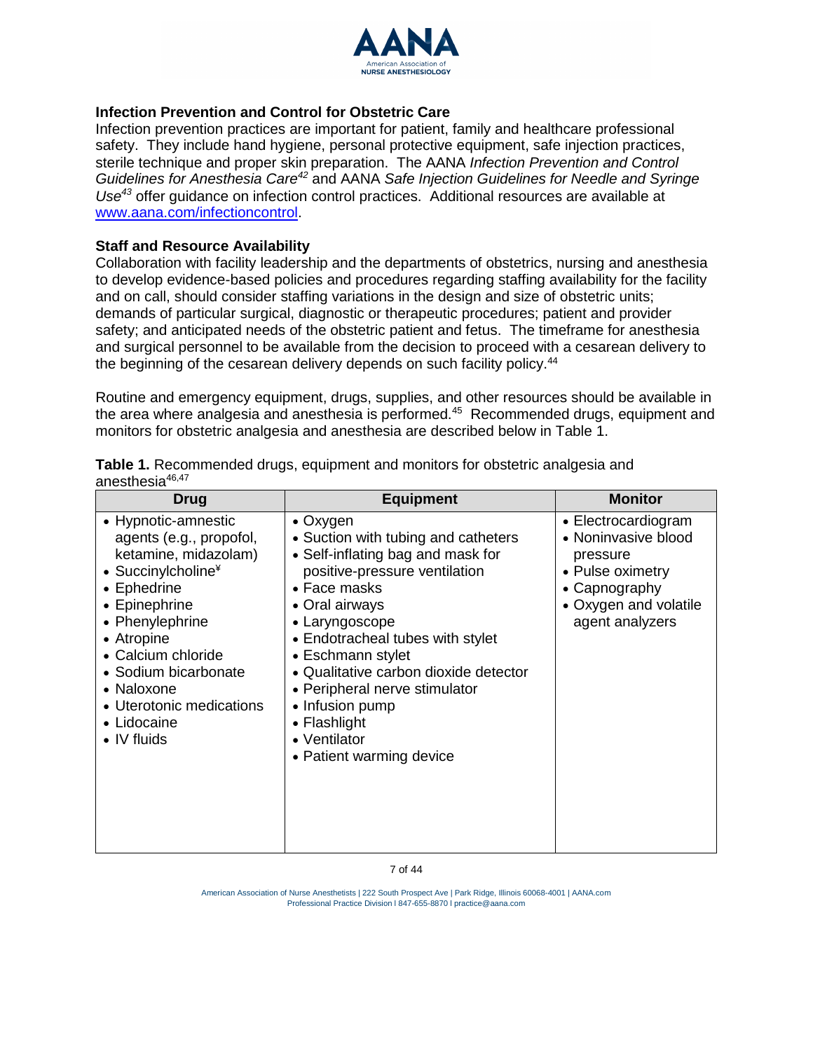### Infection Prevention and Control for Obstetric Care

Infection prevention practices are important for patient, family and healthcare professional safety. They include hand hygiene, personal protective equipment, safe injection practices, sterile technique and proper skin preparation. The AANA *Infection Prevention and Control Guidelines for Anesthesia Care*[42] and AANA *Safe Injection Guidelines for Needle and Syringe Use*[43] offer guidance on infection control practices. Additional resources are available at www.aana.com/infectioncontrol.

### Staff and Resource Availability

Collaboration with facility leadership and the departments of obstetrics, nursing and anesthesia to develop evidence-based policies and procedures regarding staffing availability for the facility and on call, should consider staffing variations in the design and size of obstetric units; demands of particular surgical, diagnostic or therapeutic procedures; patient and provider safety; and anticipated needs of the obstetric patient and fetus. The timeframe for anesthesia and surgical personnel to be available from the decision to proceed with a cesarean delivery to the beginning of the cesarean delivery depends on such facility policy.[44]

Routine and emergency equipment, drugs, supplies, and other resources should be available in the area where analgesia and anesthesia is performed.[45] Recommended drugs, equipment and monitors for obstetric analgesia and anesthesia are described below in Table 1.

**Table 1.** Recommended drugs, equipment and monitors for obstetric analgesia and anesthesia[46,47]

| Drug | Equipment | Monitor |
|---|---|---|
| • Hypnotic-amnestic agents (e.g., propofol, ketamine, midazolam)<br>• Succinylcholine¥<br>• Ephedrine<br>• Epinephrine<br>• Phenylephrine<br>• Atropine<br>• Calcium chloride<br>• Sodium bicarbonate<br>• Naloxone<br>• Uterotonic medications<br>• Lidocaine<br>• IV fluids | • Oxygen<br>• Suction with tubing and catheters<br>• Self-inflating bag and mask for positive-pressure ventilation<br>• Face masks<br>• Oral airways<br>• Laryngoscope<br>• Endotracheal tubes with stylet<br>• Eschmann stylet<br>• Qualitative carbon dioxide detector<br>• Peripheral nerve stimulator<br>• Infusion pump<br>• Flashlight<br>• Ventilator<br>• Patient warming device | • Electrocardiogram<br>• Noninvasive blood pressure<br>• Pulse oximetry<br>• Capnography<br>• Oxygen and volatile agent analyzers |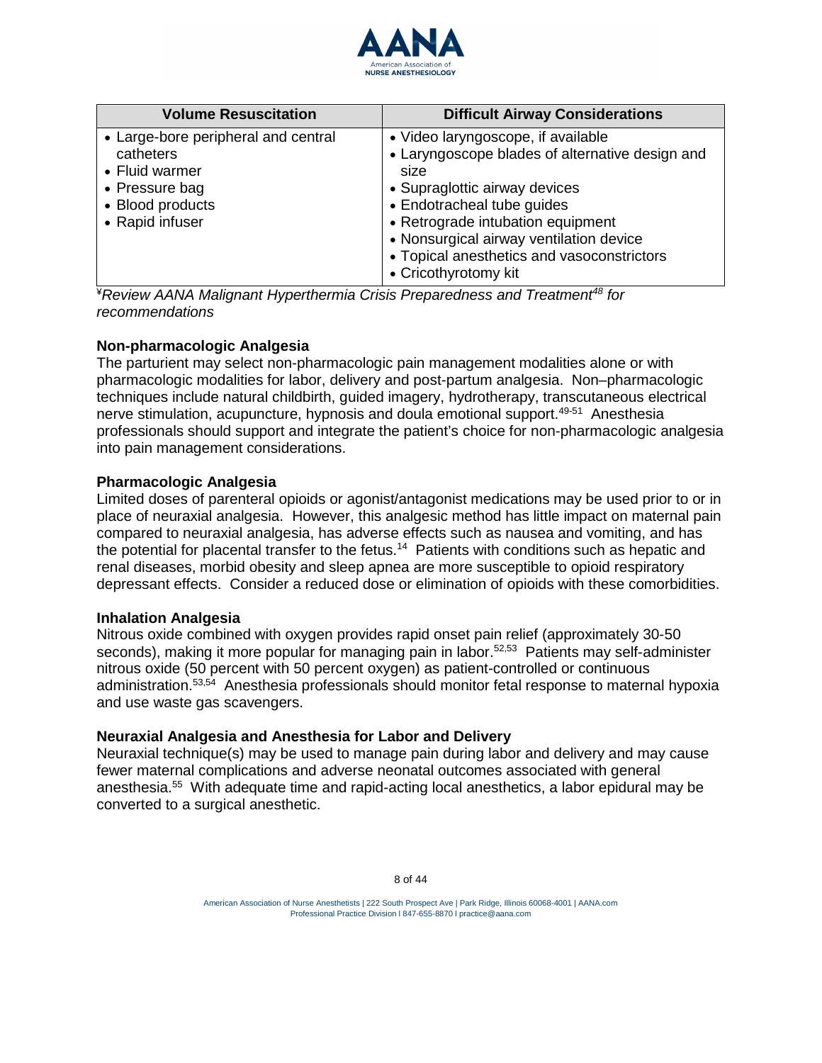| Volume Resuscitation | Difficult Airway Considerations |
|---|---|
| • Large-bore peripheral and central catheters<br>• Fluid warmer<br>• Pressure bag<br>• Blood products<br>• Rapid infuser | • Video laryngoscope, if available<br>• Laryngoscope blades of alternative design and size<br>• Supraglottic airway devices<br>• Endotracheal tube guides<br>• Retrograde intubation equipment<br>• Nonsurgical airway ventilation device<br>• Topical anesthetics and vasoconstrictors<br>• Cricothyrotomy kit |

¥*Review AANA Malignant Hyperthermia Crisis Preparedness and Treatment*[48] *for recommendations*

**Non-pharmacologic Analgesia**

The parturient may select non-pharmacologic pain management modalities alone or with pharmacologic modalities for labor, delivery and post-partum analgesia. Non–pharmacologic techniques include natural childbirth, guided imagery, hydrotherapy, transcutaneous electrical nerve stimulation, acupuncture, hypnosis and doula emotional support.[49-51] Anesthesia professionals should support and integrate the patient's choice for non-pharmacologic analgesia into pain management considerations.

**Pharmacologic Analgesia**

Limited doses of parenteral opioids or agonist/antagonist medications may be used prior to or in place of neuraxial analgesia. However, this analgesic method has little impact on maternal pain compared to neuraxial analgesia, has adverse effects such as nausea and vomiting, and has the potential for placental transfer to the fetus.[14] Patients with conditions such as hepatic and renal diseases, morbid obesity and sleep apnea are more susceptible to opioid respiratory depressant effects. Consider a reduced dose or elimination of opioids with these comorbidities.

**Inhalation Analgesia**

Nitrous oxide combined with oxygen provides rapid onset pain relief (approximately 30-50 seconds), making it more popular for managing pain in labor.[52,53] Patients may self-administer nitrous oxide (50 percent with 50 percent oxygen) as patient-controlled or continuous administration.[53,54] Anesthesia professionals should monitor fetal response to maternal hypoxia and use waste gas scavengers.

**Neuraxial Analgesia and Anesthesia for Labor and Delivery**

Neuraxial technique(s) may be used to manage pain during labor and delivery and may cause fewer maternal complications and adverse neonatal outcomes associated with general anesthesia.[55] With adequate time and rapid-acting local anesthetics, a labor epidural may be converted to a surgical anesthetic.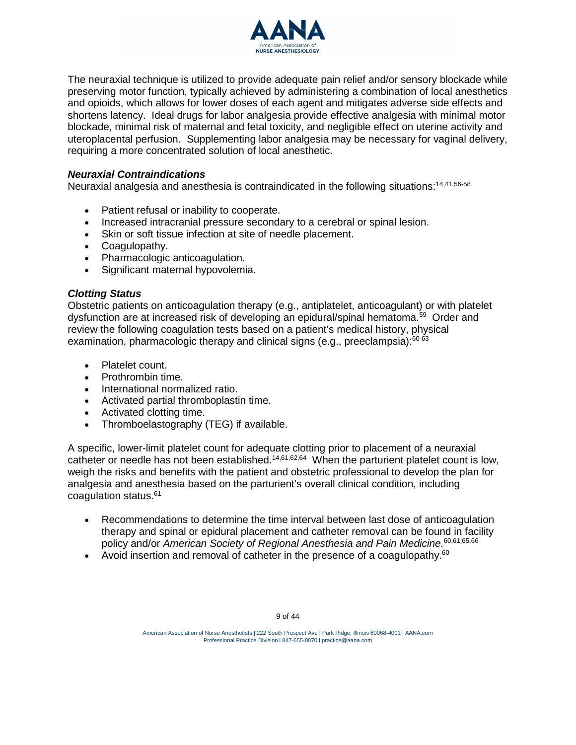The neuraxial technique is utilized to provide adequate pain relief and/or sensory blockade while preserving motor function, typically achieved by administering a combination of local anesthetics and opioids, which allows for lower doses of each agent and mitigates adverse side effects and shortens latency. Ideal drugs for labor analgesia provide effective analgesia with minimal motor blockade, minimal risk of maternal and fetal toxicity, and negligible effect on uterine activity and uteroplacental perfusion. Supplementing labor analgesia may be necessary for vaginal delivery, requiring a more concentrated solution of local anesthetic.

### *Neuraxial Contraindications*

Neuraxial analgesia and anesthesia is contraindicated in the following situations:[14,41,56-58]

- Patient refusal or inability to cooperate.
- Increased intracranial pressure secondary to a cerebral or spinal lesion.
- Skin or soft tissue infection at site of needle placement.
- Coagulopathy.
- Pharmacologic anticoagulation.
- Significant maternal hypovolemia.

### *Clotting Status*

Obstetric patients on anticoagulation therapy (e.g., antiplatelet, anticoagulant) or with platelet dysfunction are at increased risk of developing an epidural/spinal hematoma.[59] Order and review the following coagulation tests based on a patient's medical history, physical examination, pharmacologic therapy and clinical signs (e.g., preeclampsia):[60-63]

- Platelet count.
- Prothrombin time.
- International normalized ratio.
- Activated partial thromboplastin time.
- Activated clotting time.
- Thromboelastography (TEG) if available.

A specific, lower-limit platelet count for adequate clotting prior to placement of a neuraxial catheter or needle has not been established.[14,61,62,64] When the parturient platelet count is low, weigh the risks and benefits with the patient and obstetric professional to develop the plan for analgesia and anesthesia based on the parturient's overall clinical condition, including coagulation status.[61]

- Recommendations to determine the time interval between last dose of anticoagulation therapy and spinal or epidural placement and catheter removal can be found in facility policy and/or *American Society of Regional Anesthesia and Pain Medicine.*[60,61,65,66]
- Avoid insertion and removal of catheter in the presence of a coagulopathy.[60]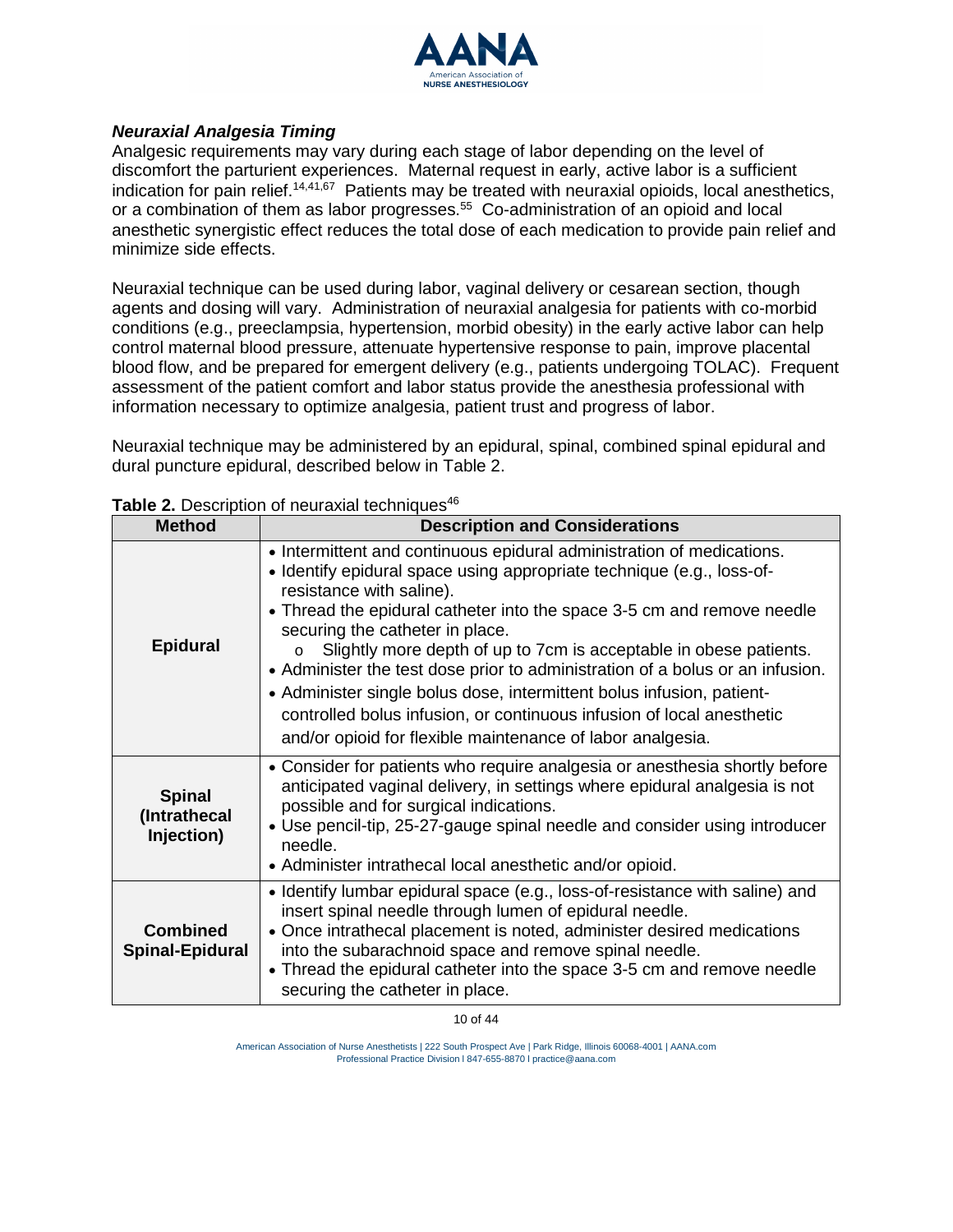### *Neuraxial Analgesia Timing*

Analgesic requirements may vary during each stage of labor depending on the level of discomfort the parturient experiences. Maternal request in early, active labor is a sufficient indication for pain relief.[14,41,67] Patients may be treated with neuraxial opioids, local anesthetics, or a combination of them as labor progresses.[55] Co-administration of an opioid and local anesthetic synergistic effect reduces the total dose of each medication to provide pain relief and minimize side effects.

Neuraxial technique can be used during labor, vaginal delivery or cesarean section, though agents and dosing will vary. Administration of neuraxial analgesia for patients with co-morbid conditions (e.g., preeclampsia, hypertension, morbid obesity) in the early active labor can help control maternal blood pressure, attenuate hypertensive response to pain, improve placental blood flow, and be prepared for emergent delivery (e.g., patients undergoing TOLAC). Frequent assessment of the patient comfort and labor status provide the anesthesia professional with information necessary to optimize analgesia, patient trust and progress of labor.

Neuraxial technique may be administered by an epidural, spinal, combined spinal epidural and dural puncture epidural, described below in Table 2.

**Table 2.** Description of neuraxial techniques[46]

| Method | Description and Considerations |
|---|---|
| **Epidural** | • Intermittent and continuous epidural administration of medications.<br>• Identify epidural space using appropriate technique (e.g., loss-of-resistance with saline).<br>• Thread the epidural catheter into the space 3-5 cm and remove needle securing the catheter in place.<br>  o Slightly more depth of up to 7cm is acceptable in obese patients.<br>• Administer the test dose prior to administration of a bolus or an infusion.<br>• Administer single bolus dose, intermittent bolus infusion, patient-controlled bolus infusion, or continuous infusion of local anesthetic and/or opioid for flexible maintenance of labor analgesia. |
| **Spinal (Intrathecal Injection)** | • Consider for patients who require analgesia or anesthesia shortly before anticipated vaginal delivery, in settings where epidural analgesia is not possible and for surgical indications.<br>• Use pencil-tip, 25-27-gauge spinal needle and consider using introducer needle.<br>• Administer intrathecal local anesthetic and/or opioid. |
| **Combined Spinal-Epidural** | • Identify lumbar epidural space (e.g., loss-of-resistance with saline) and insert spinal needle through lumen of epidural needle.<br>• Once intrathecal placement is noted, administer desired medications into the subarachnoid space and remove spinal needle.<br>• Thread the epidural catheter into the space 3-5 cm and remove needle securing the catheter in place. |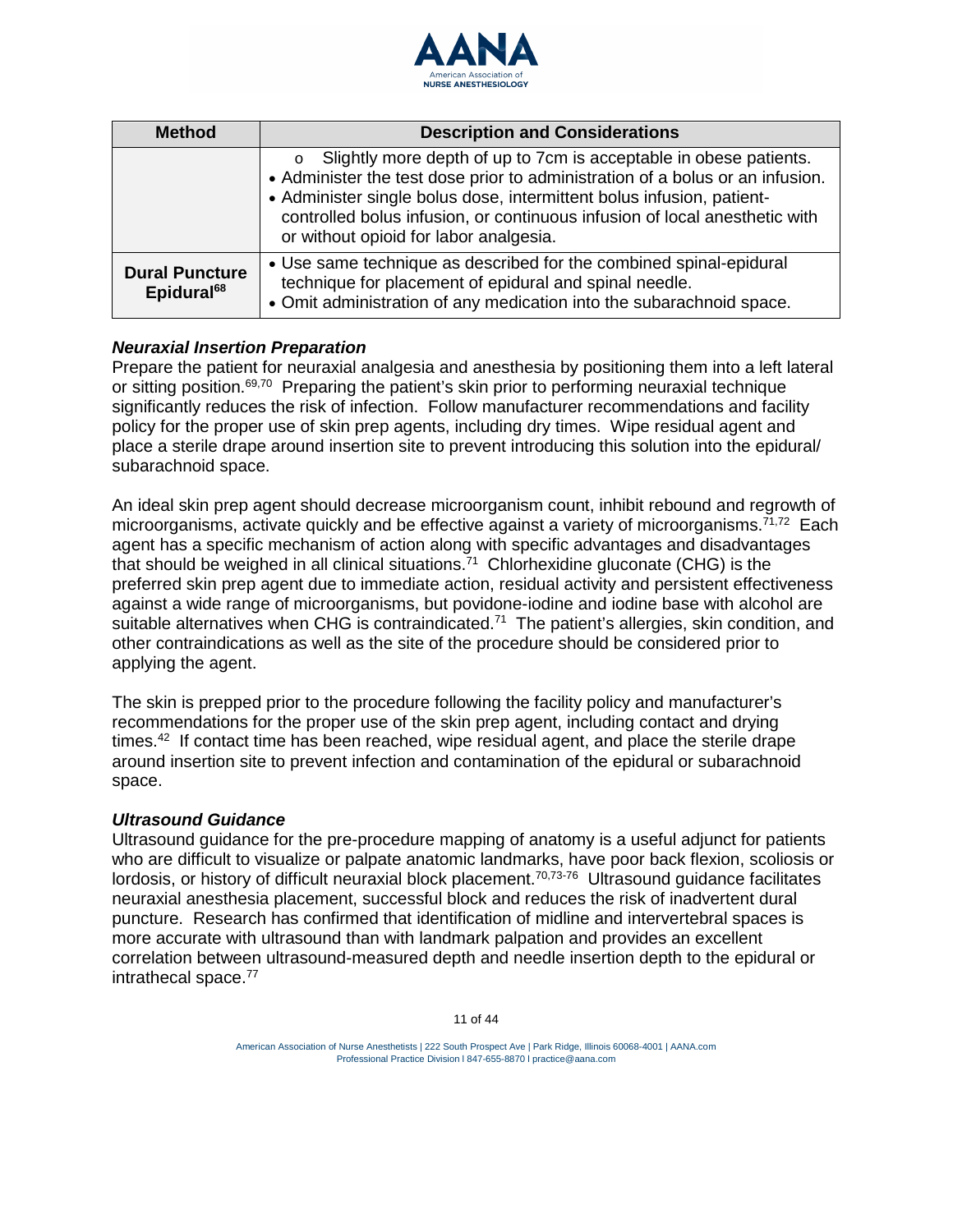| Method | Description and Considerations |
|---|---|
| | o Slightly more depth of up to 7cm is acceptable in obese patients.<br>• Administer the test dose prior to administration of a bolus or an infusion.<br>• Administer single bolus dose, intermittent bolus infusion, patient-controlled bolus infusion, or continuous infusion of local anesthetic with or without opioid for labor analgesia. |
| **Dural Puncture Epidural**[68] | • Use same technique as described for the combined spinal-epidural technique for placement of epidural and spinal needle.<br>• Omit administration of any medication into the subarachnoid space. |

### ***Neuraxial Insertion Preparation***

Prepare the patient for neuraxial analgesia and anesthesia by positioning them into a left lateral or sitting position.[69,70] Preparing the patient's skin prior to performing neuraxial technique significantly reduces the risk of infection. Follow manufacturer recommendations and facility policy for the proper use of skin prep agents, including dry times. Wipe residual agent and place a sterile drape around insertion site to prevent introducing this solution into the epidural/ subarachnoid space.

An ideal skin prep agent should decrease microorganism count, inhibit rebound and regrowth of microorganisms, activate quickly and be effective against a variety of microorganisms.[71,72] Each agent has a specific mechanism of action along with specific advantages and disadvantages that should be weighed in all clinical situations.[71] Chlorhexidine gluconate (CHG) is the preferred skin prep agent due to immediate action, residual activity and persistent effectiveness against a wide range of microorganisms, but povidone-iodine and iodine base with alcohol are suitable alternatives when CHG is contraindicated.[71] The patient's allergies, skin condition, and other contraindications as well as the site of the procedure should be considered prior to applying the agent.

The skin is prepped prior to the procedure following the facility policy and manufacturer's recommendations for the proper use of the skin prep agent, including contact and drying times.[42] If contact time has been reached, wipe residual agent, and place the sterile drape around insertion site to prevent infection and contamination of the epidural or subarachnoid space.

### ***Ultrasound Guidance***

Ultrasound guidance for the pre-procedure mapping of anatomy is a useful adjunct for patients who are difficult to visualize or palpate anatomic landmarks, have poor back flexion, scoliosis or lordosis, or history of difficult neuraxial block placement.[70,73-76] Ultrasound guidance facilitates neuraxial anesthesia placement, successful block and reduces the risk of inadvertent dural puncture. Research has confirmed that identification of midline and intervertebral spaces is more accurate with ultrasound than with landmark palpation and provides an excellent correlation between ultrasound-measured depth and needle insertion depth to the epidural or intrathecal space.[77]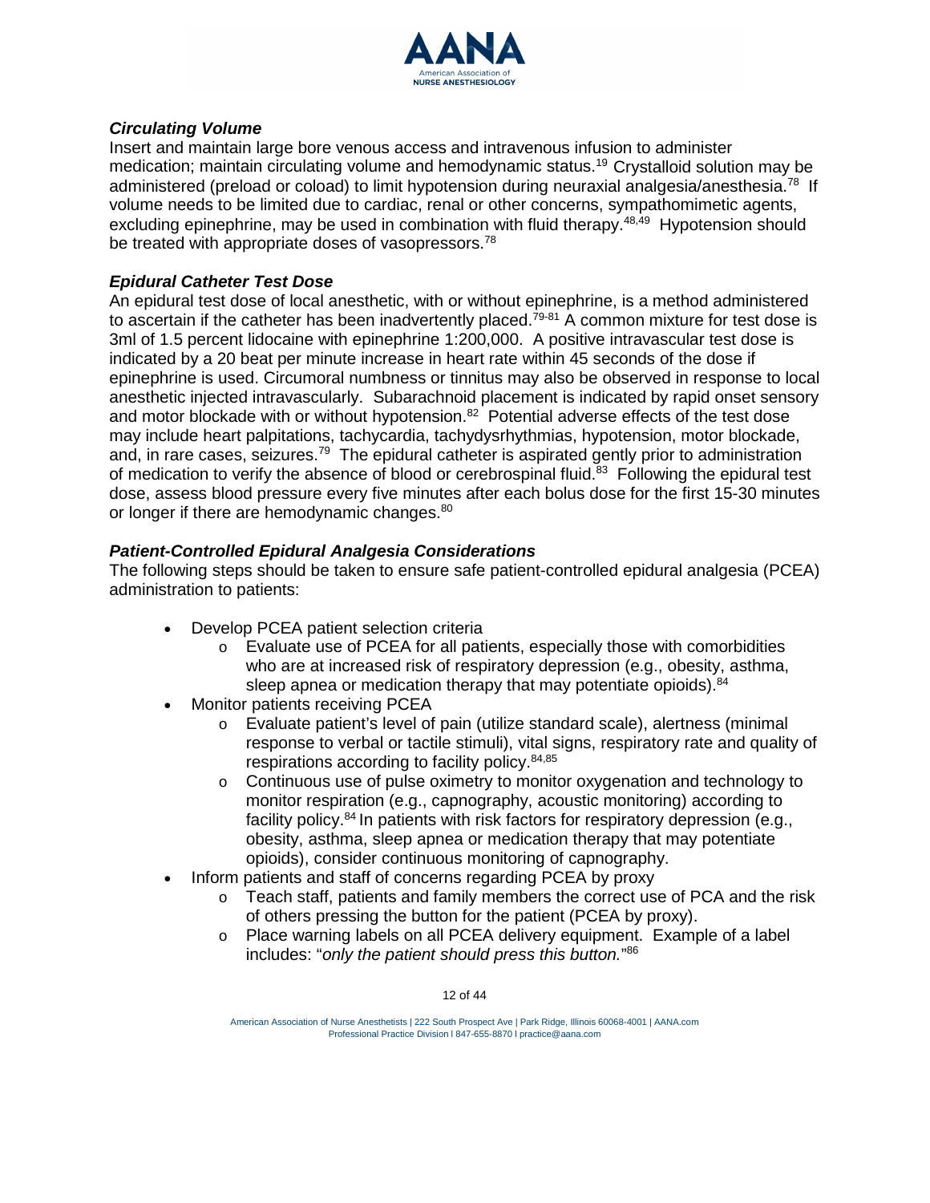### *Circulating Volume*

Insert and maintain large bore venous access and intravenous infusion to administer medication; maintain circulating volume and hemodynamic status.[19] Crystalloid solution may be administered (preload or coload) to limit hypotension during neuraxial analgesia/anesthesia.[78] If volume needs to be limited due to cardiac, renal or other concerns, sympathomimetic agents, excluding epinephrine, may be used in combination with fluid therapy.[48,49] Hypotension should be treated with appropriate doses of vasopressors.[78]

### *Epidural Catheter Test Dose*

An epidural test dose of local anesthetic, with or without epinephrine, is a method administered to ascertain if the catheter has been inadvertently placed.[79-81] A common mixture for test dose is 3ml of 1.5 percent lidocaine with epinephrine 1:200,000. A positive intravascular test dose is indicated by a 20 beat per minute increase in heart rate within 45 seconds of the dose if epinephrine is used. Circumoral numbness or tinnitus may also be observed in response to local anesthetic injected intravascularly. Subarachnoid placement is indicated by rapid onset sensory and motor blockade with or without hypotension.[82] Potential adverse effects of the test dose may include heart palpitations, tachycardia, tachydysrhythmias, hypotension, motor blockade, and, in rare cases, seizures.[79] The epidural catheter is aspirated gently prior to administration of medication to verify the absence of blood or cerebrospinal fluid.[83] Following the epidural test dose, assess blood pressure every five minutes after each bolus dose for the first 15-30 minutes or longer if there are hemodynamic changes.[80]

### *Patient-Controlled Epidural Analgesia Considerations*

The following steps should be taken to ensure safe patient-controlled epidural analgesia (PCEA) administration to patients:

- Develop PCEA patient selection criteria
  - Evaluate use of PCEA for all patients, especially those with comorbidities who are at increased risk of respiratory depression (e.g., obesity, asthma, sleep apnea or medication therapy that may potentiate opioids).[84]
- Monitor patients receiving PCEA
  - Evaluate patient's level of pain (utilize standard scale), alertness (minimal response to verbal or tactile stimuli), vital signs, respiratory rate and quality of respirations according to facility policy.[84,85]
  - Continuous use of pulse oximetry to monitor oxygenation and technology to monitor respiration (e.g., capnography, acoustic monitoring) according to facility policy.[84] In patients with risk factors for respiratory depression (e.g., obesity, asthma, sleep apnea or medication therapy that may potentiate opioids), consider continuous monitoring of capnography.
- Inform patients and staff of concerns regarding PCEA by proxy
  - Teach staff, patients and family members the correct use of PCA and the risk of others pressing the button for the patient (PCEA by proxy).
  - Place warning labels on all PCEA delivery equipment. Example of a label includes: "*only the patient should press this button.*"[86]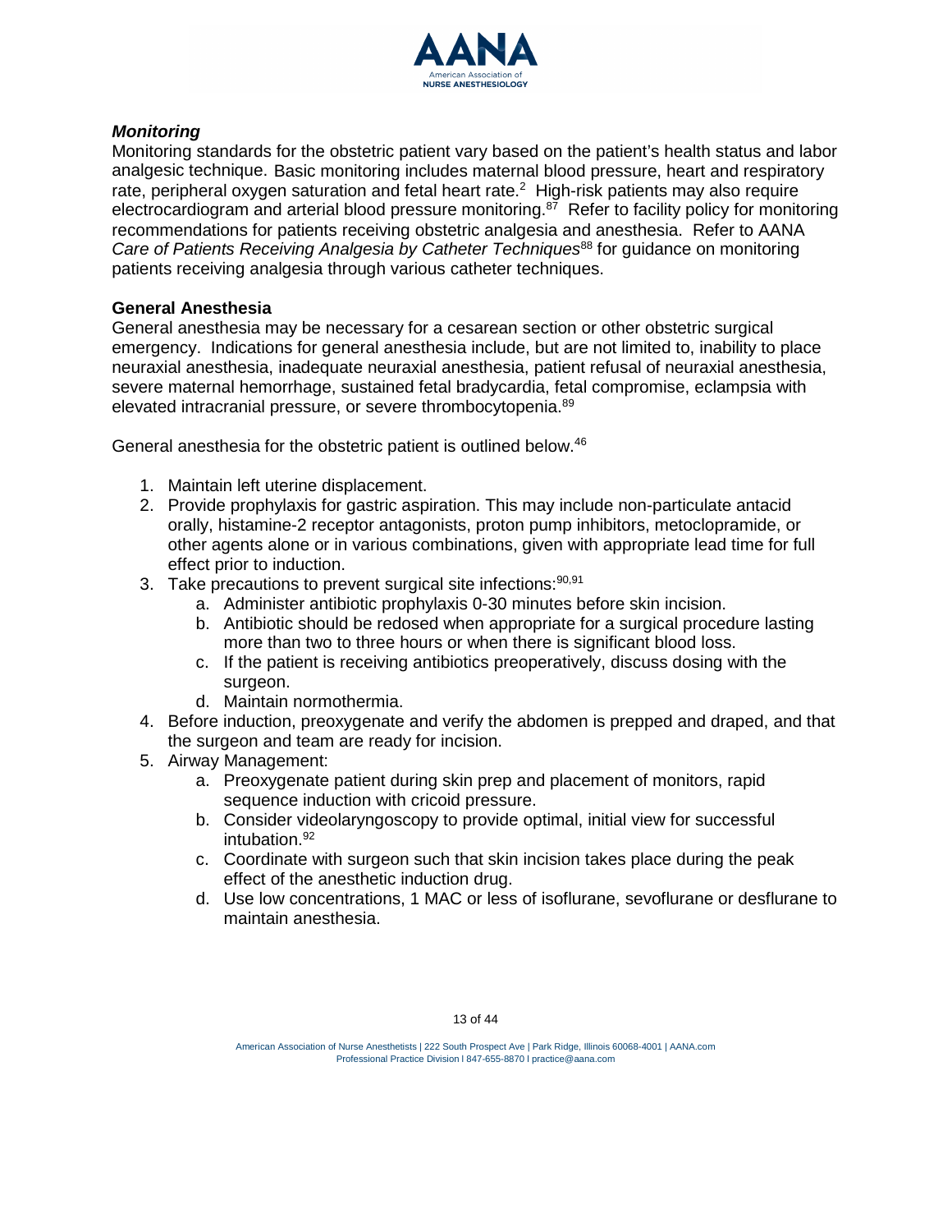### *Monitoring*

Monitoring standards for the obstetric patient vary based on the patient's health status and labor analgesic technique. Basic monitoring includes maternal blood pressure, heart and respiratory rate, peripheral oxygen saturation and fetal heart rate.[2] High-risk patients may also require electrocardiogram and arterial blood pressure monitoring.[87] Refer to facility policy for monitoring recommendations for patients receiving obstetric analgesia and anesthesia. Refer to AANA *Care of Patients Receiving Analgesia by Catheter Techniques*[88] for guidance on monitoring patients receiving analgesia through various catheter techniques.

### General Anesthesia

General anesthesia may be necessary for a cesarean section or other obstetric surgical emergency. Indications for general anesthesia include, but are not limited to, inability to place neuraxial anesthesia, inadequate neuraxial anesthesia, patient refusal of neuraxial anesthesia, severe maternal hemorrhage, sustained fetal bradycardia, fetal compromise, eclampsia with elevated intracranial pressure, or severe thrombocytopenia.[89]

General anesthesia for the obstetric patient is outlined below.[46]

1. Maintain left uterine displacement.
2. Provide prophylaxis for gastric aspiration. This may include non-particulate antacid orally, histamine-2 receptor antagonists, proton pump inhibitors, metoclopramide, or other agents alone or in various combinations, given with appropriate lead time for full effect prior to induction.
3. Take precautions to prevent surgical site infections:[90,91]
    a. Administer antibiotic prophylaxis 0-30 minutes before skin incision.
    b. Antibiotic should be redosed when appropriate for a surgical procedure lasting more than two to three hours or when there is significant blood loss.
    c. If the patient is receiving antibiotics preoperatively, discuss dosing with the surgeon.
    d. Maintain normothermia.
4. Before induction, preoxygenate and verify the abdomen is prepped and draped, and that the surgeon and team are ready for incision.
5. Airway Management:
    a. Preoxygenate patient during skin prep and placement of monitors, rapid sequence induction with cricoid pressure.
    b. Consider videolaryngoscopy to provide optimal, initial view for successful intubation.[92]
    c. Coordinate with surgeon such that skin incision takes place during the peak effect of the anesthetic induction drug.
    d. Use low concentrations, 1 MAC or less of isoflurane, sevoflurane or desflurane to maintain anesthesia.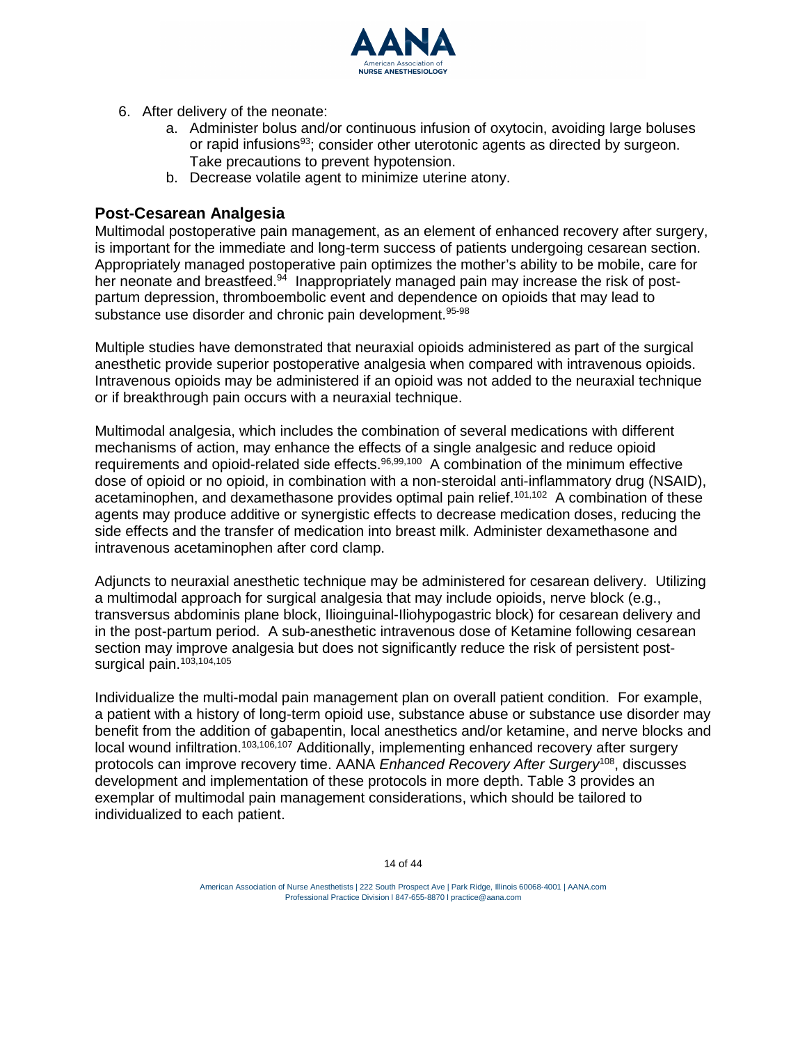6. After delivery of the neonate:
    a. Administer bolus and/or continuous infusion of oxytocin, avoiding large boluses or rapid infusions[93]; consider other uterotonic agents as directed by surgeon. Take precautions to prevent hypotension.
    b. Decrease volatile agent to minimize uterine atony.

## Post-Cesarean Analgesia

Multimodal postoperative pain management, as an element of enhanced recovery after surgery, is important for the immediate and long-term success of patients undergoing cesarean section. Appropriately managed postoperative pain optimizes the mother's ability to be mobile, care for her neonate and breastfeed.[94] Inappropriately managed pain may increase the risk of post-partum depression, thromboembolic event and dependence on opioids that may lead to substance use disorder and chronic pain development.[95-98]

Multiple studies have demonstrated that neuraxial opioids administered as part of the surgical anesthetic provide superior postoperative analgesia when compared with intravenous opioids. Intravenous opioids may be administered if an opioid was not added to the neuraxial technique or if breakthrough pain occurs with a neuraxial technique.

Multimodal analgesia, which includes the combination of several medications with different mechanisms of action, may enhance the effects of a single analgesic and reduce opioid requirements and opioid-related side effects.[96,99,100] A combination of the minimum effective dose of opioid or no opioid, in combination with a non-steroidal anti-inflammatory drug (NSAID), acetaminophen, and dexamethasone provides optimal pain relief.[101,102] A combination of these agents may produce additive or synergistic effects to decrease medication doses, reducing the side effects and the transfer of medication into breast milk. Administer dexamethasone and intravenous acetaminophen after cord clamp.

Adjuncts to neuraxial anesthetic technique may be administered for cesarean delivery. Utilizing a multimodal approach for surgical analgesia that may include opioids, nerve block (e.g., transversus abdominis plane block, Ilioinguinal-Iliohypogastric block) for cesarean delivery and in the post-partum period. A sub-anesthetic intravenous dose of Ketamine following cesarean section may improve analgesia but does not significantly reduce the risk of persistent post-surgical pain.[103,104,105]

Individualize the multi-modal pain management plan on overall patient condition. For example, a patient with a history of long-term opioid use, substance abuse or substance use disorder may benefit from the addition of gabapentin, local anesthetics and/or ketamine, and nerve blocks and local wound infiltration.[103,106,107] Additionally, implementing enhanced recovery after surgery protocols can improve recovery time. AANA *Enhanced Recovery After Surgery*[108], discusses development and implementation of these protocols in more depth. Table 3 provides an exemplar of multimodal pain management considerations, which should be tailored to individualized to each patient.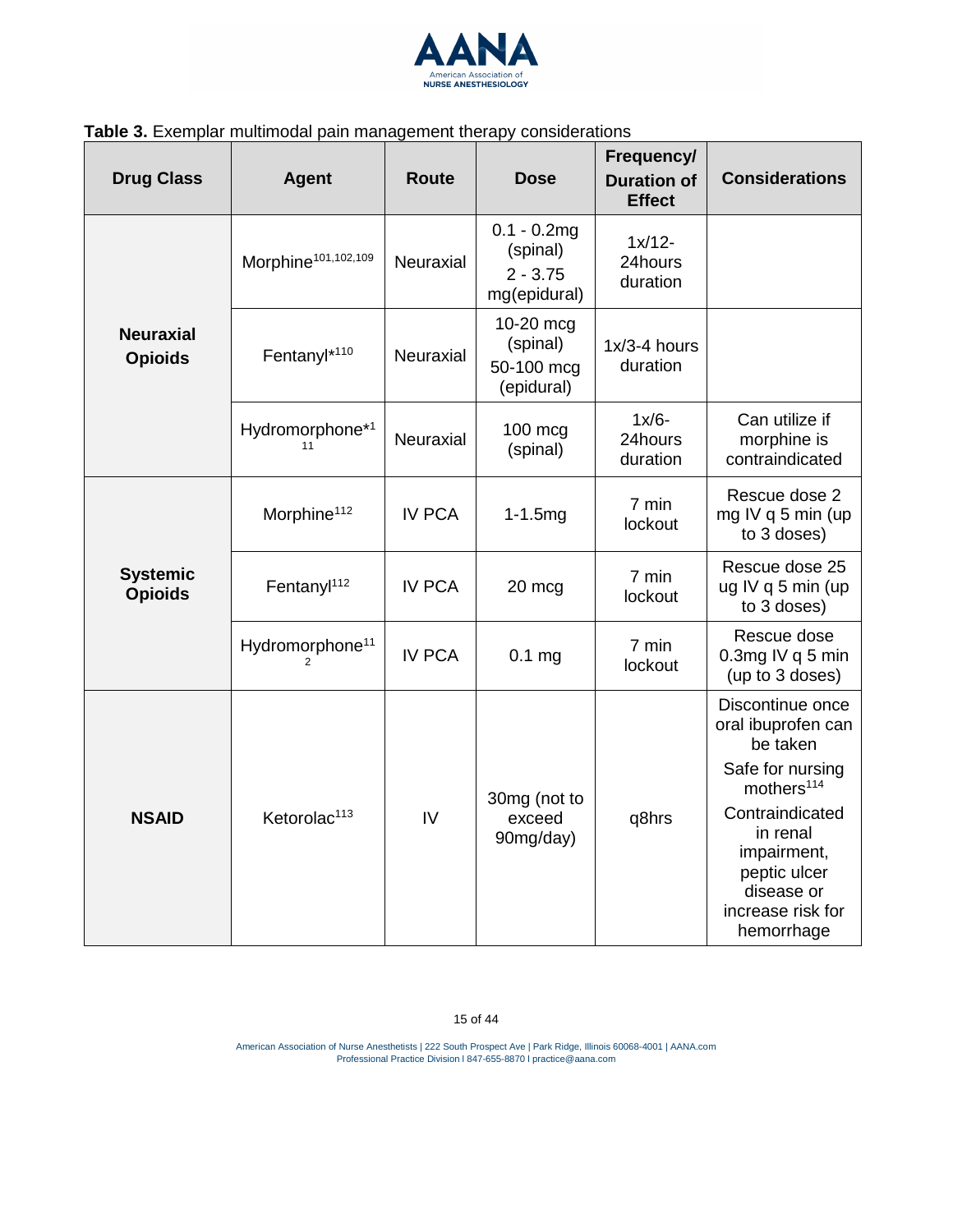**Table 3.** Exemplar multimodal pain management therapy considerations

| Drug Class | Agent | Route | Dose | Frequency/ Duration of Effect | Considerations |
|---|---|---|---|---|---|
| **Neuraxial Opioids** | Morphine[101,102,109] | Neuraxial | 0.1 - 0.2mg (spinal) 2 - 3.75 mg(epidural) | 1x/12-24hours duration | |
| | Fentanyl*[110] | Neuraxial | 10-20 mcg (spinal) 50-100 mcg (epidural) | 1x/3-4 hours duration | |
| | Hydromorphone*[111] | Neuraxial | 100 mcg (spinal) | 1x/6-24hours duration | Can utilize if morphine is contraindicated |
| **Systemic Opioids** | Morphine[112] | IV PCA | 1-1.5mg | 7 min lockout | Rescue dose 2 mg IV q 5 min (up to 3 doses) |
| | Fentanyl[112] | IV PCA | 20 mcg | 7 min lockout | Rescue dose 25 ug IV q 5 min (up to 3 doses) |
| | Hydromorphone[112] | IV PCA | 0.1 mg | 7 min lockout | Rescue dose 0.3mg IV q 5 min (up to 3 doses) |
| **NSAID** | Ketorolac[113] | IV | 30mg (not to exceed 90mg/day) | q8hrs | Discontinue once oral ibuprofen can be taken<br>Safe for nursing mothers[114]<br>Contraindicated in renal impairment, peptic ulcer disease or increase risk for hemorrhage |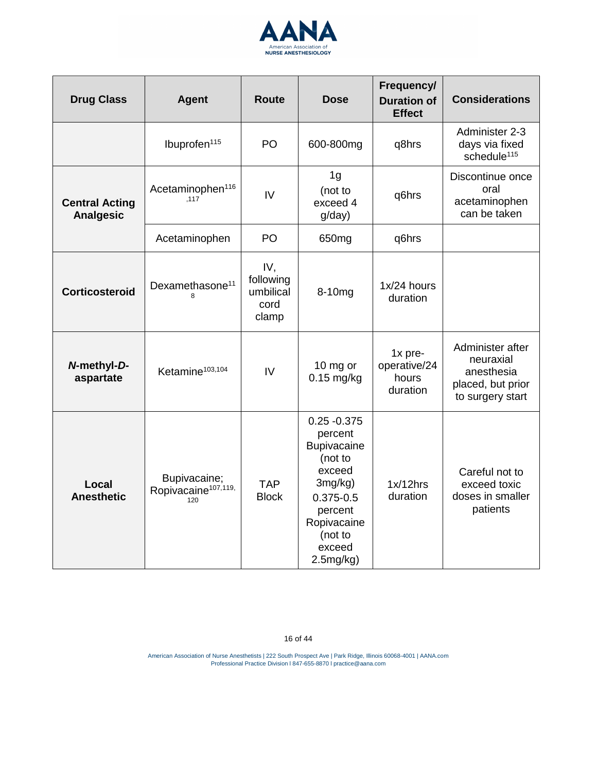| Drug Class | Agent | Route | Dose | Frequency/ Duration of Effect | Considerations |
|---|---|---|---|---|---|
| | Ibuprofen[115] | PO | 600-800mg | q8hrs | Administer 2-3 days via fixed schedule[115] |
| **Central Acting Analgesic** | Acetaminophen[116,117] | IV | 1g (not to exceed 4 g/day) | q6hrs | Discontinue once oral acetaminophen can be taken |
| | Acetaminophen | PO | 650mg | q6hrs | |
| **Corticosteroid** | Dexamethasone[118] | IV, following umbilical cord clamp | 8-10mg | 1x/24 hours duration | |
| ***N*-methyl-*D*-aspartate** | Ketamine[103,104] | IV | 10 mg or 0.15 mg/kg | 1x pre-operative/24 hours duration | Administer after neuraxial anesthesia placed, but prior to surgery start |
| **Local Anesthetic** | Bupivacaine; Ropivacaine[107,119,120] | TAP Block | 0.25 -0.375 percent Bupivacaine (not to exceed 3mg/kg) 0.375-0.5 percent Ropivacaine (not to exceed 2.5mg/kg) | 1x/12hrs duration | Careful not to exceed toxic doses in smaller patients |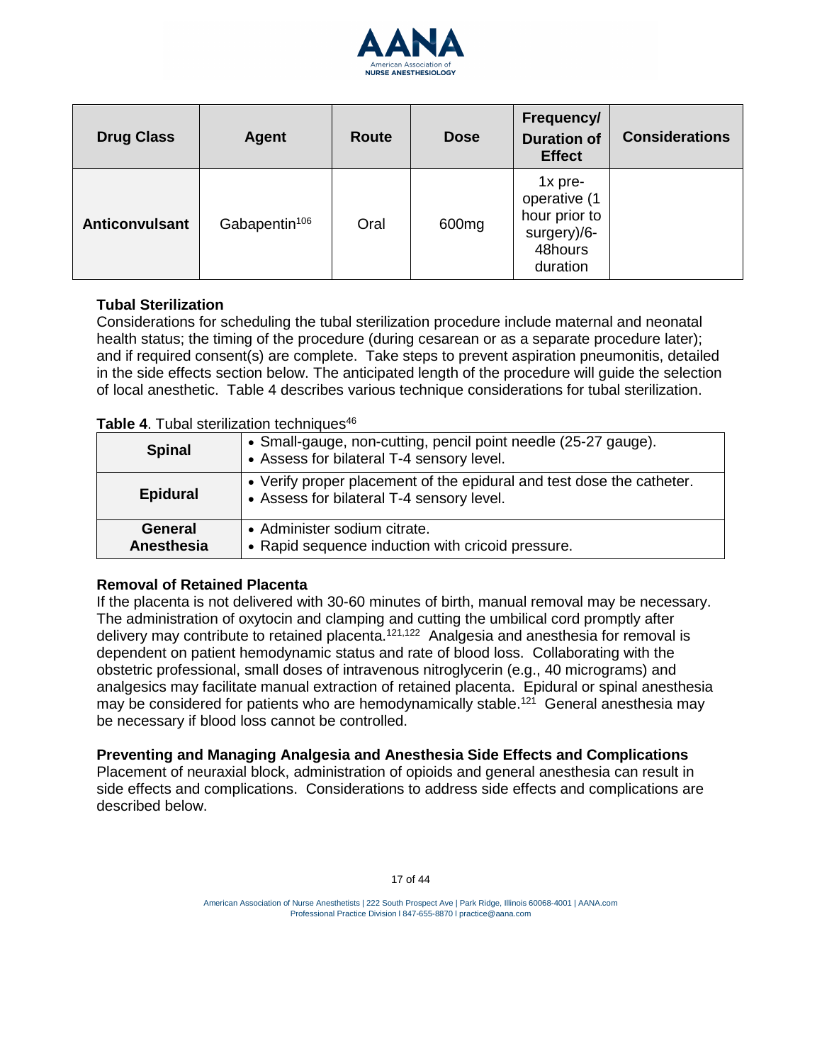| Drug Class | Agent | Route | Dose | Frequency/ Duration of Effect | Considerations |
|---|---|---|---|---|---|
| **Anticonvulsant** | Gabapentin[106] | Oral | 600mg | 1x pre-operative (1 hour prior to surgery)/6-48hours duration | |

**Tubal Sterilization**

Considerations for scheduling the tubal sterilization procedure include maternal and neonatal health status; the timing of the procedure (during cesarean or as a separate procedure later); and if required consent(s) are complete. Take steps to prevent aspiration pneumonitis, detailed in the side effects section below. The anticipated length of the procedure will guide the selection of local anesthetic. Table 4 describes various technique considerations for tubal sterilization.

**Table 4**. Tubal sterilization techniques[46]

| | |
|---|---|
| **Spinal** | • Small-gauge, non-cutting, pencil point needle (25-27 gauge).<br>• Assess for bilateral T-4 sensory level. |
| **Epidural** | • Verify proper placement of the epidural and test dose the catheter.<br>• Assess for bilateral T-4 sensory level. |
| **General Anesthesia** | • Administer sodium citrate.<br>• Rapid sequence induction with cricoid pressure. |

**Removal of Retained Placenta**

If the placenta is not delivered with 30-60 minutes of birth, manual removal may be necessary. The administration of oxytocin and clamping and cutting the umbilical cord promptly after delivery may contribute to retained placenta.[121,122] Analgesia and anesthesia for removal is dependent on patient hemodynamic status and rate of blood loss. Collaborating with the obstetric professional, small doses of intravenous nitroglycerin (e.g., 40 micrograms) and analgesics may facilitate manual extraction of retained placenta. Epidural or spinal anesthesia may be considered for patients who are hemodynamically stable.[121] General anesthesia may be necessary if blood loss cannot be controlled.

**Preventing and Managing Analgesia and Anesthesia Side Effects and Complications**

Placement of neuraxial block, administration of opioids and general anesthesia can result in side effects and complications. Considerations to address side effects and complications are described below.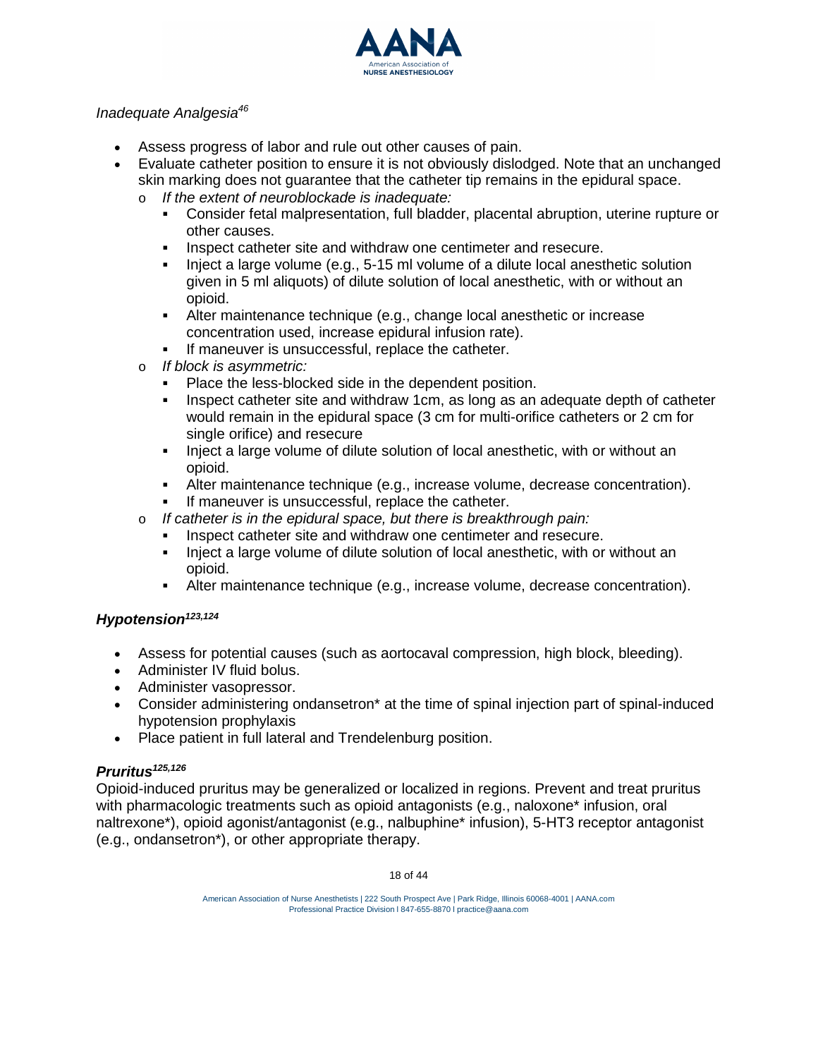*Inadequate Analgesia*[46]

- Assess progress of labor and rule out other causes of pain.
- Evaluate catheter position to ensure it is not obviously dislodged. Note that an unchanged skin marking does not guarantee that the catheter tip remains in the epidural space.
  - *If the extent of neuroblockade is inadequate:*
    - Consider fetal malpresentation, full bladder, placental abruption, uterine rupture or other causes.
    - Inspect catheter site and withdraw one centimeter and resecure.
    - Inject a large volume (e.g., 5-15 ml volume of a dilute local anesthetic solution given in 5 ml aliquots) of dilute solution of local anesthetic, with or without an opioid.
    - Alter maintenance technique (e.g., change local anesthetic or increase concentration used, increase epidural infusion rate).
    - If maneuver is unsuccessful, replace the catheter.
  - *If block is asymmetric:*
    - Place the less-blocked side in the dependent position.
    - Inspect catheter site and withdraw 1cm, as long as an adequate depth of catheter would remain in the epidural space (3 cm for multi-orifice catheters or 2 cm for single orifice) and resecure
    - Inject a large volume of dilute solution of local anesthetic, with or without an opioid.
    - Alter maintenance technique (e.g., increase volume, decrease concentration).
    - If maneuver is unsuccessful, replace the catheter.
  - *If catheter is in the epidural space, but there is breakthrough pain:*
    - Inspect catheter site and withdraw one centimeter and resecure.
    - Inject a large volume of dilute solution of local anesthetic, with or without an opioid.
    - Alter maintenance technique (e.g., increase volume, decrease concentration).

***Hypotension***[123,124]

- Assess for potential causes (such as aortocaval compression, high block, bleeding).
- Administer IV fluid bolus.
- Administer vasopressor.
- Consider administering ondansetron* at the time of spinal injection part of spinal-induced hypotension prophylaxis
- Place patient in full lateral and Trendelenburg position.

***Pruritus***[125,126]

Opioid-induced pruritus may be generalized or localized in regions. Prevent and treat pruritus with pharmacologic treatments such as opioid antagonists (e.g., naloxone* infusion, oral naltrexone*), opioid agonist/antagonist (e.g., nalbuphine* infusion), 5-HT3 receptor antagonist (e.g., ondansetron*), or other appropriate therapy.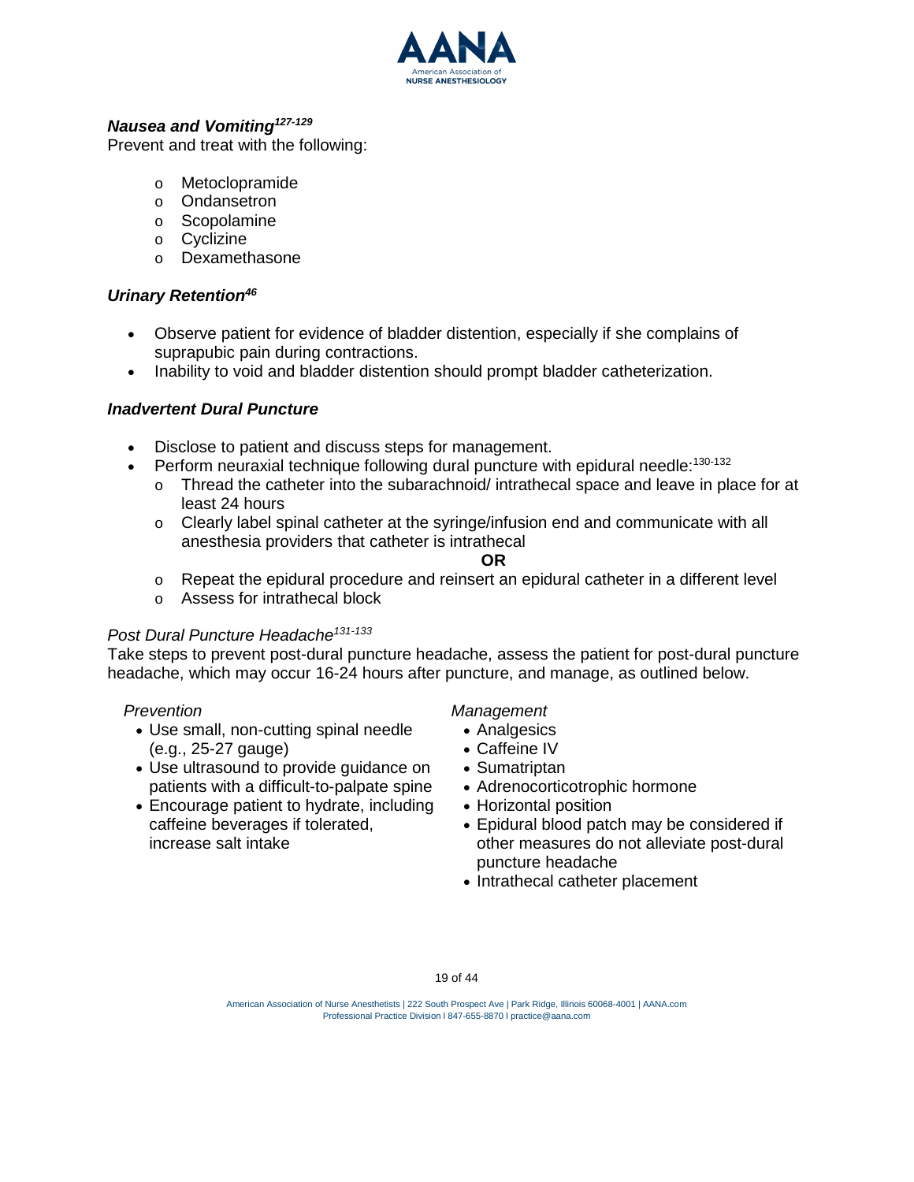### ***Nausea and Vomiting***[127-129]

Prevent and treat with the following:

- Metoclopramide
- Ondansetron
- Scopolamine
- Cyclizine
- Dexamethasone

### ***Urinary Retention***[46]

- Observe patient for evidence of bladder distention, especially if she complains of suprapubic pain during contractions.
- Inability to void and bladder distention should prompt bladder catheterization.

### ***Inadvertent Dural Puncture***

- Disclose to patient and discuss steps for management.
- Perform neuraxial technique following dural puncture with epidural needle:[130-132]
  - Thread the catheter into the subarachnoid/ intrathecal space and leave in place for at least 24 hours
  - Clearly label spinal catheter at the syringe/infusion end and communicate with all anesthesia providers that catheter is intrathecal

    **OR**
  - Repeat the epidural procedure and reinsert an epidural catheter in a different level
  - Assess for intrathecal block

#### *Post Dural Puncture Headache*[131-133]

Take steps to prevent post-dural puncture headache, assess the patient for post-dural puncture headache, which may occur 16-24 hours after puncture, and manage, as outlined below.

*Prevention*

- Use small, non-cutting spinal needle (e.g., 25-27 gauge)
- Use ultrasound to provide guidance on patients with a difficult-to-palpate spine
- Encourage patient to hydrate, including caffeine beverages if tolerated, increase salt intake

*Management*

- Analgesics
- Caffeine IV
- Sumatriptan
- Adrenocorticotrophic hormone
- Horizontal position
- Epidural blood patch may be considered if other measures do not alleviate post-dural puncture headache
- Intrathecal catheter placement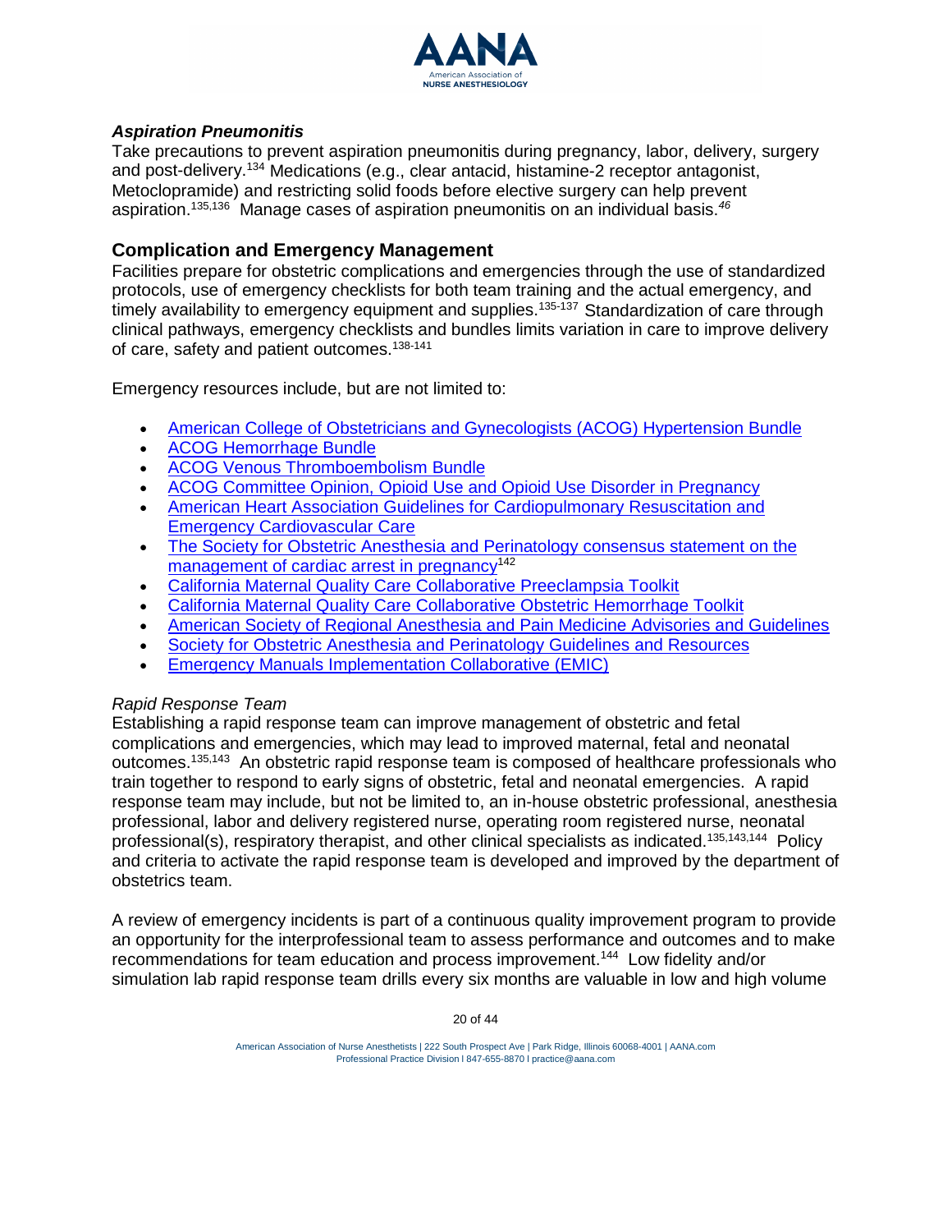### *Aspiration Pneumonitis*

Take precautions to prevent aspiration pneumonitis during pregnancy, labor, delivery, surgery and post-delivery.[134] Medications (e.g., clear antacid, histamine-2 receptor antagonist, Metoclopramide) and restricting solid foods before elective surgery can help prevent aspiration.[135,136] Manage cases of aspiration pneumonitis on an individual basis.[46]

## Complication and Emergency Management

Facilities prepare for obstetric complications and emergencies through the use of standardized protocols, use of emergency checklists for both team training and the actual emergency, and timely availability to emergency equipment and supplies.[135-137] Standardization of care through clinical pathways, emergency checklists and bundles limits variation in care to improve delivery of care, safety and patient outcomes.[138-141]

Emergency resources include, but are not limited to:

- American College of Obstetricians and Gynecologists (ACOG) Hypertension Bundle
- ACOG Hemorrhage Bundle
- ACOG Venous Thromboembolism Bundle
- ACOG Committee Opinion, Opioid Use and Opioid Use Disorder in Pregnancy
- American Heart Association Guidelines for Cardiopulmonary Resuscitation and Emergency Cardiovascular Care
- The Society for Obstetric Anesthesia and Perinatology consensus statement on the management of cardiac arrest in pregnancy[142]
- California Maternal Quality Care Collaborative Preeclampsia Toolkit
- California Maternal Quality Care Collaborative Obstetric Hemorrhage Toolkit
- American Society of Regional Anesthesia and Pain Medicine Advisories and Guidelines
- Society for Obstetric Anesthesia and Perinatology Guidelines and Resources
- Emergency Manuals Implementation Collaborative (EMIC)

### *Rapid Response Team*

Establishing a rapid response team can improve management of obstetric and fetal complications and emergencies, which may lead to improved maternal, fetal and neonatal outcomes.[135,143] An obstetric rapid response team is composed of healthcare professionals who train together to respond to early signs of obstetric, fetal and neonatal emergencies. A rapid response team may include, but not be limited to, an in-house obstetric professional, anesthesia professional, labor and delivery registered nurse, operating room registered nurse, neonatal professional(s), respiratory therapist, and other clinical specialists as indicated.[135,143,144] Policy and criteria to activate the rapid response team is developed and improved by the department of obstetrics team.

A review of emergency incidents is part of a continuous quality improvement program to provide an opportunity for the interprofessional team to assess performance and outcomes and to make recommendations for team education and process improvement.[144] Low fidelity and/or simulation lab rapid response team drills every six months are valuable in low and high volume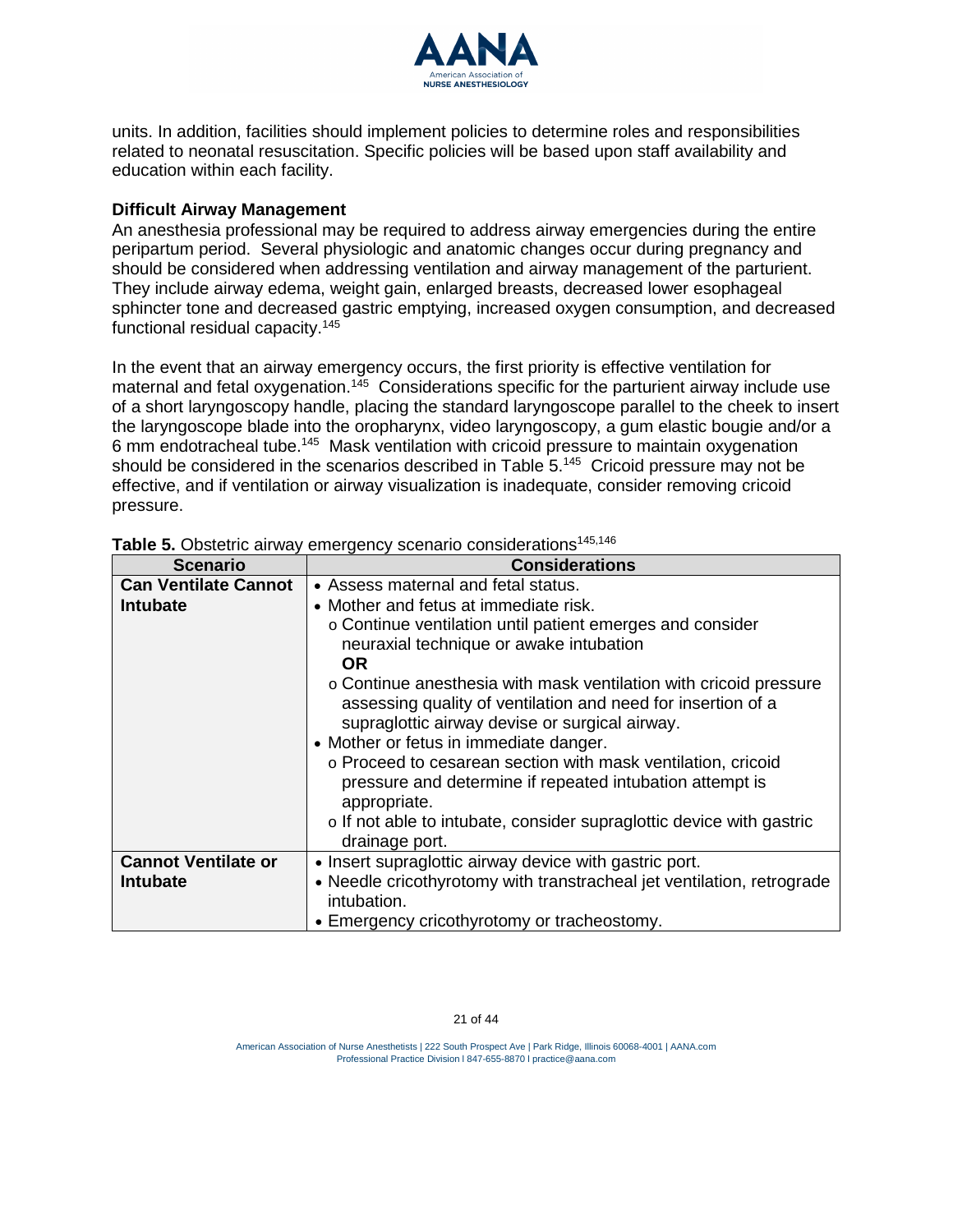units. In addition, facilities should implement policies to determine roles and responsibilities related to neonatal resuscitation. Specific policies will be based upon staff availability and education within each facility.

**Difficult Airway Management**

An anesthesia professional may be required to address airway emergencies during the entire peripartum period. Several physiologic and anatomic changes occur during pregnancy and should be considered when addressing ventilation and airway management of the parturient. They include airway edema, weight gain, enlarged breasts, decreased lower esophageal sphincter tone and decreased gastric emptying, increased oxygen consumption, and decreased functional residual capacity.[145]

In the event that an airway emergency occurs, the first priority is effective ventilation for maternal and fetal oxygenation.[145] Considerations specific for the parturient airway include use of a short laryngoscopy handle, placing the standard laryngoscope parallel to the cheek to insert the laryngoscope blade into the oropharynx, video laryngoscopy, a gum elastic bougie and/or a 6 mm endotracheal tube.[145] Mask ventilation with cricoid pressure to maintain oxygenation should be considered in the scenarios described in Table 5.[145] Cricoid pressure may not be effective, and if ventilation or airway visualization is inadequate, consider removing cricoid pressure.

**Table 5.** Obstetric airway emergency scenario considerations[145,146]

| Scenario | Considerations |
|---|---|
| **Can Ventilate Cannot Intubate** | • Assess maternal and fetal status.<br>• Mother and fetus at immediate risk.<br>  o Continue ventilation until patient emerges and consider neuraxial technique or awake intubation<br>  **OR**<br>  o Continue anesthesia with mask ventilation with cricoid pressure assessing quality of ventilation and need for insertion of a supraglottic airway devise or surgical airway.<br>• Mother or fetus in immediate danger.<br>  o Proceed to cesarean section with mask ventilation, cricoid pressure and determine if repeated intubation attempt is appropriate.<br>  o If not able to intubate, consider supraglottic device with gastric drainage port. |
| **Cannot Ventilate or Intubate** | • Insert supraglottic airway device with gastric port.<br>• Needle cricothyrotomy with transtracheal jet ventilation, retrograde intubation.<br>• Emergency cricothyrotomy or tracheostomy. |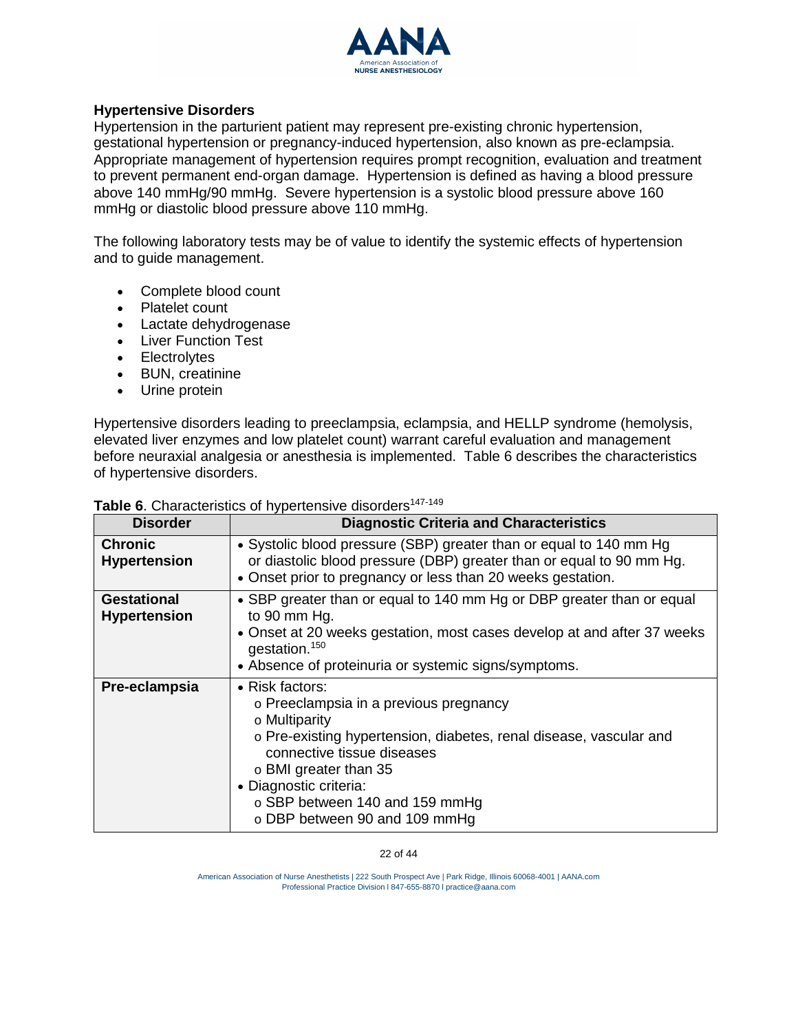**Hypertensive Disorders**

Hypertension in the parturient patient may represent pre-existing chronic hypertension, gestational hypertension or pregnancy-induced hypertension, also known as pre-eclampsia. Appropriate management of hypertension requires prompt recognition, evaluation and treatment to prevent permanent end-organ damage. Hypertension is defined as having a blood pressure above 140 mmHg/90 mmHg. Severe hypertension is a systolic blood pressure above 160 mmHg or diastolic blood pressure above 110 mmHg.

The following laboratory tests may be of value to identify the systemic effects of hypertension and to guide management.

- Complete blood count
- Platelet count
- Lactate dehydrogenase
- Liver Function Test
- Electrolytes
- BUN, creatinine
- Urine protein

Hypertensive disorders leading to preeclampsia, eclampsia, and HELLP syndrome (hemolysis, elevated liver enzymes and low platelet count) warrant careful evaluation and management before neuraxial analgesia or anesthesia is implemented. Table 6 describes the characteristics of hypertensive disorders.

**Table 6**. Characteristics of hypertensive disorders[147-149]

| Disorder | Diagnostic Criteria and Characteristics |
|---|---|
| **Chronic Hypertension** | • Systolic blood pressure (SBP) greater than or equal to 140 mm Hg or diastolic blood pressure (DBP) greater than or equal to 90 mm Hg.<br>• Onset prior to pregnancy or less than 20 weeks gestation. |
| **Gestational Hypertension** | • SBP greater than or equal to 140 mm Hg or DBP greater than or equal to 90 mm Hg.<br>• Onset at 20 weeks gestation, most cases develop at and after 37 weeks gestation.[150]<br>• Absence of proteinuria or systemic signs/symptoms. |
| **Pre-eclampsia** | • Risk factors:<br>o Preeclampsia in a previous pregnancy<br>o Multiparity<br>o Pre-existing hypertension, diabetes, renal disease, vascular and connective tissue diseases<br>o BMI greater than 35<br>• Diagnostic criteria:<br>o SBP between 140 and 159 mmHg<br>o DBP between 90 and 109 mmHg |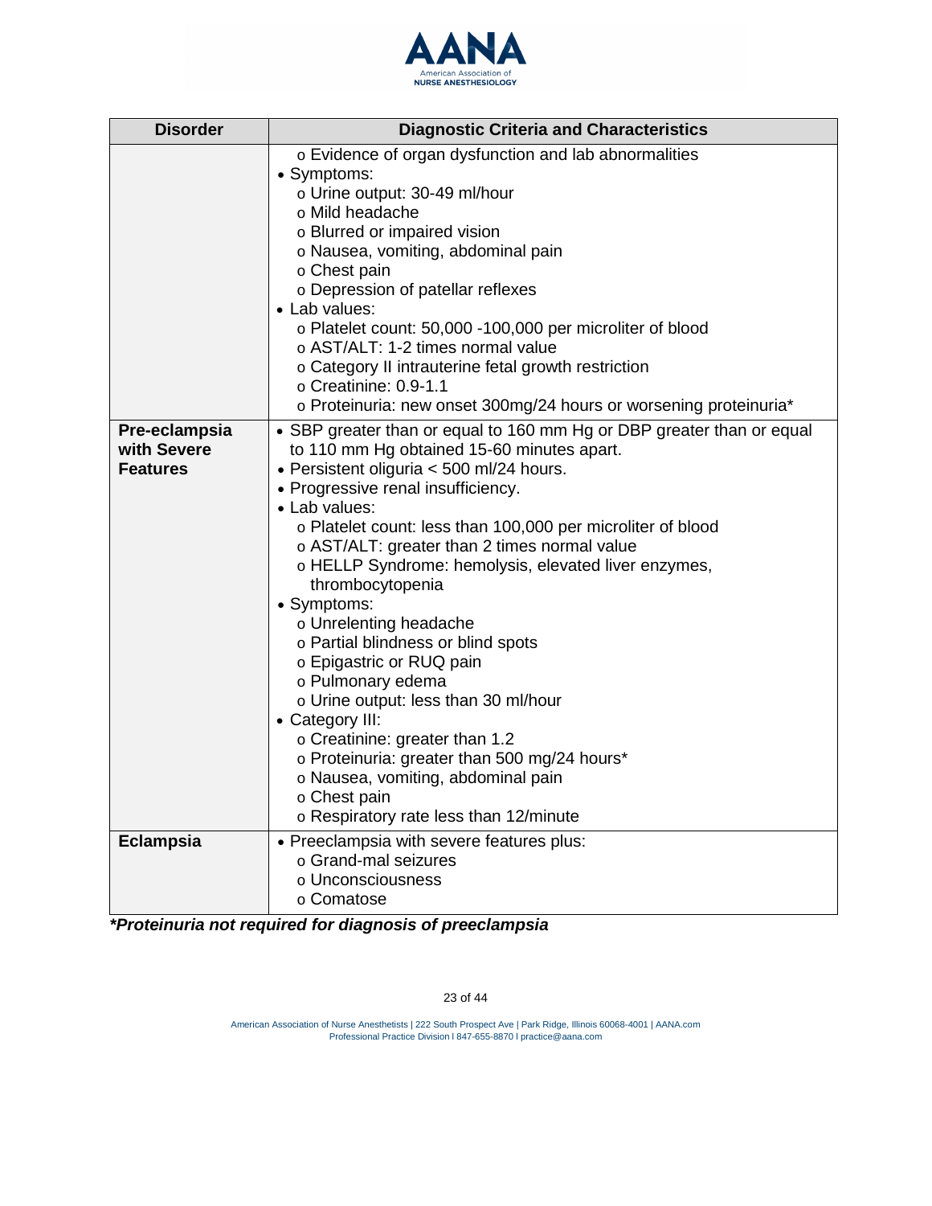| Disorder | Diagnostic Criteria and Characteristics |
| --- | --- |
| | ○ Evidence of organ dysfunction and lab abnormalities<br>• Symptoms:<br>○ Urine output: 30-49 ml/hour<br>○ Mild headache<br>○ Blurred or impaired vision<br>○ Nausea, vomiting, abdominal pain<br>○ Chest pain<br>○ Depression of patellar reflexes<br>• Lab values:<br>○ Platelet count: 50,000 -100,000 per microliter of blood<br>○ AST/ALT: 1-2 times normal value<br>○ Category II intrauterine fetal growth restriction<br>○ Creatinine: 0.9-1.1<br>○ Proteinuria: new onset 300mg/24 hours or worsening proteinuria* |
| **Pre-eclampsia with Severe Features** | • SBP greater than or equal to 160 mm Hg or DBP greater than or equal to 110 mm Hg obtained 15-60 minutes apart.<br>• Persistent oliguria < 500 ml/24 hours.<br>• Progressive renal insufficiency.<br>• Lab values:<br>○ Platelet count: less than 100,000 per microliter of blood<br>○ AST/ALT: greater than 2 times normal value<br>○ HELLP Syndrome: hemolysis, elevated liver enzymes, thrombocytopenia<br>• Symptoms:<br>○ Unrelenting headache<br>○ Partial blindness or blind spots<br>○ Epigastric or RUQ pain<br>○ Pulmonary edema<br>○ Urine output: less than 30 ml/hour<br>• Category III:<br>○ Creatinine: greater than 1.2<br>○ Proteinuria: greater than 500 mg/24 hours*<br>○ Nausea, vomiting, abdominal pain<br>○ Chest pain<br>○ Respiratory rate less than 12/minute |
| **Eclampsia** | • Preeclampsia with severe features plus:<br>○ Grand-mal seizures<br>○ Unconsciousness<br>○ Comatose |

***Proteinuria not required for diagnosis of preeclampsia***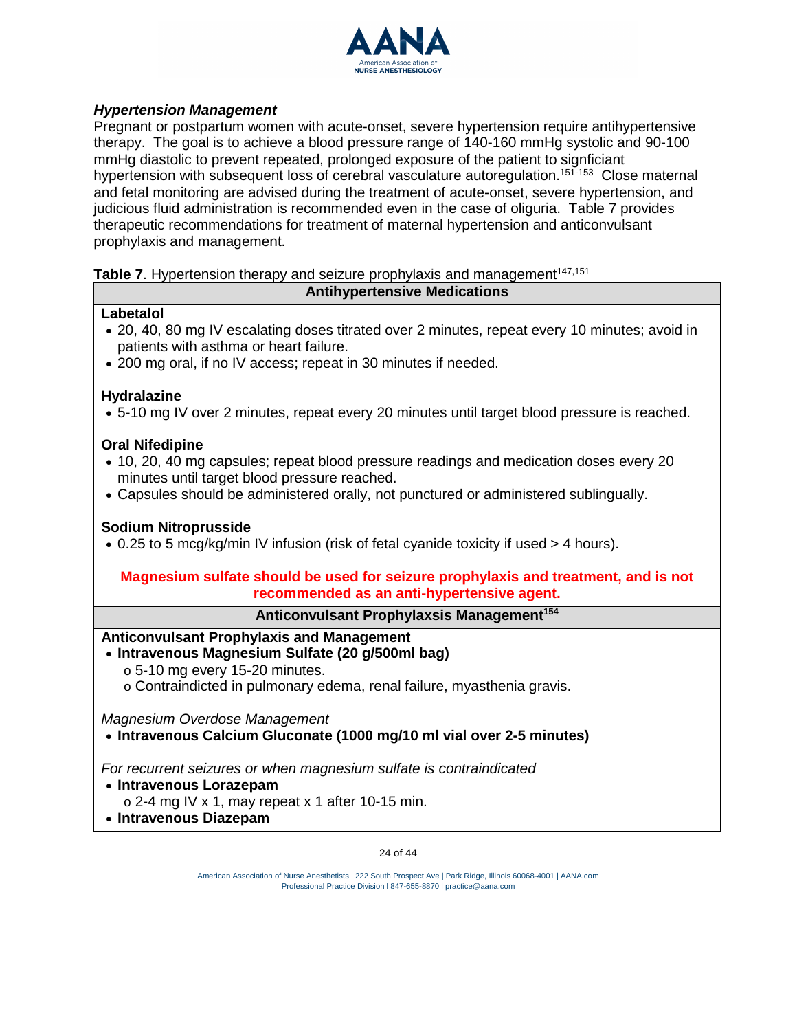### *Hypertension Management*

Pregnant or postpartum women with acute-onset, severe hypertension require antihypertensive therapy. The goal is to achieve a blood pressure range of 140-160 mmHg systolic and 90-100 mmHg diastolic to prevent repeated, prolonged exposure of the patient to signficiant hypertension with subsequent loss of cerebral vasculature autoregulation.[151-153] Close maternal and fetal monitoring are advised during the treatment of acute-onset, severe hypertension, and judicious fluid administration is recommended even in the case of oliguria. Table 7 provides therapeutic recommendations for treatment of maternal hypertension and anticonvulsant prophylaxis and management.

**Table 7**. Hypertension therapy and seizure prophylaxis and management[147,151]

| **Antihypertensive Medications** |
|---|
| **Labetalol**<br>• 20, 40, 80 mg IV escalating doses titrated over 2 minutes, repeat every 10 minutes; avoid in patients with asthma or heart failure.<br>• 200 mg oral, if no IV access; repeat in 30 minutes if needed.<br><br>**Hydralazine**<br>• 5-10 mg IV over 2 minutes, repeat every 20 minutes until target blood pressure is reached.<br><br>**Oral Nifedipine**<br>• 10, 20, 40 mg capsules; repeat blood pressure readings and medication doses every 20 minutes until target blood pressure reached.<br>• Capsules should be administered orally, not punctured or administered sublingually.<br><br>**Sodium Nitroprusside**<br>• 0.25 to 5 mcg/kg/min IV infusion (risk of fetal cyanide toxicity if used > 4 hours).<br><br>**Magnesium sulfate should be used for seizure prophylaxis and treatment, and is not recommended as an anti-hypertensive agent.** |
| **Anticonvulsant Prophylaxsis Management[154]** |
| **Anticonvulsant Prophylaxis and Management**<br>• **Intravenous Magnesium Sulfate (20 g/500ml bag)**<br>  o 5-10 mg every 15-20 minutes.<br>  o Contraindicted in pulmonary edema, renal failure, myasthenia gravis.<br><br>*Magnesium Overdose Management*<br>• **Intravenous Calcium Gluconate (1000 mg/10 ml vial over 2-5 minutes)**<br><br>*For recurrent seizures or when magnesium sulfate is contraindicated*<br>• **Intravenous Lorazepam**<br>  o 2-4 mg IV x 1, may repeat x 1 after 10-15 min.<br>• **Intravenous Diazepam** |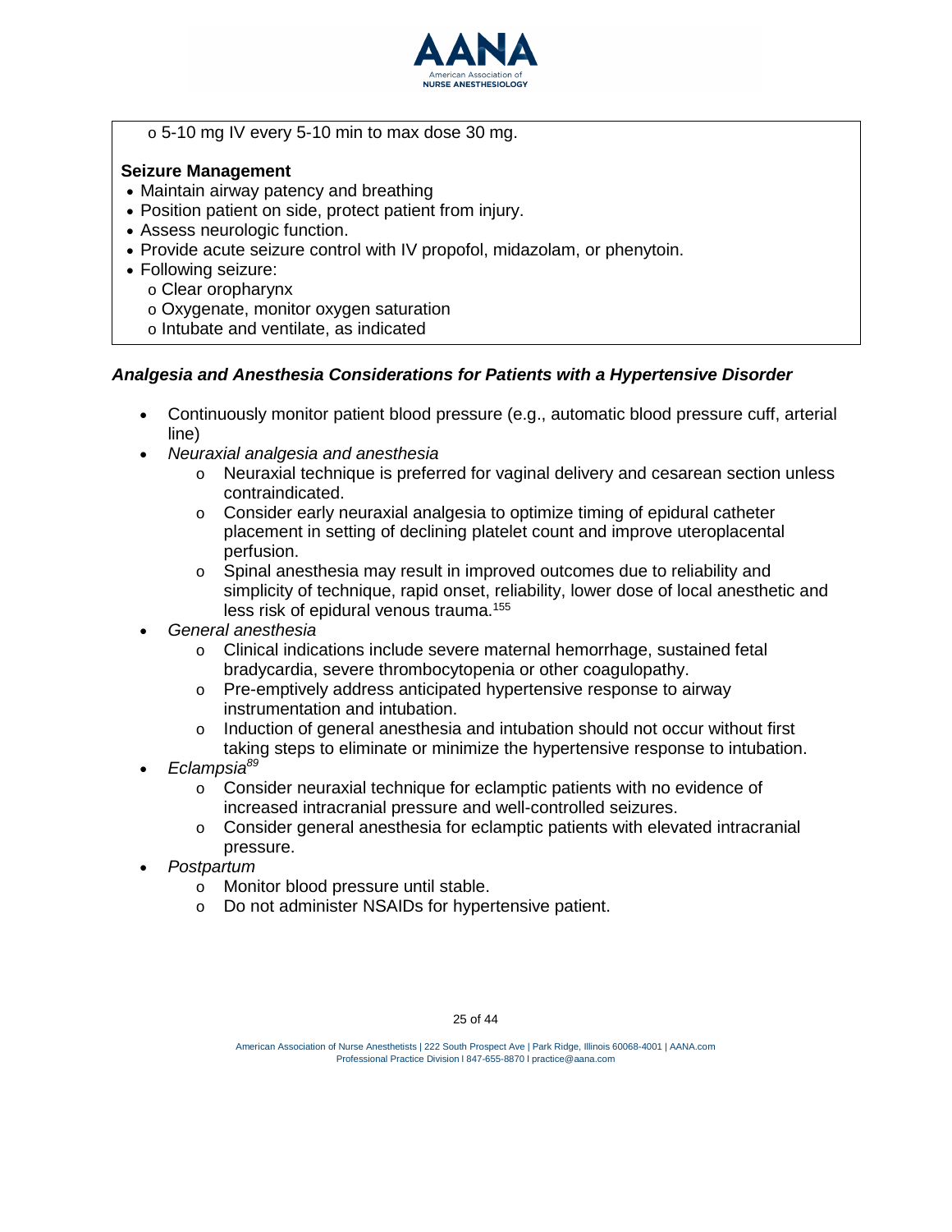- 5-10 mg IV every 5-10 min to max dose 30 mg.

**Seizure Management**

- Maintain airway patency and breathing
- Position patient on side, protect patient from injury.
- Assess neurologic function.
- Provide acute seizure control with IV propofol, midazolam, or phenytoin.
- Following seizure:
  - Clear oropharynx
  - Oxygenate, monitor oxygen saturation
  - Intubate and ventilate, as indicated

### *Analgesia and Anesthesia Considerations for Patients with a Hypertensive Disorder*

- Continuously monitor patient blood pressure (e.g., automatic blood pressure cuff, arterial line)
- *Neuraxial analgesia and anesthesia*
  - Neuraxial technique is preferred for vaginal delivery and cesarean section unless contraindicated.
  - Consider early neuraxial analgesia to optimize timing of epidural catheter placement in setting of declining platelet count and improve uteroplacental perfusion.
  - Spinal anesthesia may result in improved outcomes due to reliability and simplicity of technique, rapid onset, reliability, lower dose of local anesthetic and less risk of epidural venous trauma.[155]
- *General anesthesia*
  - Clinical indications include severe maternal hemorrhage, sustained fetal bradycardia, severe thrombocytopenia or other coagulopathy.
  - Pre-emptively address anticipated hypertensive response to airway instrumentation and intubation.
  - Induction of general anesthesia and intubation should not occur without first taking steps to eliminate or minimize the hypertensive response to intubation.
- *Eclampsia*[89]
  - Consider neuraxial technique for eclamptic patients with no evidence of increased intracranial pressure and well-controlled seizures.
  - Consider general anesthesia for eclamptic patients with elevated intracranial pressure.
- *Postpartum*
  - Monitor blood pressure until stable.
  - Do not administer NSAIDs for hypertensive patient.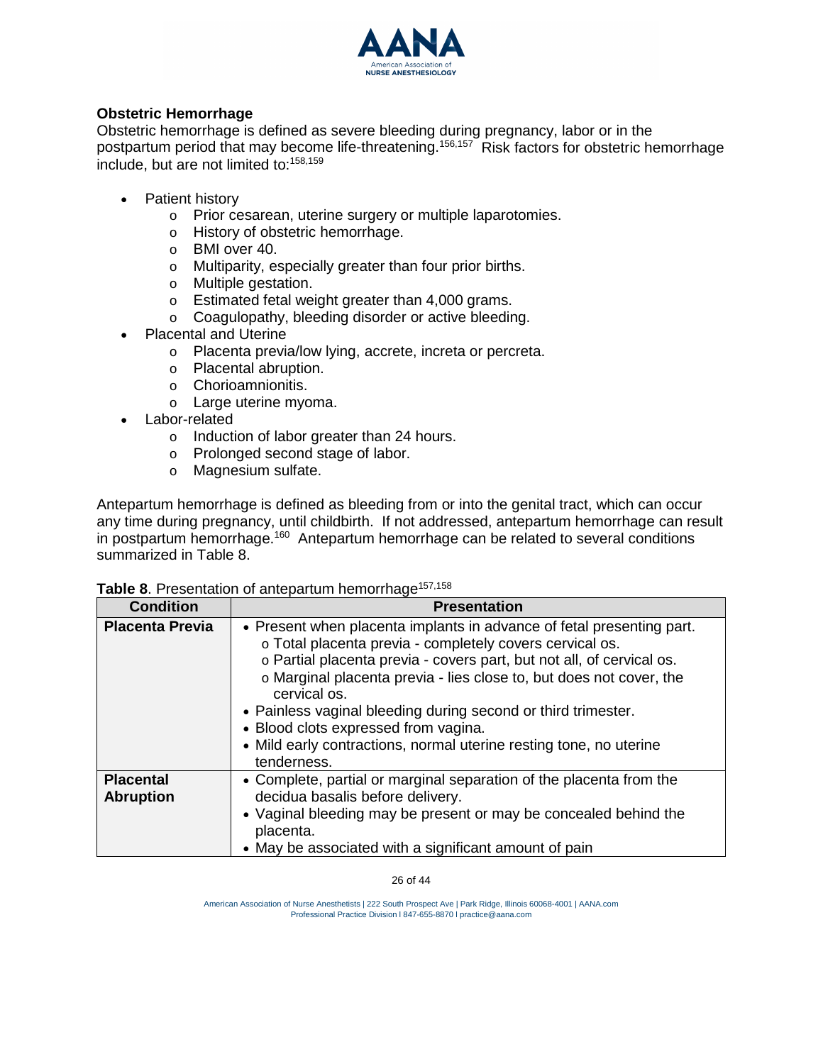### Obstetric Hemorrhage

Obstetric hemorrhage is defined as severe bleeding during pregnancy, labor or in the postpartum period that may become life-threatening.[156,157] Risk factors for obstetric hemorrhage include, but are not limited to:[158,159]

- Patient history
  - Prior cesarean, uterine surgery or multiple laparotomies.
  - History of obstetric hemorrhage.
  - BMI over 40.
  - Multiparity, especially greater than four prior births.
  - Multiple gestation.
  - Estimated fetal weight greater than 4,000 grams.
  - Coagulopathy, bleeding disorder or active bleeding.
- Placental and Uterine
  - Placenta previa/low lying, accrete, increta or percreta.
  - Placental abruption.
  - Chorioamnionitis.
  - Large uterine myoma.
- Labor-related
  - Induction of labor greater than 24 hours.
  - Prolonged second stage of labor.
  - Magnesium sulfate.

Antepartum hemorrhage is defined as bleeding from or into the genital tract, which can occur any time during pregnancy, until childbirth. If not addressed, antepartum hemorrhage can result in postpartum hemorrhage.[160] Antepartum hemorrhage can be related to several conditions summarized in Table 8.

**Table 8**. Presentation of antepartum hemorrhage[157,158]

| Condition | Presentation |
| --- | --- |
| **Placenta Previa** | • Present when placenta implants in advance of fetal presenting part.<br>o Total placenta previa - completely covers cervical os.<br>o Partial placenta previa - covers part, but not all, of cervical os.<br>o Marginal placenta previa - lies close to, but does not cover, the cervical os.<br>• Painless vaginal bleeding during second or third trimester.<br>• Blood clots expressed from vagina.<br>• Mild early contractions, normal uterine resting tone, no uterine tenderness. |
| **Placental Abruption** | • Complete, partial or marginal separation of the placenta from the decidua basalis before delivery.<br>• Vaginal bleeding may be present or may be concealed behind the placenta.<br>• May be associated with a significant amount of pain |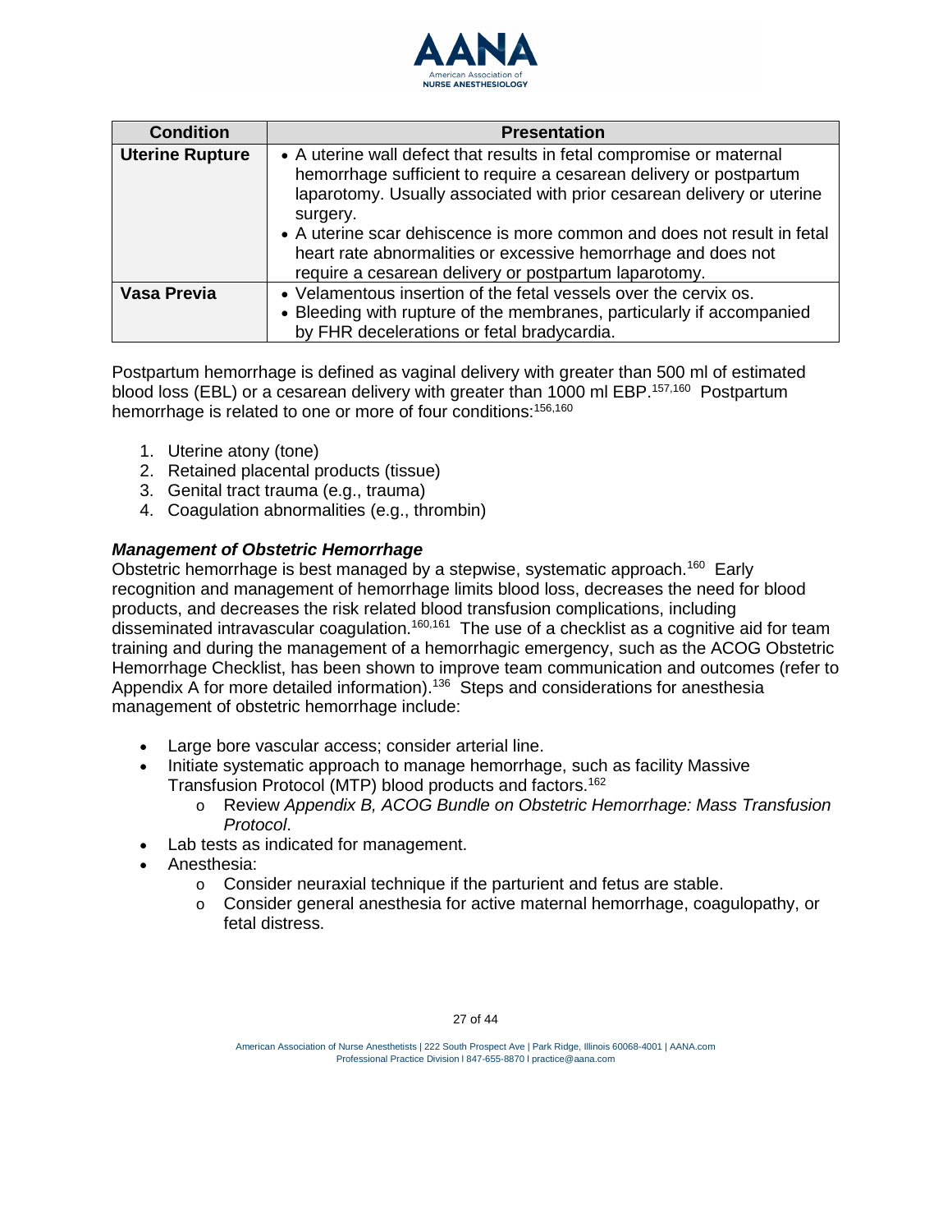| Condition | Presentation |
|---|---|
| **Uterine Rupture** | • A uterine wall defect that results in fetal compromise or maternal hemorrhage sufficient to require a cesarean delivery or postpartum laparotomy. Usually associated with prior cesarean delivery or uterine surgery.<br>• A uterine scar dehiscence is more common and does not result in fetal heart rate abnormalities or excessive hemorrhage and does not require a cesarean delivery or postpartum laparotomy. |
| **Vasa Previa** | • Velamentous insertion of the fetal vessels over the cervix os.<br>• Bleeding with rupture of the membranes, particularly if accompanied by FHR decelerations or fetal bradycardia. |

Postpartum hemorrhage is defined as vaginal delivery with greater than 500 ml of estimated blood loss (EBL) or a cesarean delivery with greater than 1000 ml EBP.[157,160] Postpartum hemorrhage is related to one or more of four conditions:[156,160]

1. Uterine atony (tone)
2. Retained placental products (tissue)
3. Genital tract trauma (e.g., trauma)
4. Coagulation abnormalities (e.g., thrombin)

***Management of Obstetric Hemorrhage***

Obstetric hemorrhage is best managed by a stepwise, systematic approach.[160] Early recognition and management of hemorrhage limits blood loss, decreases the need for blood products, and decreases the risk related blood transfusion complications, including disseminated intravascular coagulation.[160,161] The use of a checklist as a cognitive aid for team training and during the management of a hemorrhagic emergency, such as the ACOG Obstetric Hemorrhage Checklist, has been shown to improve team communication and outcomes (refer to Appendix A for more detailed information).[136] Steps and considerations for anesthesia management of obstetric hemorrhage include:

- Large bore vascular access; consider arterial line.
- Initiate systematic approach to manage hemorrhage, such as facility Massive Transfusion Protocol (MTP) blood products and factors.[162]
  - Review *Appendix B, ACOG Bundle on Obstetric Hemorrhage: Mass Transfusion Protocol*.
- Lab tests as indicated for management.
- Anesthesia:
  - Consider neuraxial technique if the parturient and fetus are stable.
  - Consider general anesthesia for active maternal hemorrhage, coagulopathy, or fetal distress.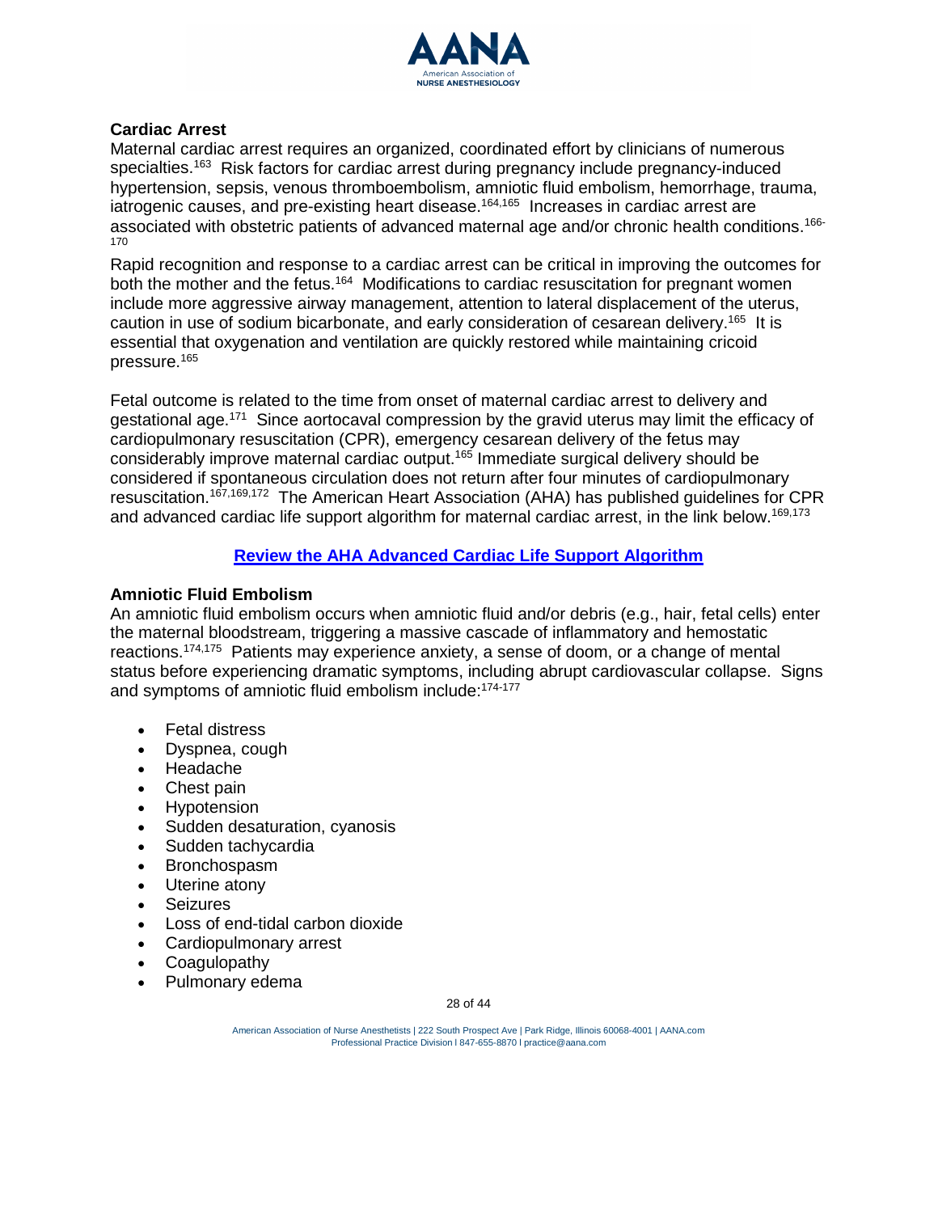### Cardiac Arrest

Maternal cardiac arrest requires an organized, coordinated effort by clinicians of numerous specialties.[163] Risk factors for cardiac arrest during pregnancy include pregnancy-induced hypertension, sepsis, venous thromboembolism, amniotic fluid embolism, hemorrhage, trauma, iatrogenic causes, and pre-existing heart disease.[164,165] Increases in cardiac arrest are associated with obstetric patients of advanced maternal age and/or chronic health conditions.[166-170]

Rapid recognition and response to a cardiac arrest can be critical in improving the outcomes for both the mother and the fetus.[164] Modifications to cardiac resuscitation for pregnant women include more aggressive airway management, attention to lateral displacement of the uterus, caution in use of sodium bicarbonate, and early consideration of cesarean delivery.[165] It is essential that oxygenation and ventilation are quickly restored while maintaining cricoid pressure.[165]

Fetal outcome is related to the time from onset of maternal cardiac arrest to delivery and gestational age.[171] Since aortocaval compression by the gravid uterus may limit the efficacy of cardiopulmonary resuscitation (CPR), emergency cesarean delivery of the fetus may considerably improve maternal cardiac output.[165] Immediate surgical delivery should be considered if spontaneous circulation does not return after four minutes of cardiopulmonary resuscitation.[167,169,172] The American Heart Association (AHA) has published guidelines for CPR and advanced cardiac life support algorithm for maternal cardiac arrest, in the link below.[169,173]

**Review the AHA Advanced Cardiac Life Support Algorithm**

### Amniotic Fluid Embolism

An amniotic fluid embolism occurs when amniotic fluid and/or debris (e.g., hair, fetal cells) enter the maternal bloodstream, triggering a massive cascade of inflammatory and hemostatic reactions.[174,175] Patients may experience anxiety, a sense of doom, or a change of mental status before experiencing dramatic symptoms, including abrupt cardiovascular collapse. Signs and symptoms of amniotic fluid embolism include:[174-177]

- Fetal distress
- Dyspnea, cough
- Headache
- Chest pain
- Hypotension
- Sudden desaturation, cyanosis
- Sudden tachycardia
- Bronchospasm
- Uterine atony
- Seizures
- Loss of end-tidal carbon dioxide
- Cardiopulmonary arrest
- Coagulopathy
- Pulmonary edema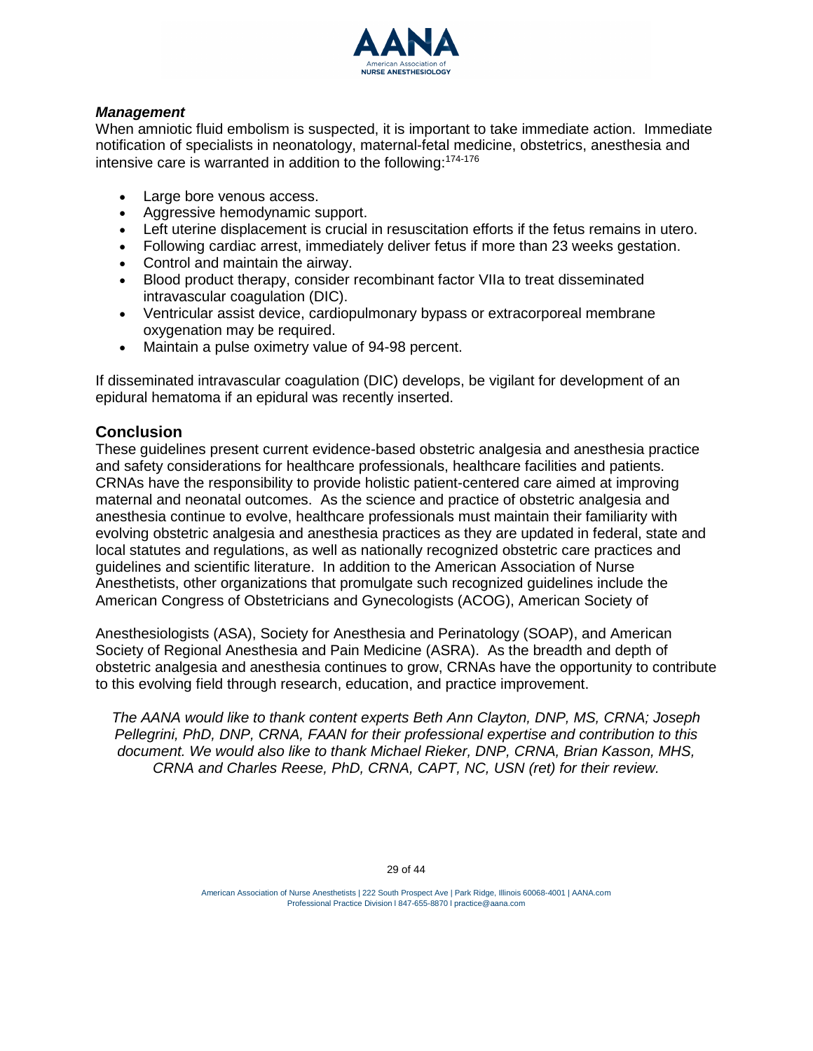***Management***

When amniotic fluid embolism is suspected, it is important to take immediate action. Immediate notification of specialists in neonatology, maternal-fetal medicine, obstetrics, anesthesia and intensive care is warranted in addition to the following:[174-176]

- Large bore venous access.
- Aggressive hemodynamic support.
- Left uterine displacement is crucial in resuscitation efforts if the fetus remains in utero.
- Following cardiac arrest, immediately deliver fetus if more than 23 weeks gestation.
- Control and maintain the airway.
- Blood product therapy, consider recombinant factor VIIa to treat disseminated intravascular coagulation (DIC).
- Ventricular assist device, cardiopulmonary bypass or extracorporeal membrane oxygenation may be required.
- Maintain a pulse oximetry value of 94-98 percent.

If disseminated intravascular coagulation (DIC) develops, be vigilant for development of an epidural hematoma if an epidural was recently inserted.

## Conclusion

These guidelines present current evidence-based obstetric analgesia and anesthesia practice and safety considerations for healthcare professionals, healthcare facilities and patients. CRNAs have the responsibility to provide holistic patient-centered care aimed at improving maternal and neonatal outcomes. As the science and practice of obstetric analgesia and anesthesia continue to evolve, healthcare professionals must maintain their familiarity with evolving obstetric analgesia and anesthesia practices as they are updated in federal, state and local statutes and regulations, as well as nationally recognized obstetric care practices and guidelines and scientific literature. In addition to the American Association of Nurse Anesthetists, other organizations that promulgate such recognized guidelines include the American Congress of Obstetricians and Gynecologists (ACOG), American Society of Anesthesiologists (ASA), Society for Anesthesia and Perinatology (SOAP), and American Society of Regional Anesthesia and Pain Medicine (ASRA). As the breadth and depth of obstetric analgesia and anesthesia continues to grow, CRNAs have the opportunity to contribute to this evolving field through research, education, and practice improvement.

*The AANA would like to thank content experts Beth Ann Clayton, DNP, MS, CRNA; Joseph Pellegrini, PhD, DNP, CRNA, FAAN for their professional expertise and contribution to this document. We would also like to thank Michael Rieker, DNP, CRNA, Brian Kasson, MHS, CRNA and Charles Reese, PhD, CRNA, CAPT, NC, USN (ret) for their review.*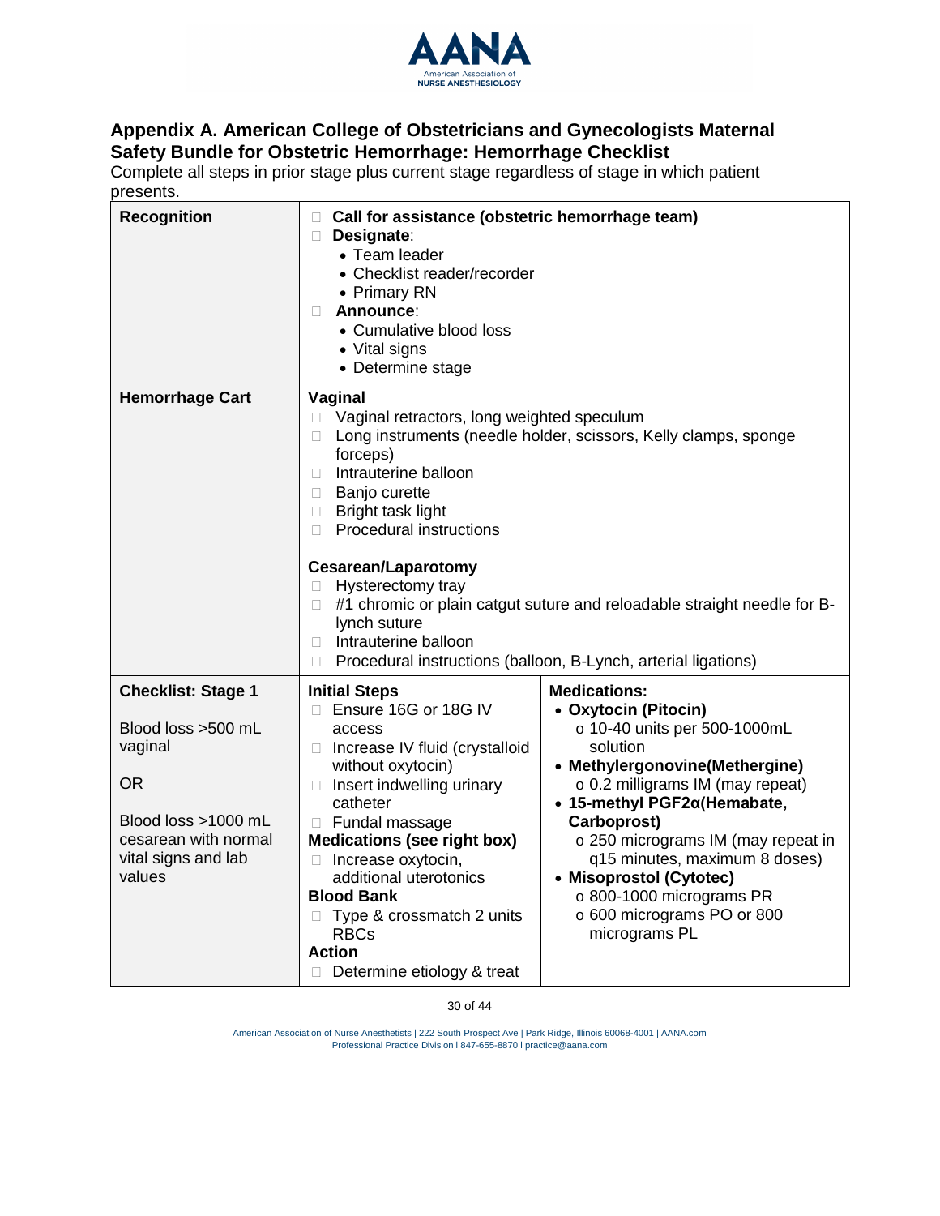## Appendix A. American College of Obstetricians and Gynecologists Maternal Safety Bundle for Obstetric Hemorrhage: Hemorrhage Checklist

Complete all steps in prior stage plus current stage regardless of stage in which patient presents.

| | | |
|---|---|---|
| **Recognition** | ☐ **Call for assistance (obstetric hemorrhage team)**<br>☐ **Designate**:<br>• Team leader<br>• Checklist reader/recorder<br>• Primary RN<br>☐ **Announce**:<br>• Cumulative blood loss<br>• Vital signs<br>• Determine stage | |
| **Hemorrhage Cart** | **Vaginal**<br>☐ Vaginal retractors, long weighted speculum<br>☐ Long instruments (needle holder, scissors, Kelly clamps, sponge forceps)<br>☐ Intrauterine balloon<br>☐ Banjo curette<br>☐ Bright task light<br>☐ Procedural instructions<br><br>**Cesarean/Laparotomy**<br>☐ Hysterectomy tray<br>☐ #1 chromic or plain catgut suture and reloadable straight needle for B-lynch suture<br>☐ Intrauterine balloon<br>☐ Procedural instructions (balloon, B-Lynch, arterial ligations) | |
| **Checklist: Stage 1**<br><br>Blood loss >500 mL vaginal<br><br>OR<br><br>Blood loss >1000 mL cesarean with normal vital signs and lab values | **Initial Steps**<br>☐ Ensure 16G or 18G IV access<br>☐ Increase IV fluid (crystalloid without oxytocin)<br>☐ Insert indwelling urinary catheter<br>☐ Fundal massage<br>**Medications (see right box)**<br>☐ Increase oxytocin, additional uterotonics<br>**Blood Bank**<br>☐ Type & crossmatch 2 units RBCs<br>**Action**<br>☐ Determine etiology & treat | **Medications:**<br>• **Oxytocin (Pitocin)**<br>o 10-40 units per 500-1000mL solution<br>• **Methylergonovine(Methergine)**<br>o 0.2 milligrams IM (may repeat)<br>• **15-methyl PGF2α(Hemabate, Carboprost)**<br>o 250 micrograms IM (may repeat in q15 minutes, maximum 8 doses)<br>• **Misoprostol (Cytotec)**<br>o 800-1000 micrograms PR<br>o 600 micrograms PO or 800 micrograms PL |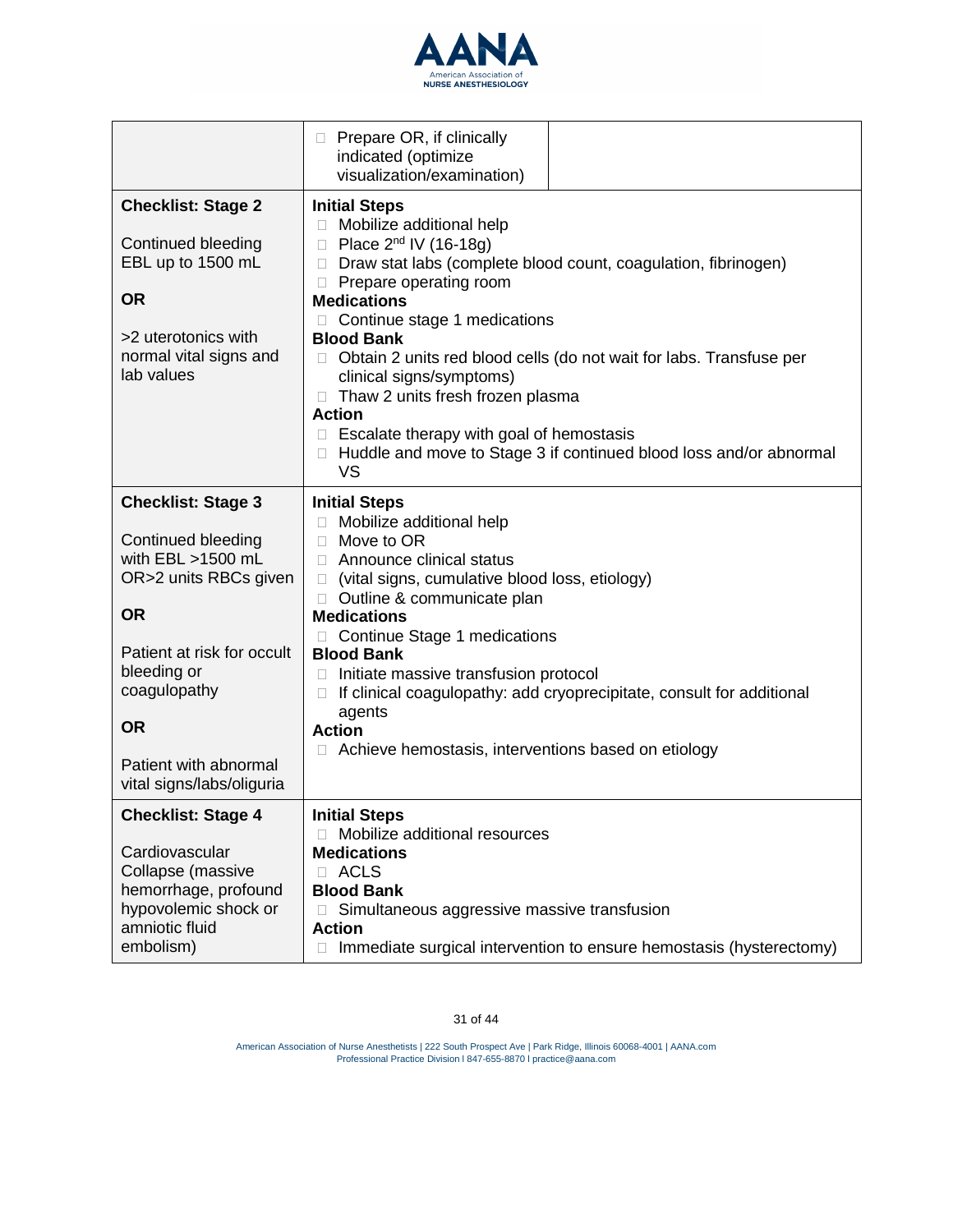| | | |
|---|---|---|
| | ☐ Prepare OR, if clinically indicated (optimize visualization/examination) | |
| **Checklist: Stage 2**<br><br>Continued bleeding EBL up to 1500 mL<br><br>**OR**<br><br>>2 uterotonics with normal vital signs and lab values | **Initial Steps**<br>☐ Mobilize additional help<br>☐ Place 2nd IV (16-18g)<br>☐ Draw stat labs (complete blood count, coagulation, fibrinogen)<br>☐ Prepare operating room<br>**Medications**<br>☐ Continue stage 1 medications<br>**Blood Bank**<br>☐ Obtain 2 units red blood cells (do not wait for labs. Transfuse per clinical signs/symptoms)<br>☐ Thaw 2 units fresh frozen plasma<br>**Action**<br>☐ Escalate therapy with goal of hemostasis<br>☐ Huddle and move to Stage 3 if continued blood loss and/or abnormal VS | |
| **Checklist: Stage 3**<br><br>Continued bleeding with EBL >1500 mL OR>2 units RBCs given<br><br>**OR**<br><br>Patient at risk for occult bleeding or coagulopathy<br><br>**OR**<br><br>Patient with abnormal vital signs/labs/oliguria | **Initial Steps**<br>☐ Mobilize additional help<br>☐ Move to OR<br>☐ Announce clinical status<br>☐ (vital signs, cumulative blood loss, etiology)<br>☐ Outline & communicate plan<br>**Medications**<br>☐ Continue Stage 1 medications<br>**Blood Bank**<br>☐ Initiate massive transfusion protocol<br>☐ If clinical coagulopathy: add cryoprecipitate, consult for additional agents<br>**Action**<br>☐ Achieve hemostasis, interventions based on etiology | |
| **Checklist: Stage 4**<br><br>Cardiovascular Collapse (massive hemorrhage, profound hypovolemic shock or amniotic fluid embolism) | **Initial Steps**<br>☐ Mobilize additional resources<br>**Medications**<br>☐ ACLS<br>**Blood Bank**<br>☐ Simultaneous aggressive massive transfusion<br>**Action**<br>☐ Immediate surgical intervention to ensure hemostasis (hysterectomy) | |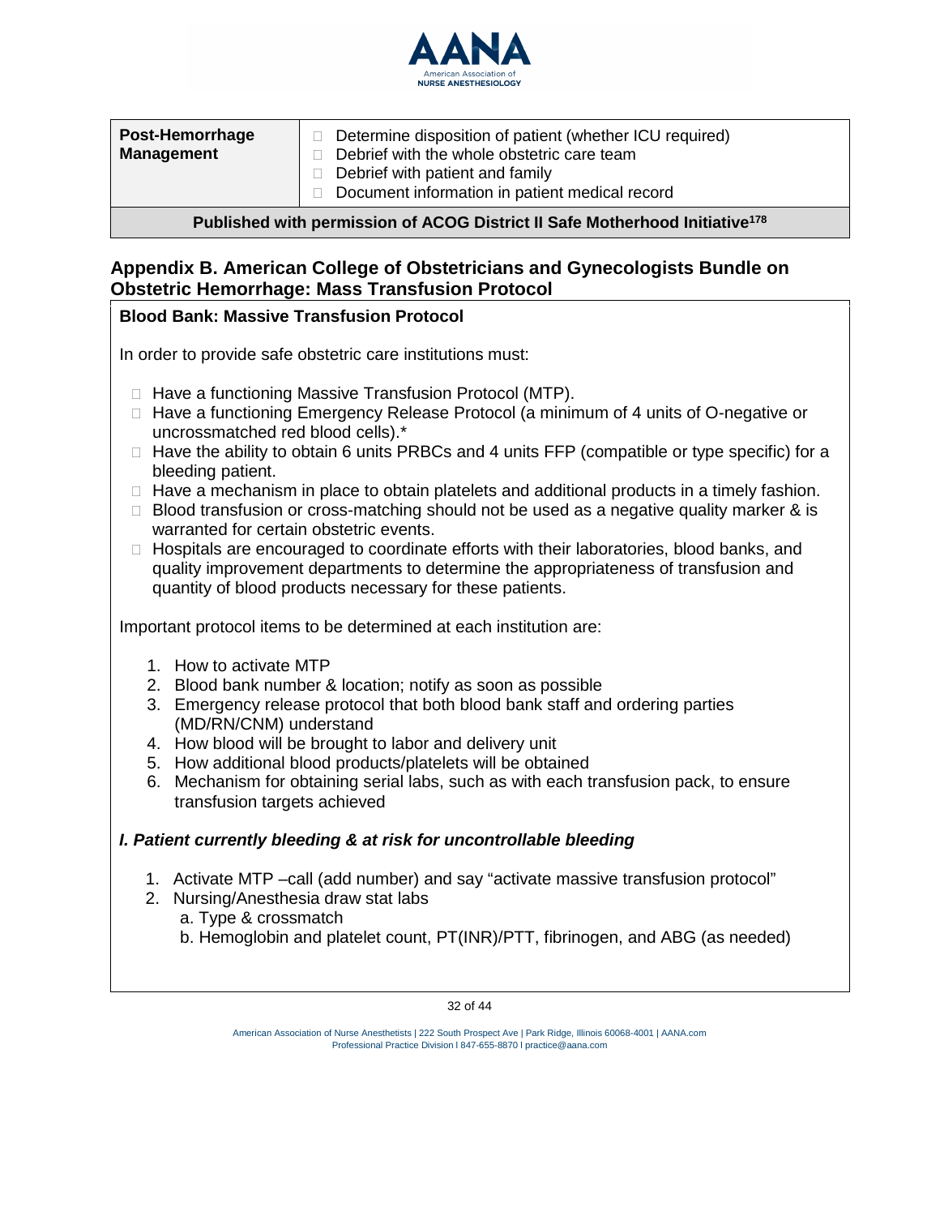| | |
|---|---|
| **Post-Hemorrhage Management** | □ Determine disposition of patient (whether ICU required)<br>□ Debrief with the whole obstetric care team<br>□ Debrief with patient and family<br>□ Document information in patient medical record |
| **Published with permission of ACOG District II Safe Motherhood Initiative[178]** | |

## Appendix B. American College of Obstetricians and Gynecologists Bundle on Obstetric Hemorrhage: Mass Transfusion Protocol

**Blood Bank: Massive Transfusion Protocol**

In order to provide safe obstetric care institutions must:

- □ Have a functioning Massive Transfusion Protocol (MTP).
- □ Have a functioning Emergency Release Protocol (a minimum of 4 units of O-negative or uncrossmatched red blood cells).*
- □ Have the ability to obtain 6 units PRBCs and 4 units FFP (compatible or type specific) for a bleeding patient.
- □ Have a mechanism in place to obtain platelets and additional products in a timely fashion.
- □ Blood transfusion or cross-matching should not be used as a negative quality marker & is warranted for certain obstetric events.
- □ Hospitals are encouraged to coordinate efforts with their laboratories, blood banks, and quality improvement departments to determine the appropriateness of transfusion and quantity of blood products necessary for these patients.

Important protocol items to be determined at each institution are:

1. How to activate MTP
2. Blood bank number & location; notify as soon as possible
3. Emergency release protocol that both blood bank staff and ordering parties (MD/RN/CNM) understand
4. How blood will be brought to labor and delivery unit
5. How additional blood products/platelets will be obtained
6. Mechanism for obtaining serial labs, such as with each transfusion pack, to ensure transfusion targets achieved

***I. Patient currently bleeding & at risk for uncontrollable bleeding***

1. Activate MTP –call (add number) and say “activate massive transfusion protocol”
2. Nursing/Anesthesia draw stat labs
   a. Type & crossmatch
   b. Hemoglobin and platelet count, PT(INR)/PTT, fibrinogen, and ABG (as needed)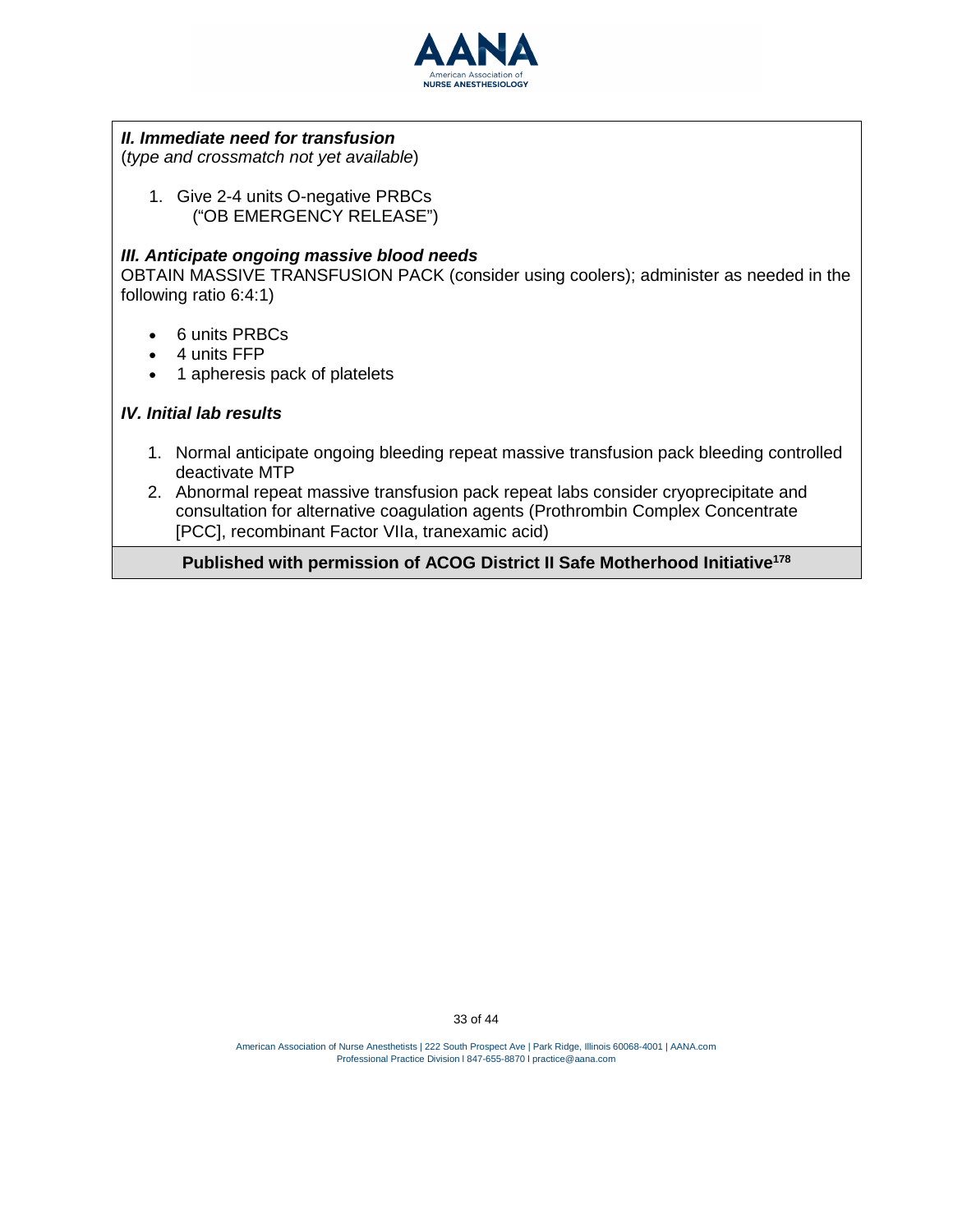***II. Immediate need for transfusion***
(*type and crossmatch not yet available*)

1. Give 2-4 units O-negative PRBCs
   ("OB EMERGENCY RELEASE")

***III. Anticipate ongoing massive blood needs***
OBTAIN MASSIVE TRANSFUSION PACK (consider using coolers); administer as needed in the following ratio 6:4:1)

- 6 units PRBCs
- 4 units FFP
- 1 apheresis pack of platelets

***IV. Initial lab results***

1. Normal anticipate ongoing bleeding repeat massive transfusion pack bleeding controlled deactivate MTP
2. Abnormal repeat massive transfusion pack repeat labs consider cryoprecipitate and consultation for alternative coagulation agents (Prothrombin Complex Concentrate [PCC], recombinant Factor VIIa, tranexamic acid)

**Published with permission of ACOG District II Safe Motherhood Initiative[178]**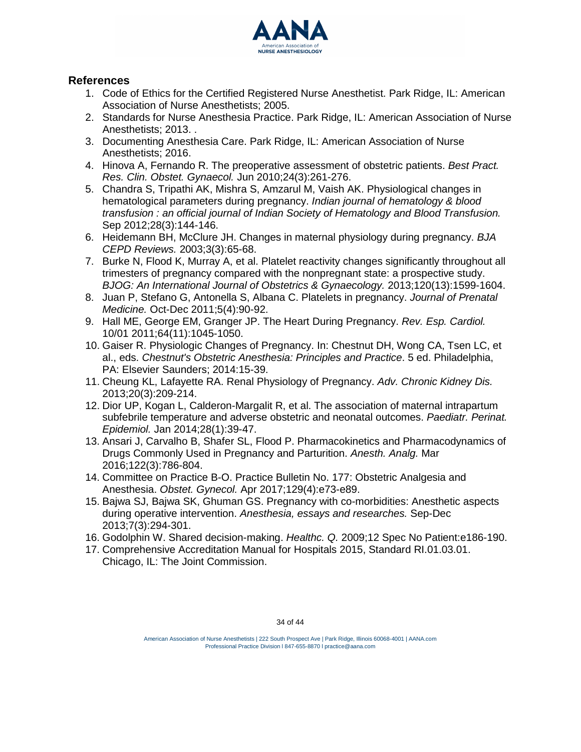## References

1. Code of Ethics for the Certified Registered Nurse Anesthetist. Park Ridge, IL: American Association of Nurse Anesthetists; 2005.
2. Standards for Nurse Anesthesia Practice. Park Ridge, IL: American Association of Nurse Anesthetists; 2013. .
3. Documenting Anesthesia Care. Park Ridge, IL: American Association of Nurse Anesthetists; 2016.
4. Hinova A, Fernando R. The preoperative assessment of obstetric patients. *Best Pract. Res. Clin. Obstet. Gynaecol.* Jun 2010;24(3):261-276.
5. Chandra S, Tripathi AK, Mishra S, Amzarul M, Vaish AK. Physiological changes in hematological parameters during pregnancy. *Indian journal of hematology & blood transfusion : an official journal of Indian Society of Hematology and Blood Transfusion.* Sep 2012;28(3):144-146.
6. Heidemann BH, McClure JH. Changes in maternal physiology during pregnancy. *BJA CEPD Reviews.* 2003;3(3):65-68.
7. Burke N, Flood K, Murray A, et al. Platelet reactivity changes significantly throughout all trimesters of pregnancy compared with the nonpregnant state: a prospective study. *BJOG: An International Journal of Obstetrics & Gynaecology.* 2013;120(13):1599-1604.
8. Juan P, Stefano G, Antonella S, Albana C. Platelets in pregnancy. *Journal of Prenatal Medicine.* Oct-Dec 2011;5(4):90-92.
9. Hall ME, George EM, Granger JP. The Heart During Pregnancy. *Rev. Esp. Cardiol.* 10/01 2011;64(11):1045-1050.
10. Gaiser R. Physiologic Changes of Pregnancy. In: Chestnut DH, Wong CA, Tsen LC, et al., eds. *Chestnut's Obstetric Anesthesia: Principles and Practice*. 5 ed. Philadelphia, PA: Elsevier Saunders; 2014:15-39.
11. Cheung KL, Lafayette RA. Renal Physiology of Pregnancy. *Adv. Chronic Kidney Dis.* 2013;20(3):209-214.
12. Dior UP, Kogan L, Calderon-Margalit R, et al. The association of maternal intrapartum subfebrile temperature and adverse obstetric and neonatal outcomes. *Paediatr. Perinat. Epidemiol.* Jan 2014;28(1):39-47.
13. Ansari J, Carvalho B, Shafer SL, Flood P. Pharmacokinetics and Pharmacodynamics of Drugs Commonly Used in Pregnancy and Parturition. *Anesth. Analg.* Mar 2016;122(3):786-804.
14. Committee on Practice B-O. Practice Bulletin No. 177: Obstetric Analgesia and Anesthesia. *Obstet. Gynecol.* Apr 2017;129(4):e73-e89.
15. Bajwa SJ, Bajwa SK, Ghuman GS. Pregnancy with co-morbidities: Anesthetic aspects during operative intervention. *Anesthesia, essays and researches.* Sep-Dec 2013;7(3):294-301.
16. Godolphin W. Shared decision-making. *Healthc. Q.* 2009;12 Spec No Patient:e186-190.
17. Comprehensive Accreditation Manual for Hospitals 2015, Standard RI.01.03.01. Chicago, IL: The Joint Commission.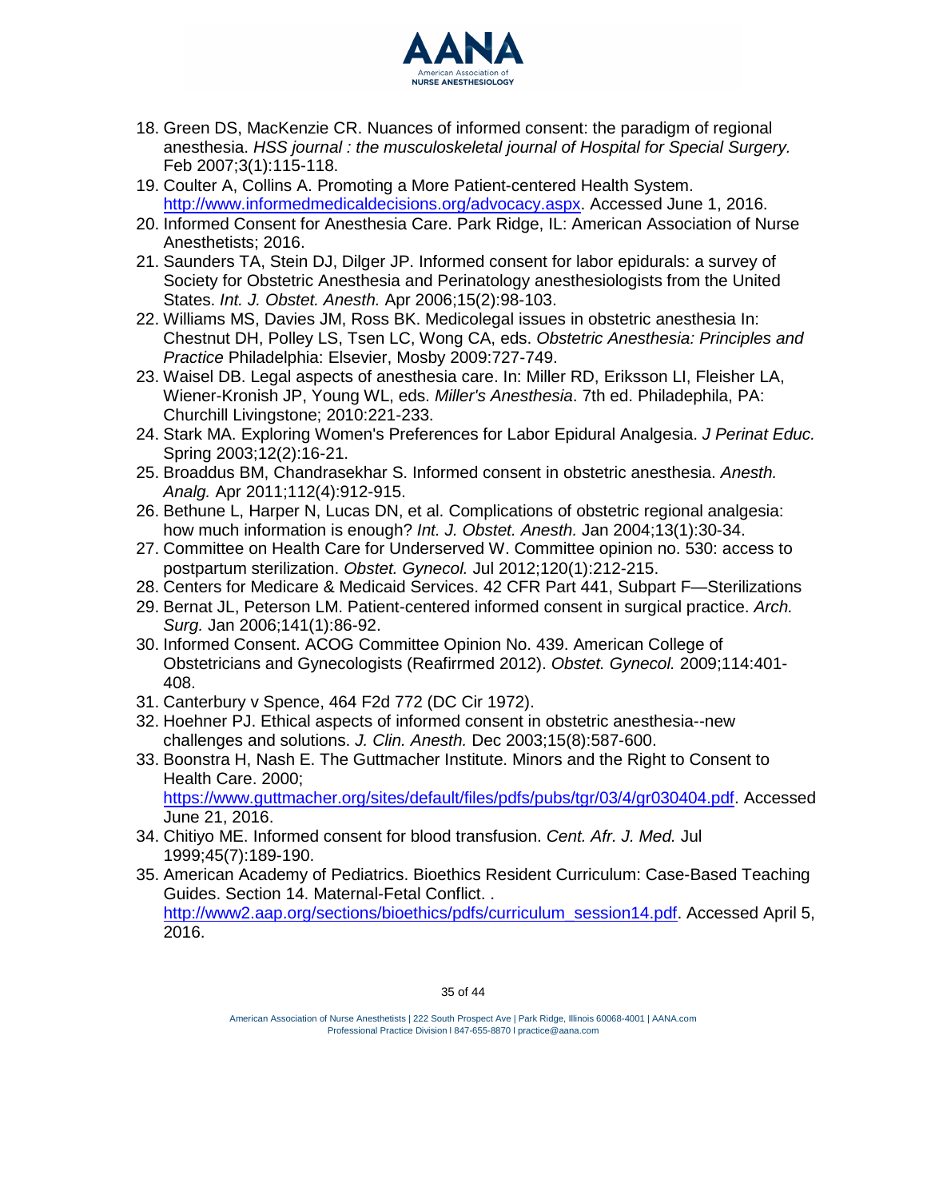18. Green DS, MacKenzie CR. Nuances of informed consent: the paradigm of regional anesthesia. *HSS journal : the musculoskeletal journal of Hospital for Special Surgery.* Feb 2007;3(1):115-118.
19. Coulter A, Collins A. Promoting a More Patient-centered Health System. http://www.informedmedicaldecisions.org/advocacy.aspx. Accessed June 1, 2016.
20. Informed Consent for Anesthesia Care. Park Ridge, IL: American Association of Nurse Anesthetists; 2016.
21. Saunders TA, Stein DJ, Dilger JP. Informed consent for labor epidurals: a survey of Society for Obstetric Anesthesia and Perinatology anesthesiologists from the United States. *Int. J. Obstet. Anesth.* Apr 2006;15(2):98-103.
22. Williams MS, Davies JM, Ross BK. Medicolegal issues in obstetric anesthesia In: Chestnut DH, Polley LS, Tsen LC, Wong CA, eds. *Obstetric Anesthesia: Principles and Practice* Philadelphia: Elsevier, Mosby 2009:727-749.
23. Waisel DB. Legal aspects of anesthesia care. In: Miller RD, Eriksson LI, Fleisher LA, Wiener-Kronish JP, Young WL, eds. *Miller's Anesthesia*. 7th ed. Philadephila, PA: Churchill Livingstone; 2010:221-233.
24. Stark MA. Exploring Women's Preferences for Labor Epidural Analgesia. *J Perinat Educ.* Spring 2003;12(2):16-21.
25. Broaddus BM, Chandrasekhar S. Informed consent in obstetric anesthesia. *Anesth. Analg.* Apr 2011;112(4):912-915.
26. Bethune L, Harper N, Lucas DN, et al. Complications of obstetric regional analgesia: how much information is enough? *Int. J. Obstet. Anesth.* Jan 2004;13(1):30-34.
27. Committee on Health Care for Underserved W. Committee opinion no. 530: access to postpartum sterilization. *Obstet. Gynecol.* Jul 2012;120(1):212-215.
28. Centers for Medicare & Medicaid Services. 42 CFR Part 441, Subpart F—Sterilizations
29. Bernat JL, Peterson LM. Patient-centered informed consent in surgical practice. *Arch. Surg.* Jan 2006;141(1):86-92.
30. Informed Consent. ACOG Committee Opinion No. 439. American College of Obstetricians and Gynecologists (Reafirrmed 2012). *Obstet. Gynecol.* 2009;114:401-408.
31. Canterbury v Spence, 464 F2d 772 (DC Cir 1972).
32. Hoehner PJ. Ethical aspects of informed consent in obstetric anesthesia--new challenges and solutions. *J. Clin. Anesth.* Dec 2003;15(8):587-600.
33. Boonstra H, Nash E. The Guttmacher Institute. Minors and the Right to Consent to Health Care. 2000; https://www.guttmacher.org/sites/default/files/pdfs/pubs/tgr/03/4/gr030404.pdf. Accessed June 21, 2016.
34. Chitiyo ME. Informed consent for blood transfusion. *Cent. Afr. J. Med.* Jul 1999;45(7):189-190.
35. American Academy of Pediatrics. Bioethics Resident Curriculum: Case-Based Teaching Guides. Section 14. Maternal-Fetal Conflict. . http://www2.aap.org/sections/bioethics/pdfs/curriculum_session14.pdf. Accessed April 5, 2016.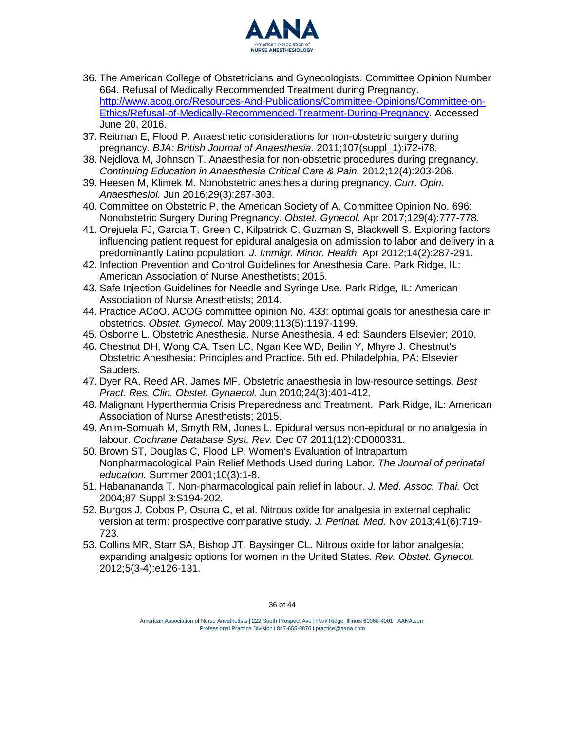36. The American College of Obstetricians and Gynecologists. Committee Opinion Number 664. Refusal of Medically Recommended Treatment during Pregnancy. [http://www.acog.org/Resources-And-Publications/Committee-Opinions/Committee-on-Ethics/Refusal-of-Medically-Recommended-Treatment-During-Pregnancy](http://www.acog.org/Resources-And-Publications/Committee-Opinions/Committee-on-Ethics/Refusal-of-Medically-Recommended-Treatment-During-Pregnancy). Accessed June 20, 2016.
37. Reitman E, Flood P. Anaesthetic considerations for non-obstetric surgery during pregnancy. *BJA: British Journal of Anaesthesia.* 2011;107(suppl_1):i72-i78.
38. Nejdlova M, Johnson T. Anaesthesia for non-obstetric procedures during pregnancy. *Continuing Education in Anaesthesia Critical Care & Pain.* 2012;12(4):203-206.
39. Heesen M, Klimek M. Nonobstetric anesthesia during pregnancy. *Curr. Opin. Anaesthesiol.* Jun 2016;29(3):297-303.
40. Committee on Obstetric P, the American Society of A. Committee Opinion No. 696: Nonobstetric Surgery During Pregnancy. *Obstet. Gynecol.* Apr 2017;129(4):777-778.
41. Orejuela FJ, Garcia T, Green C, Kilpatrick C, Guzman S, Blackwell S. Exploring factors influencing patient request for epidural analgesia on admission to labor and delivery in a predominantly Latino population. *J. Immigr. Minor. Health.* Apr 2012;14(2):287-291.
42. Infection Prevention and Control Guidelines for Anesthesia Care. Park Ridge, IL: American Association of Nurse Anesthetists; 2015.
43. Safe Injection Guidelines for Needle and Syringe Use. Park Ridge, IL: American Association of Nurse Anesthetists; 2014.
44. Practice ACoO. ACOG committee opinion No. 433: optimal goals for anesthesia care in obstetrics. *Obstet. Gynecol.* May 2009;113(5):1197-1199.
45. Osborne L. Obstetric Anesthesia. Nurse Anesthesia. 4 ed: Saunders Elsevier; 2010.
46. Chestnut DH, Wong CA, Tsen LC, Ngan Kee WD, Beilin Y, Mhyre J. Chestnut's Obstetric Anesthesia: Principles and Practice. 5th ed. Philadelphia, PA: Elsevier Sauders.
47. Dyer RA, Reed AR, James MF. Obstetric anaesthesia in low-resource settings. *Best Pract. Res. Clin. Obstet. Gynaecol.* Jun 2010;24(3):401-412.
48. Malignant Hyperthermia Crisis Preparedness and Treatment. Park Ridge, IL: American Association of Nurse Anesthetists; 2015.
49. Anim-Somuah M, Smyth RM, Jones L. Epidural versus non-epidural or no analgesia in labour. *Cochrane Database Syst. Rev.* Dec 07 2011(12):CD000331.
50. Brown ST, Douglas C, Flood LP. Women's Evaluation of Intrapartum Nonpharmacological Pain Relief Methods Used during Labor. *The Journal of perinatal education.* Summer 2001;10(3):1-8.
51. Habanananda T. Non-pharmacological pain relief in labour. *J. Med. Assoc. Thai.* Oct 2004;87 Suppl 3:S194-202.
52. Burgos J, Cobos P, Osuna C, et al. Nitrous oxide for analgesia in external cephalic version at term: prospective comparative study. *J. Perinat. Med.* Nov 2013;41(6):719-723.
53. Collins MR, Starr SA, Bishop JT, Baysinger CL. Nitrous oxide for labor analgesia: expanding analgesic options for women in the United States. *Rev. Obstet. Gynecol.* 2012;5(3-4):e126-131.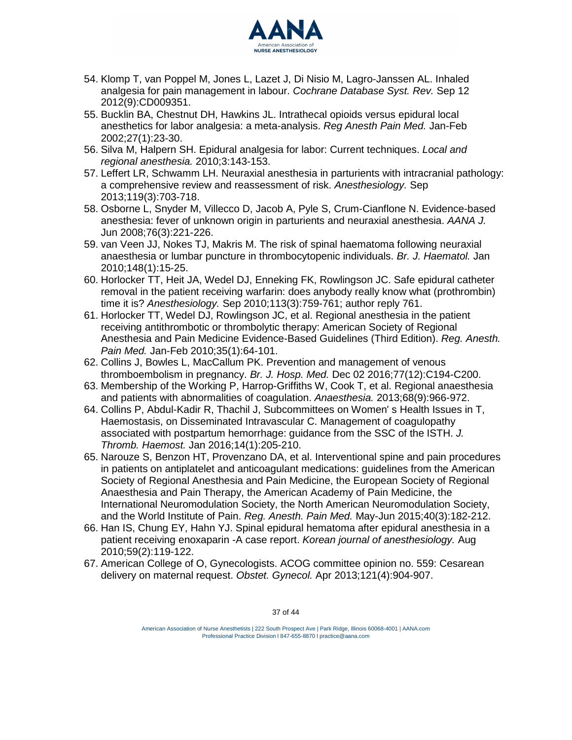54. Klomp T, van Poppel M, Jones L, Lazet J, Di Nisio M, Lagro-Janssen AL. Inhaled analgesia for pain management in labour. *Cochrane Database Syst. Rev.* Sep 12 2012(9):CD009351.
55. Bucklin BA, Chestnut DH, Hawkins JL. Intrathecal opioids versus epidural local anesthetics for labor analgesia: a meta-analysis. *Reg Anesth Pain Med.* Jan-Feb 2002;27(1):23-30.
56. Silva M, Halpern SH. Epidural analgesia for labor: Current techniques. *Local and regional anesthesia.* 2010;3:143-153.
57. Leffert LR, Schwamm LH. Neuraxial anesthesia in parturients with intracranial pathology: a comprehensive review and reassessment of risk. *Anesthesiology.* Sep 2013;119(3):703-718.
58. Osborne L, Snyder M, Villecco D, Jacob A, Pyle S, Crum-Cianflone N. Evidence-based anesthesia: fever of unknown origin in parturients and neuraxial anesthesia. *AANA J.* Jun 2008;76(3):221-226.
59. van Veen JJ, Nokes TJ, Makris M. The risk of spinal haematoma following neuraxial anaesthesia or lumbar puncture in thrombocytopenic individuals. *Br. J. Haematol.* Jan 2010;148(1):15-25.
60. Horlocker TT, Heit JA, Wedel DJ, Enneking FK, Rowlingson JC. Safe epidural catheter removal in the patient receiving warfarin: does anybody really know what (prothrombin) time it is? *Anesthesiology.* Sep 2010;113(3):759-761; author reply 761.
61. Horlocker TT, Wedel DJ, Rowlingson JC, et al. Regional anesthesia in the patient receiving antithrombotic or thrombolytic therapy: American Society of Regional Anesthesia and Pain Medicine Evidence-Based Guidelines (Third Edition). *Reg. Anesth. Pain Med.* Jan-Feb 2010;35(1):64-101.
62. Collins J, Bowles L, MacCallum PK. Prevention and management of venous thromboembolism in pregnancy. *Br. J. Hosp. Med.* Dec 02 2016;77(12):C194-C200.
63. Membership of the Working P, Harrop-Griffiths W, Cook T, et al. Regional anaesthesia and patients with abnormalities of coagulation. *Anaesthesia.* 2013;68(9):966-972.
64. Collins P, Abdul-Kadir R, Thachil J, Subcommittees on Women' s Health Issues in T, Haemostasis, on Disseminated Intravascular C. Management of coagulopathy associated with postpartum hemorrhage: guidance from the SSC of the ISTH. *J. Thromb. Haemost.* Jan 2016;14(1):205-210.
65. Narouze S, Benzon HT, Provenzano DA, et al. Interventional spine and pain procedures in patients on antiplatelet and anticoagulant medications: guidelines from the American Society of Regional Anesthesia and Pain Medicine, the European Society of Regional Anaesthesia and Pain Therapy, the American Academy of Pain Medicine, the International Neuromodulation Society, the North American Neuromodulation Society, and the World Institute of Pain. *Reg. Anesth. Pain Med.* May-Jun 2015;40(3):182-212.
66. Han IS, Chung EY, Hahn YJ. Spinal epidural hematoma after epidural anesthesia in a patient receiving enoxaparin -A case report. *Korean journal of anesthesiology.* Aug 2010;59(2):119-122.
67. American College of O, Gynecologists. ACOG committee opinion no. 559: Cesarean delivery on maternal request. *Obstet. Gynecol.* Apr 2013;121(4):904-907.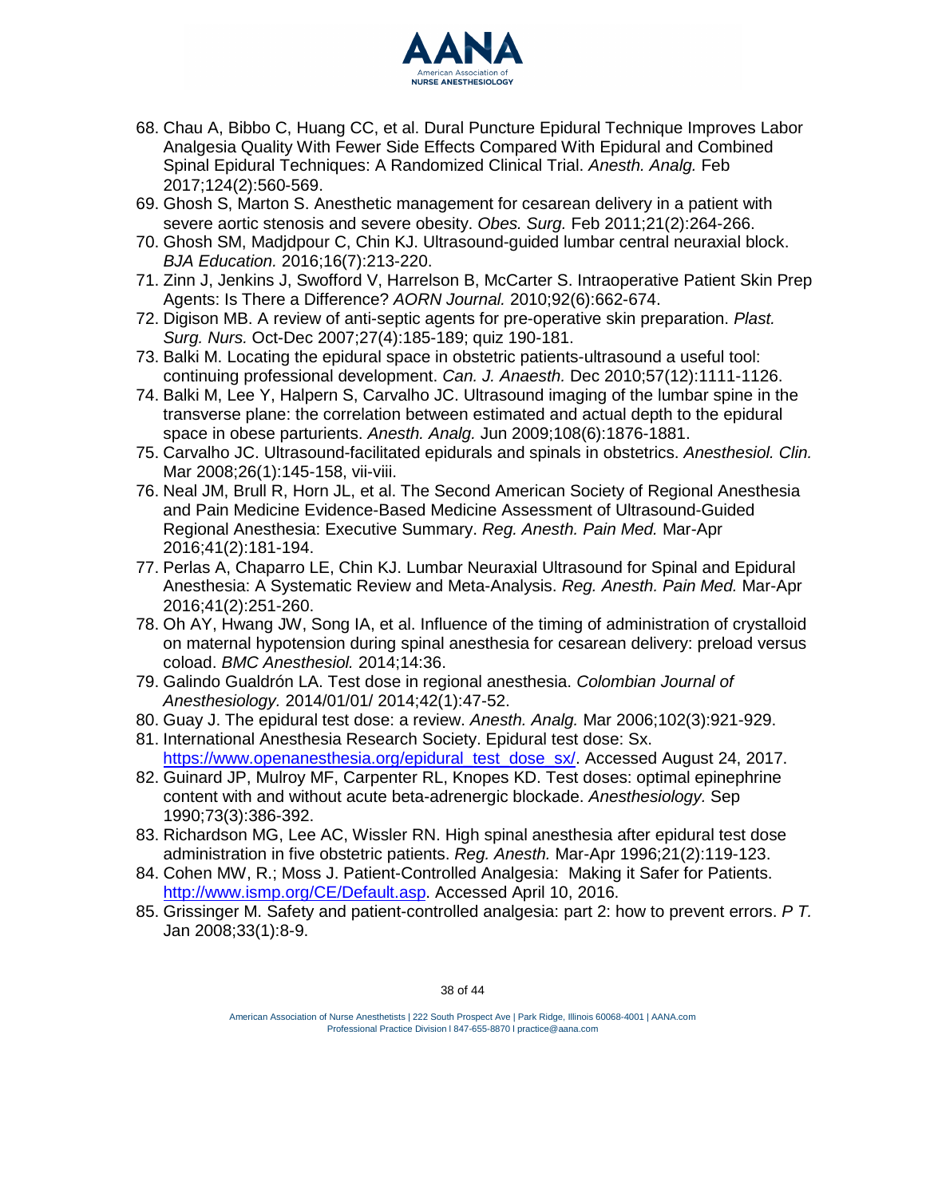68. Chau A, Bibbo C, Huang CC, et al. Dural Puncture Epidural Technique Improves Labor Analgesia Quality With Fewer Side Effects Compared With Epidural and Combined Spinal Epidural Techniques: A Randomized Clinical Trial. *Anesth. Analg.* Feb 2017;124(2):560-569.
69. Ghosh S, Marton S. Anesthetic management for cesarean delivery in a patient with severe aortic stenosis and severe obesity. *Obes. Surg.* Feb 2011;21(2):264-266.
70. Ghosh SM, Madjdpour C, Chin KJ. Ultrasound-guided lumbar central neuraxial block. *BJA Education.* 2016;16(7):213-220.
71. Zinn J, Jenkins J, Swofford V, Harrelson B, McCarter S. Intraoperative Patient Skin Prep Agents: Is There a Difference? *AORN Journal.* 2010;92(6):662-674.
72. Digison MB. A review of anti-septic agents for pre-operative skin preparation. *Plast. Surg. Nurs.* Oct-Dec 2007;27(4):185-189; quiz 190-181.
73. Balki M. Locating the epidural space in obstetric patients-ultrasound a useful tool: continuing professional development. *Can. J. Anaesth.* Dec 2010;57(12):1111-1126.
74. Balki M, Lee Y, Halpern S, Carvalho JC. Ultrasound imaging of the lumbar spine in the transverse plane: the correlation between estimated and actual depth to the epidural space in obese parturients. *Anesth. Analg.* Jun 2009;108(6):1876-1881.
75. Carvalho JC. Ultrasound-facilitated epidurals and spinals in obstetrics. *Anesthesiol. Clin.* Mar 2008;26(1):145-158, vii-viii.
76. Neal JM, Brull R, Horn JL, et al. The Second American Society of Regional Anesthesia and Pain Medicine Evidence-Based Medicine Assessment of Ultrasound-Guided Regional Anesthesia: Executive Summary. *Reg. Anesth. Pain Med.* Mar-Apr 2016;41(2):181-194.
77. Perlas A, Chaparro LE, Chin KJ. Lumbar Neuraxial Ultrasound for Spinal and Epidural Anesthesia: A Systematic Review and Meta-Analysis. *Reg. Anesth. Pain Med.* Mar-Apr 2016;41(2):251-260.
78. Oh AY, Hwang JW, Song IA, et al. Influence of the timing of administration of crystalloid on maternal hypotension during spinal anesthesia for cesarean delivery: preload versus coload. *BMC Anesthesiol.* 2014;14:36.
79. Galindo Gualdrón LA. Test dose in regional anesthesia. *Colombian Journal of Anesthesiology.* 2014/01/01/ 2014;42(1):47-52.
80. Guay J. The epidural test dose: a review. *Anesth. Analg.* Mar 2006;102(3):921-929.
81. International Anesthesia Research Society. Epidural test dose: Sx. [https://www.openanesthesia.org/epidural_test_dose_sx/](https://www.openanesthesia.org/epidural_test_dose_sx/). Accessed August 24, 2017.
82. Guinard JP, Mulroy MF, Carpenter RL, Knopes KD. Test doses: optimal epinephrine content with and without acute beta-adrenergic blockade. *Anesthesiology.* Sep 1990;73(3):386-392.
83. Richardson MG, Lee AC, Wissler RN. High spinal anesthesia after epidural test dose administration in five obstetric patients. *Reg. Anesth.* Mar-Apr 1996;21(2):119-123.
84. Cohen MW, R.; Moss J. Patient-Controlled Analgesia: Making it Safer for Patients. [http://www.ismp.org/CE/Default.asp](http://www.ismp.org/CE/Default.asp). Accessed April 10, 2016.
85. Grissinger M. Safety and patient-controlled analgesia: part 2: how to prevent errors. *P T.* Jan 2008;33(1):8-9.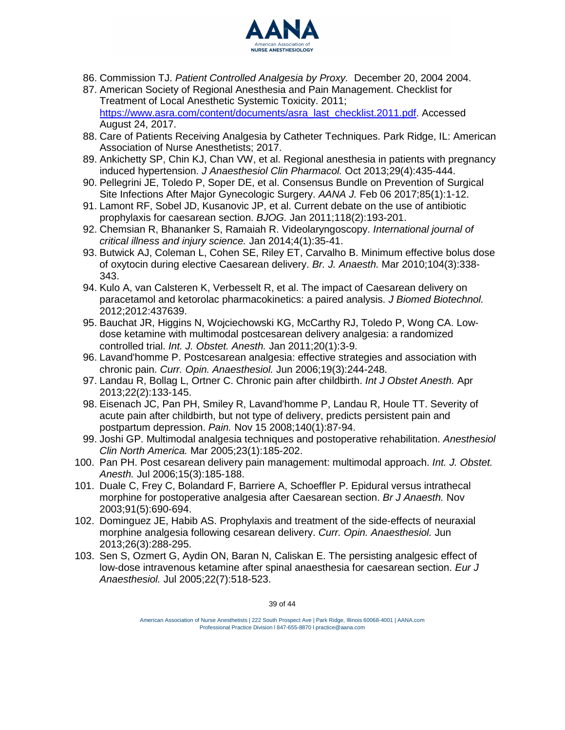86. Commission TJ. *Patient Controlled Analgesia by Proxy.* December 20, 2004 2004.
87. American Society of Regional Anesthesia and Pain Management. Checklist for Treatment of Local Anesthetic Systemic Toxicity. 2011; https://www.asra.com/content/documents/asra_last_checklist.2011.pdf. Accessed August 24, 2017.
88. Care of Patients Receiving Analgesia by Catheter Techniques. Park Ridge, IL: American Association of Nurse Anesthetists; 2017.
89. Ankichetty SP, Chin KJ, Chan VW, et al. Regional anesthesia in patients with pregnancy induced hypertension. *J Anaesthesiol Clin Pharmacol.* Oct 2013;29(4):435-444.
90. Pellegrini JE, Toledo P, Soper DE, et al. Consensus Bundle on Prevention of Surgical Site Infections After Major Gynecologic Surgery. *AANA J.* Feb 06 2017;85(1):1-12.
91. Lamont RF, Sobel JD, Kusanovic JP, et al. Current debate on the use of antibiotic prophylaxis for caesarean section. *BJOG.* Jan 2011;118(2):193-201.
92. Chemsian R, Bhananker S, Ramaiah R. Videolaryngoscopy. *International journal of critical illness and injury science.* Jan 2014;4(1):35-41.
93. Butwick AJ, Coleman L, Cohen SE, Riley ET, Carvalho B. Minimum effective bolus dose of oxytocin during elective Caesarean delivery. *Br. J. Anaesth.* Mar 2010;104(3):338-343.
94. Kulo A, van Calsteren K, Verbesselt R, et al. The impact of Caesarean delivery on paracetamol and ketorolac pharmacokinetics: a paired analysis. *J Biomed Biotechnol.* 2012;2012:437639.
95. Bauchat JR, Higgins N, Wojciechowski KG, McCarthy RJ, Toledo P, Wong CA. Low-dose ketamine with multimodal postcesarean delivery analgesia: a randomized controlled trial. *Int. J. Obstet. Anesth.* Jan 2011;20(1):3-9.
96. Lavand'homme P. Postcesarean analgesia: effective strategies and association with chronic pain. *Curr. Opin. Anaesthesiol.* Jun 2006;19(3):244-248.
97. Landau R, Bollag L, Ortner C. Chronic pain after childbirth. *Int J Obstet Anesth.* Apr 2013;22(2):133-145.
98. Eisenach JC, Pan PH, Smiley R, Lavand'homme P, Landau R, Houle TT. Severity of acute pain after childbirth, but not type of delivery, predicts persistent pain and postpartum depression. *Pain.* Nov 15 2008;140(1):87-94.
99. Joshi GP. Multimodal analgesia techniques and postoperative rehabilitation. *Anesthesiol Clin North America.* Mar 2005;23(1):185-202.
100. Pan PH. Post cesarean delivery pain management: multimodal approach. *Int. J. Obstet. Anesth.* Jul 2006;15(3):185-188.
101. Duale C, Frey C, Bolandard F, Barriere A, Schoeffler P. Epidural versus intrathecal morphine for postoperative analgesia after Caesarean section. *Br J Anaesth.* Nov 2003;91(5):690-694.
102. Dominguez JE, Habib AS. Prophylaxis and treatment of the side-effects of neuraxial morphine analgesia following cesarean delivery. *Curr. Opin. Anaesthesiol.* Jun 2013;26(3):288-295.
103. Sen S, Ozmert G, Aydin ON, Baran N, Caliskan E. The persisting analgesic effect of low-dose intravenous ketamine after spinal anaesthesia for caesarean section. *Eur J Anaesthesiol.* Jul 2005;22(7):518-523.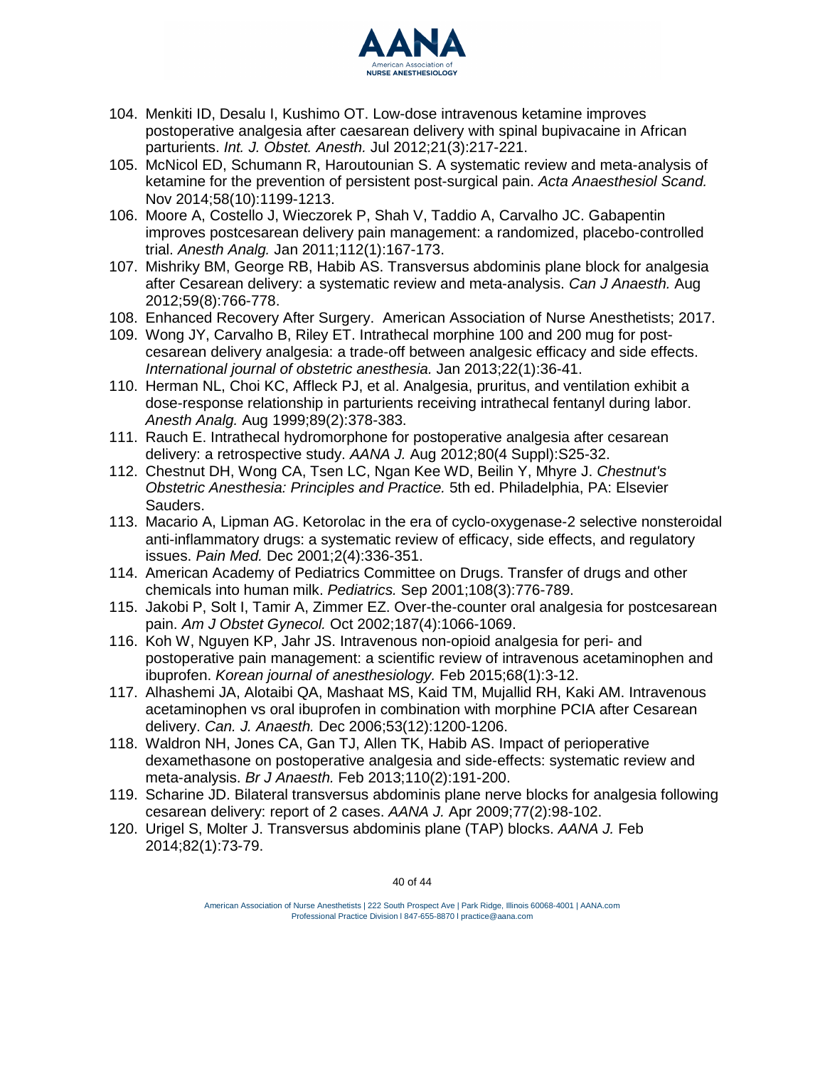104. Menkiti ID, Desalu I, Kushimo OT. Low-dose intravenous ketamine improves postoperative analgesia after caesarean delivery with spinal bupivacaine in African parturients. *Int. J. Obstet. Anesth.* Jul 2012;21(3):217-221.
105. McNicol ED, Schumann R, Haroutounian S. A systematic review and meta-analysis of ketamine for the prevention of persistent post-surgical pain. *Acta Anaesthesiol Scand.* Nov 2014;58(10):1199-1213.
106. Moore A, Costello J, Wieczorek P, Shah V, Taddio A, Carvalho JC. Gabapentin improves postcesarean delivery pain management: a randomized, placebo-controlled trial. *Anesth Analg.* Jan 2011;112(1):167-173.
107. Mishriky BM, George RB, Habib AS. Transversus abdominis plane block for analgesia after Cesarean delivery: a systematic review and meta-analysis. *Can J Anaesth.* Aug 2012;59(8):766-778.
108. Enhanced Recovery After Surgery. American Association of Nurse Anesthetists; 2017.
109. Wong JY, Carvalho B, Riley ET. Intrathecal morphine 100 and 200 mug for post-cesarean delivery analgesia: a trade-off between analgesic efficacy and side effects. *International journal of obstetric anesthesia.* Jan 2013;22(1):36-41.
110. Herman NL, Choi KC, Affleck PJ, et al. Analgesia, pruritus, and ventilation exhibit a dose-response relationship in parturients receiving intrathecal fentanyl during labor. *Anesth Analg.* Aug 1999;89(2):378-383.
111. Rauch E. Intrathecal hydromorphone for postoperative analgesia after cesarean delivery: a retrospective study. *AANA J.* Aug 2012;80(4 Suppl):S25-32.
112. Chestnut DH, Wong CA, Tsen LC, Ngan Kee WD, Beilin Y, Mhyre J. *Chestnut's Obstetric Anesthesia: Principles and Practice.* 5th ed. Philadelphia, PA: Elsevier Sauders.
113. Macario A, Lipman AG. Ketorolac in the era of cyclo-oxygenase-2 selective nonsteroidal anti-inflammatory drugs: a systematic review of efficacy, side effects, and regulatory issues. *Pain Med.* Dec 2001;2(4):336-351.
114. American Academy of Pediatrics Committee on Drugs. Transfer of drugs and other chemicals into human milk. *Pediatrics.* Sep 2001;108(3):776-789.
115. Jakobi P, Solt I, Tamir A, Zimmer EZ. Over-the-counter oral analgesia for postcesarean pain. *Am J Obstet Gynecol.* Oct 2002;187(4):1066-1069.
116. Koh W, Nguyen KP, Jahr JS. Intravenous non-opioid analgesia for peri- and postoperative pain management: a scientific review of intravenous acetaminophen and ibuprofen. *Korean journal of anesthesiology.* Feb 2015;68(1):3-12.
117. Alhashemi JA, Alotaibi QA, Mashaat MS, Kaid TM, Mujallid RH, Kaki AM. Intravenous acetaminophen vs oral ibuprofen in combination with morphine PCIA after Cesarean delivery. *Can. J. Anaesth.* Dec 2006;53(12):1200-1206.
118. Waldron NH, Jones CA, Gan TJ, Allen TK, Habib AS. Impact of perioperative dexamethasone on postoperative analgesia and side-effects: systematic review and meta-analysis. *Br J Anaesth.* Feb 2013;110(2):191-200.
119. Scharine JD. Bilateral transversus abdominis plane nerve blocks for analgesia following cesarean delivery: report of 2 cases. *AANA J.* Apr 2009;77(2):98-102.
120. Urigel S, Molter J. Transversus abdominis plane (TAP) blocks. *AANA J.* Feb 2014;82(1):73-79.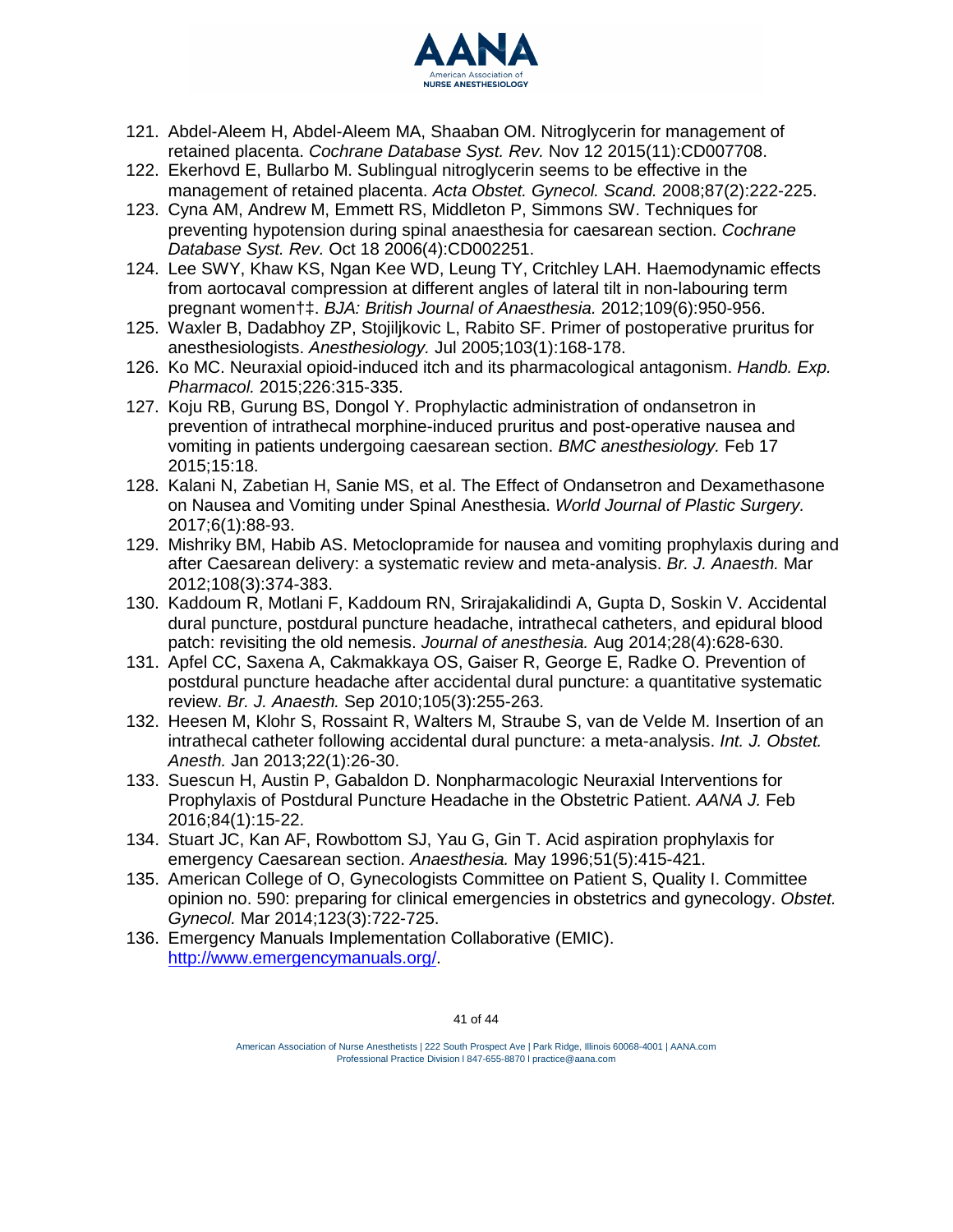121. Abdel-Aleem H, Abdel-Aleem MA, Shaaban OM. Nitroglycerin for management of retained placenta. *Cochrane Database Syst. Rev.* Nov 12 2015(11):CD007708.
122. Ekerhovd E, Bullarbo M. Sublingual nitroglycerin seems to be effective in the management of retained placenta. *Acta Obstet. Gynecol. Scand.* 2008;87(2):222-225.
123. Cyna AM, Andrew M, Emmett RS, Middleton P, Simmons SW. Techniques for preventing hypotension during spinal anaesthesia for caesarean section. *Cochrane Database Syst. Rev.* Oct 18 2006(4):CD002251.
124. Lee SWY, Khaw KS, Ngan Kee WD, Leung TY, Critchley LAH. Haemodynamic effects from aortocaval compression at different angles of lateral tilt in non-labouring term pregnant women†‡. *BJA: British Journal of Anaesthesia.* 2012;109(6):950-956.
125. Waxler B, Dadabhoy ZP, Stojiljkovic L, Rabito SF. Primer of postoperative pruritus for anesthesiologists. *Anesthesiology.* Jul 2005;103(1):168-178.
126. Ko MC. Neuraxial opioid-induced itch and its pharmacological antagonism. *Handb. Exp. Pharmacol.* 2015;226:315-335.
127. Koju RB, Gurung BS, Dongol Y. Prophylactic administration of ondansetron in prevention of intrathecal morphine-induced pruritus and post-operative nausea and vomiting in patients undergoing caesarean section. *BMC anesthesiology.* Feb 17 2015;15:18.
128. Kalani N, Zabetian H, Sanie MS, et al. The Effect of Ondansetron and Dexamethasone on Nausea and Vomiting under Spinal Anesthesia. *World Journal of Plastic Surgery.* 2017;6(1):88-93.
129. Mishriky BM, Habib AS. Metoclopramide for nausea and vomiting prophylaxis during and after Caesarean delivery: a systematic review and meta-analysis. *Br. J. Anaesth.* Mar 2012;108(3):374-383.
130. Kaddoum R, Motlani F, Kaddoum RN, Srirajakalidindi A, Gupta D, Soskin V. Accidental dural puncture, postdural puncture headache, intrathecal catheters, and epidural blood patch: revisiting the old nemesis. *Journal of anesthesia.* Aug 2014;28(4):628-630.
131. Apfel CC, Saxena A, Cakmakkaya OS, Gaiser R, George E, Radke O. Prevention of postdural puncture headache after accidental dural puncture: a quantitative systematic review. *Br. J. Anaesth.* Sep 2010;105(3):255-263.
132. Heesen M, Klohr S, Rossaint R, Walters M, Straube S, van de Velde M. Insertion of an intrathecal catheter following accidental dural puncture: a meta-analysis. *Int. J. Obstet. Anesth.* Jan 2013;22(1):26-30.
133. Suescun H, Austin P, Gabaldon D. Nonpharmacologic Neuraxial Interventions for Prophylaxis of Postdural Puncture Headache in the Obstetric Patient. *AANA J.* Feb 2016;84(1):15-22.
134. Stuart JC, Kan AF, Rowbottom SJ, Yau G, Gin T. Acid aspiration prophylaxis for emergency Caesarean section. *Anaesthesia.* May 1996;51(5):415-421.
135. American College of O, Gynecologists Committee on Patient S, Quality I. Committee opinion no. 590: preparing for clinical emergencies in obstetrics and gynecology. *Obstet. Gynecol.* Mar 2014;123(3):722-725.
136. Emergency Manuals Implementation Collaborative (EMIC). http://www.emergencymanuals.org/.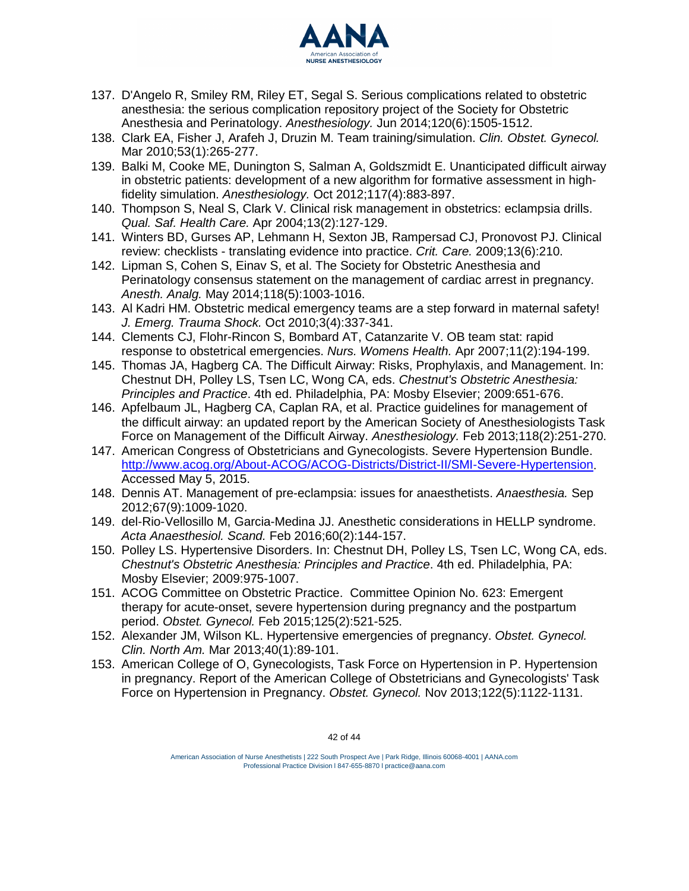137. D'Angelo R, Smiley RM, Riley ET, Segal S. Serious complications related to obstetric anesthesia: the serious complication repository project of the Society for Obstetric Anesthesia and Perinatology. *Anesthesiology.* Jun 2014;120(6):1505-1512.
138. Clark EA, Fisher J, Arafeh J, Druzin M. Team training/simulation. *Clin. Obstet. Gynecol.* Mar 2010;53(1):265-277.
139. Balki M, Cooke ME, Dunington S, Salman A, Goldszmidt E. Unanticipated difficult airway in obstetric patients: development of a new algorithm for formative assessment in high-fidelity simulation. *Anesthesiology.* Oct 2012;117(4):883-897.
140. Thompson S, Neal S, Clark V. Clinical risk management in obstetrics: eclampsia drills. *Qual. Saf. Health Care.* Apr 2004;13(2):127-129.
141. Winters BD, Gurses AP, Lehmann H, Sexton JB, Rampersad CJ, Pronovost PJ. Clinical review: checklists - translating evidence into practice. *Crit. Care.* 2009;13(6):210.
142. Lipman S, Cohen S, Einav S, et al. The Society for Obstetric Anesthesia and Perinatology consensus statement on the management of cardiac arrest in pregnancy. *Anesth. Analg.* May 2014;118(5):1003-1016.
143. Al Kadri HM. Obstetric medical emergency teams are a step forward in maternal safety! *J. Emerg. Trauma Shock.* Oct 2010;3(4):337-341.
144. Clements CJ, Flohr-Rincon S, Bombard AT, Catanzarite V. OB team stat: rapid response to obstetrical emergencies. *Nurs. Womens Health.* Apr 2007;11(2):194-199.
145. Thomas JA, Hagberg CA. The Difficult Airway: Risks, Prophylaxis, and Management. In: Chestnut DH, Polley LS, Tsen LC, Wong CA, eds. *Chestnut's Obstetric Anesthesia: Principles and Practice*. 4th ed. Philadelphia, PA: Mosby Elsevier; 2009:651-676.
146. Apfelbaum JL, Hagberg CA, Caplan RA, et al. Practice guidelines for management of the difficult airway: an updated report by the American Society of Anesthesiologists Task Force on Management of the Difficult Airway. *Anesthesiology.* Feb 2013;118(2):251-270.
147. American Congress of Obstetricians and Gynecologists. Severe Hypertension Bundle. [http://www.acog.org/About-ACOG/ACOG-Districts/District-II/SMI-Severe-Hypertension](http://www.acog.org/About-ACOG/ACOG-Districts/District-II/SMI-Severe-Hypertension). Accessed May 5, 2015.
148. Dennis AT. Management of pre-eclampsia: issues for anaesthetists. *Anaesthesia.* Sep 2012;67(9):1009-1020.
149. del-Rio-Vellosillo M, Garcia-Medina JJ. Anesthetic considerations in HELLP syndrome. *Acta Anaesthesiol. Scand.* Feb 2016;60(2):144-157.
150. Polley LS. Hypertensive Disorders. In: Chestnut DH, Polley LS, Tsen LC, Wong CA, eds. *Chestnut's Obstetric Anesthesia: Principles and Practice*. 4th ed. Philadelphia, PA: Mosby Elsevier; 2009:975-1007.
151. ACOG Committee on Obstetric Practice. Committee Opinion No. 623: Emergent therapy for acute-onset, severe hypertension during pregnancy and the postpartum period. *Obstet. Gynecol.* Feb 2015;125(2):521-525.
152. Alexander JM, Wilson KL. Hypertensive emergencies of pregnancy. *Obstet. Gynecol. Clin. North Am.* Mar 2013;40(1):89-101.
153. American College of O, Gynecologists, Task Force on Hypertension in P. Hypertension in pregnancy. Report of the American College of Obstetricians and Gynecologists' Task Force on Hypertension in Pregnancy. *Obstet. Gynecol.* Nov 2013;122(5):1122-1131.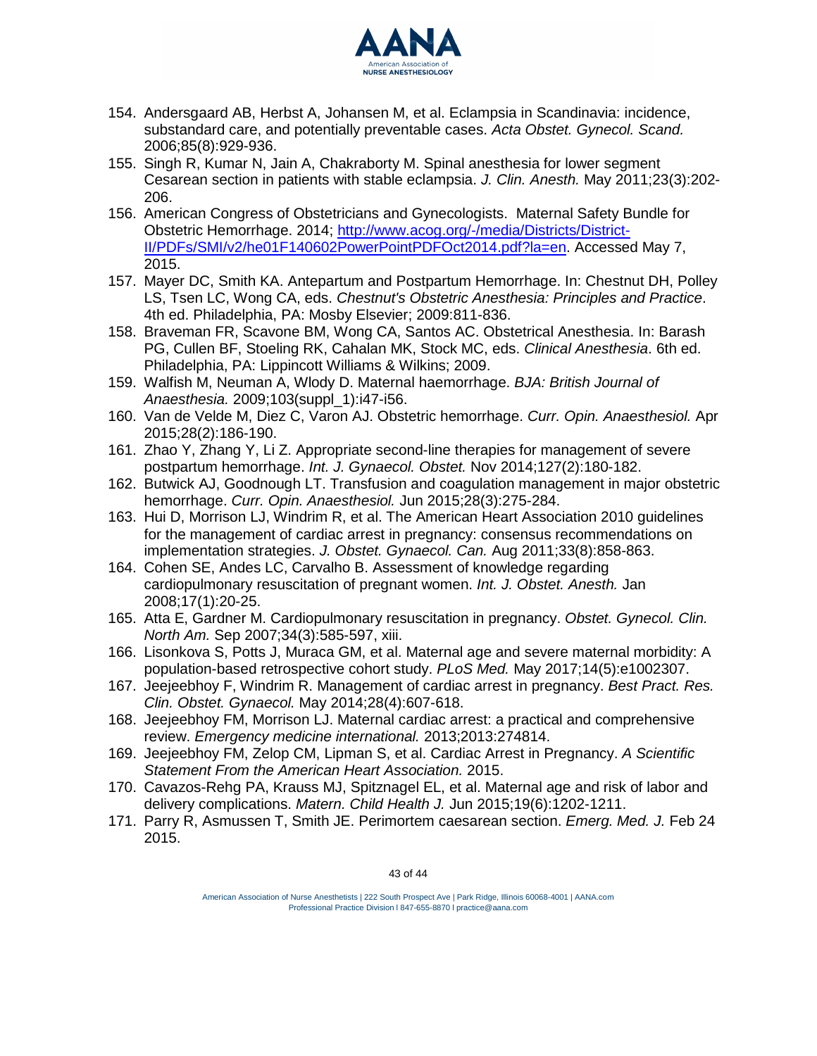154. Andersgaard AB, Herbst A, Johansen M, et al. Eclampsia in Scandinavia: incidence, substandard care, and potentially preventable cases. *Acta Obstet. Gynecol. Scand.* 2006;85(8):929-936.
155. Singh R, Kumar N, Jain A, Chakraborty M. Spinal anesthesia for lower segment Cesarean section in patients with stable eclampsia. *J. Clin. Anesth.* May 2011;23(3):202-206.
156. American Congress of Obstetricians and Gynecologists. Maternal Safety Bundle for Obstetric Hemorrhage. 2014; [http://www.acog.org/-/media/Districts/District-II/PDFs/SMI/v2/he01F140602PowerPointPDFOct2014.pdf?la=en](http://www.acog.org/-/media/Districts/District-II/PDFs/SMI/v2/he01F140602PowerPointPDFOct2014.pdf?la=en). Accessed May 7, 2015.
157. Mayer DC, Smith KA. Antepartum and Postpartum Hemorrhage. In: Chestnut DH, Polley LS, Tsen LC, Wong CA, eds. *Chestnut's Obstetric Anesthesia: Principles and Practice*. 4th ed. Philadelphia, PA: Mosby Elsevier; 2009:811-836.
158. Braveman FR, Scavone BM, Wong CA, Santos AC. Obstetrical Anesthesia. In: Barash PG, Cullen BF, Stoeling RK, Cahalan MK, Stock MC, eds. *Clinical Anesthesia*. 6th ed. Philadelphia, PA: Lippincott Williams & Wilkins; 2009.
159. Walfish M, Neuman A, Wlody D. Maternal haemorrhage. *BJA: British Journal of Anaesthesia.* 2009;103(suppl_1):i47-i56.
160. Van de Velde M, Diez C, Varon AJ. Obstetric hemorrhage. *Curr. Opin. Anaesthesiol.* Apr 2015;28(2):186-190.
161. Zhao Y, Zhang Y, Li Z. Appropriate second-line therapies for management of severe postpartum hemorrhage. *Int. J. Gynaecol. Obstet.* Nov 2014;127(2):180-182.
162. Butwick AJ, Goodnough LT. Transfusion and coagulation management in major obstetric hemorrhage. *Curr. Opin. Anaesthesiol.* Jun 2015;28(3):275-284.
163. Hui D, Morrison LJ, Windrim R, et al. The American Heart Association 2010 guidelines for the management of cardiac arrest in pregnancy: consensus recommendations on implementation strategies. *J. Obstet. Gynaecol. Can.* Aug 2011;33(8):858-863.
164. Cohen SE, Andes LC, Carvalho B. Assessment of knowledge regarding cardiopulmonary resuscitation of pregnant women. *Int. J. Obstet. Anesth.* Jan 2008;17(1):20-25.
165. Atta E, Gardner M. Cardiopulmonary resuscitation in pregnancy. *Obstet. Gynecol. Clin. North Am.* Sep 2007;34(3):585-597, xiii.
166. Lisonkova S, Potts J, Muraca GM, et al. Maternal age and severe maternal morbidity: A population-based retrospective cohort study. *PLoS Med.* May 2017;14(5):e1002307.
167. Jeejeebhoy F, Windrim R. Management of cardiac arrest in pregnancy. *Best Pract. Res. Clin. Obstet. Gynaecol.* May 2014;28(4):607-618.
168. Jeejeebhoy FM, Morrison LJ. Maternal cardiac arrest: a practical and comprehensive review. *Emergency medicine international.* 2013;2013:274814.
169. Jeejeebhoy FM, Zelop CM, Lipman S, et al. Cardiac Arrest in Pregnancy. *A Scientific Statement From the American Heart Association.* 2015.
170. Cavazos-Rehg PA, Krauss MJ, Spitznagel EL, et al. Maternal age and risk of labor and delivery complications. *Matern. Child Health J.* Jun 2015;19(6):1202-1211.
171. Parry R, Asmussen T, Smith JE. Perimortem caesarean section. *Emerg. Med. J.* Feb 24 2015.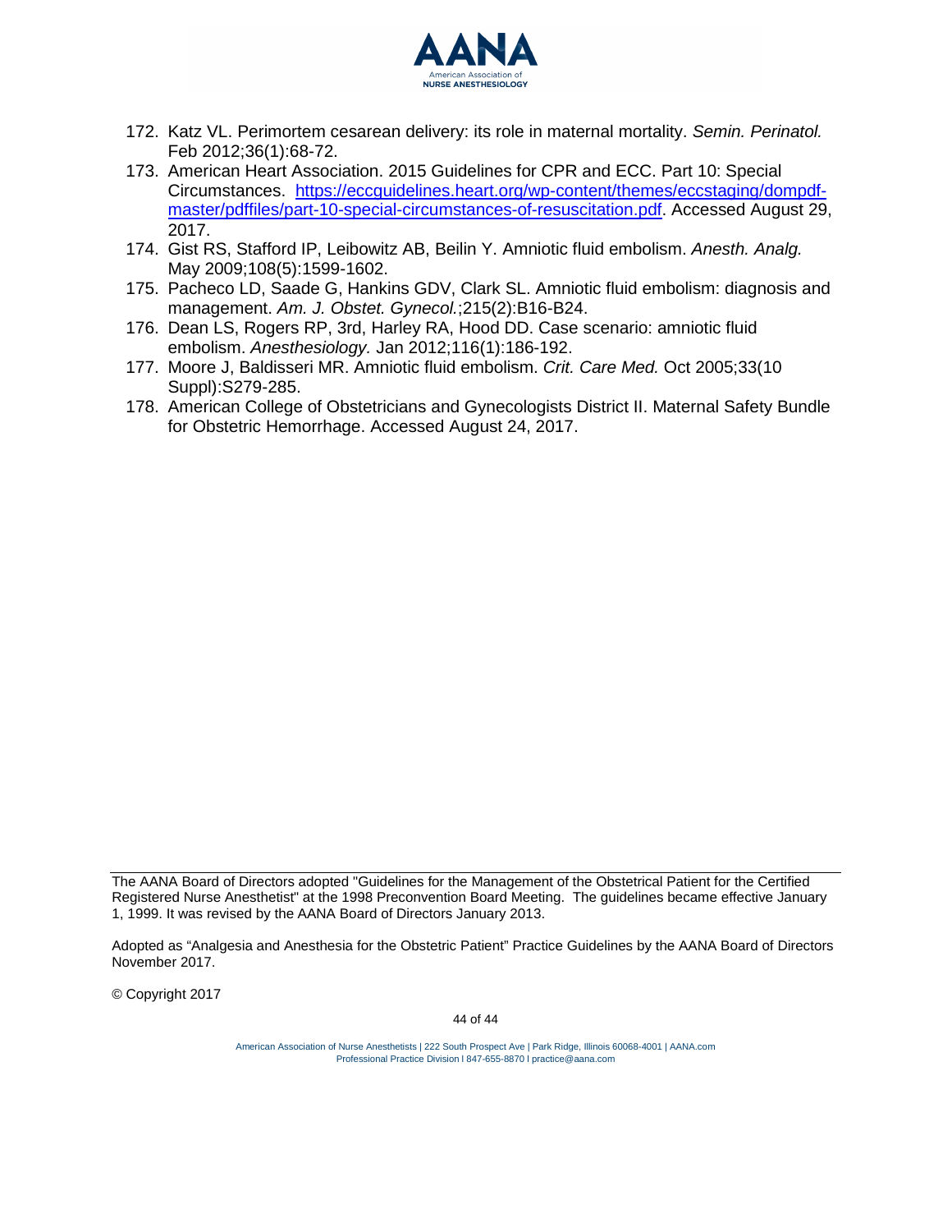172. Katz VL. Perimortem cesarean delivery: its role in maternal mortality. *Semin. Perinatol.* Feb 2012;36(1):68-72.
173. American Heart Association. 2015 Guidelines for CPR and ECC. Part 10: Special Circumstances. [https://eccguidelines.heart.org/wp-content/themes/eccstaging/dompdf-master/pdffiles/part-10-special-circumstances-of-resuscitation.pdf](https://eccguidelines.heart.org/wp-content/themes/eccstaging/dompdf-master/pdffiles/part-10-special-circumstances-of-resuscitation.pdf). Accessed August 29, 2017.
174. Gist RS, Stafford IP, Leibowitz AB, Beilin Y. Amniotic fluid embolism. *Anesth. Analg.* May 2009;108(5):1599-1602.
175. Pacheco LD, Saade G, Hankins GDV, Clark SL. Amniotic fluid embolism: diagnosis and management. *Am. J. Obstet. Gynecol.*;215(2):B16-B24.
176. Dean LS, Rogers RP, 3rd, Harley RA, Hood DD. Case scenario: amniotic fluid embolism. *Anesthesiology.* Jan 2012;116(1):186-192.
177. Moore J, Baldisseri MR. Amniotic fluid embolism. *Crit. Care Med.* Oct 2005;33(10 Suppl):S279-285.
178. American College of Obstetricians and Gynecologists District II. Maternal Safety Bundle for Obstetric Hemorrhage. Accessed August 24, 2017.

---

The AANA Board of Directors adopted "Guidelines for the Management of the Obstetrical Patient for the Certified Registered Nurse Anesthetist" at the 1998 Preconvention Board Meeting. The guidelines became effective January 1, 1999. It was revised by the AANA Board of Directors January 2013.

Adopted as "Analgesia and Anesthesia for the Obstetric Patient" Practice Guidelines by the AANA Board of Directors November 2017.

© Copyright 2017